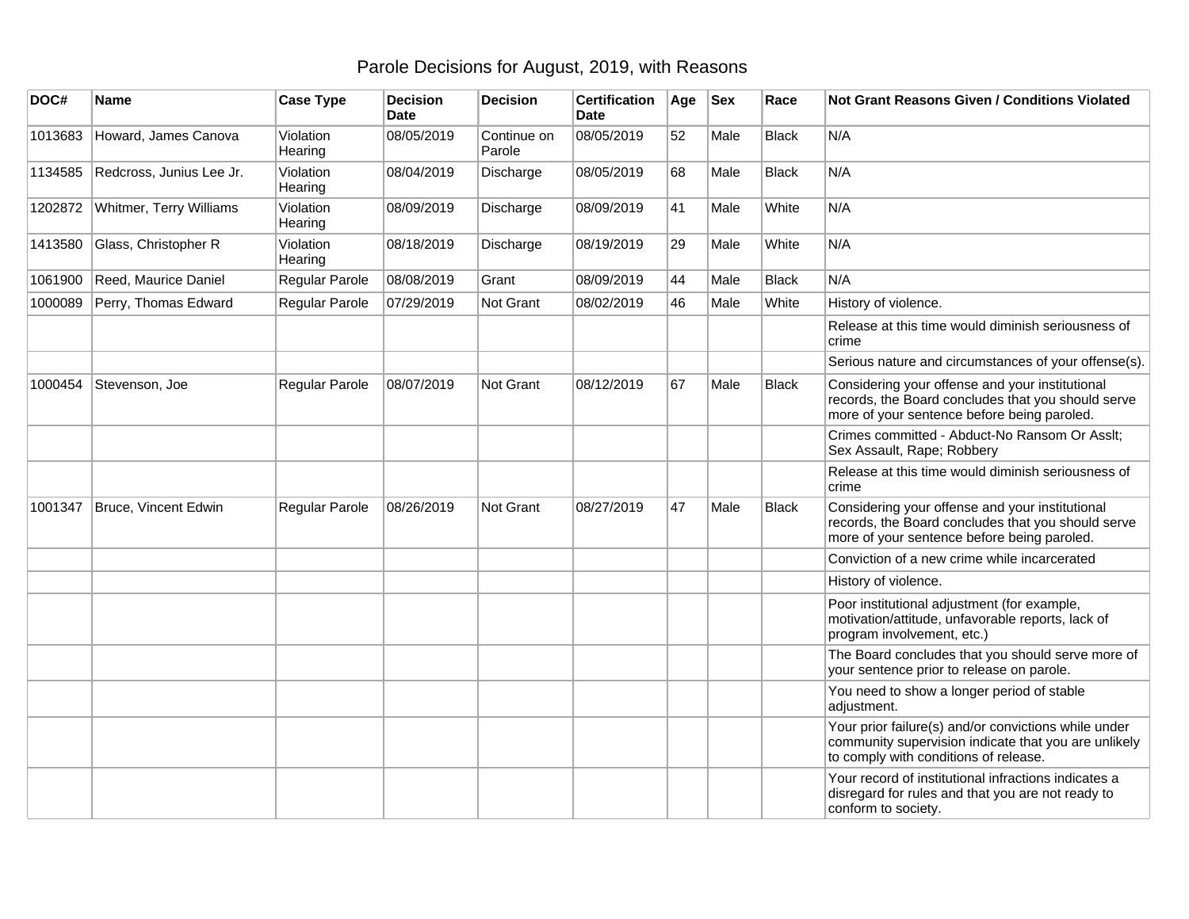# Parole Decisions for August, 2019, with Reasons

| DOC# | Name | Case Type | Decision Date | Decision | Certification Date | Age | Sex | Race | Not Grant Reasons Given / Conditions Violated |
|---|---|---|---|---|---|---|---|---|---|
| 1013683 | Howard, James Canova | Violation Hearing | 08/05/2019 | Continue on Parole | 08/05/2019 | 52 | Male | Black | N/A |
| 1134585 | Redcross, Junius Lee Jr. | Violation Hearing | 08/04/2019 | Discharge | 08/05/2019 | 68 | Male | Black | N/A |
| 1202872 | Whitmer, Terry Williams | Violation Hearing | 08/09/2019 | Discharge | 08/09/2019 | 41 | Male | White | N/A |
| 1413580 | Glass, Christopher R | Violation Hearing | 08/18/2019 | Discharge | 08/19/2019 | 29 | Male | White | N/A |
| 1061900 | Reed, Maurice Daniel | Regular Parole | 08/08/2019 | Grant | 08/09/2019 | 44 | Male | Black | N/A |
| 1000089 | Perry, Thomas Edward | Regular Parole | 07/29/2019 | Not Grant | 08/02/2019 | 46 | Male | White | History of violence. |
| | | | | | | | | | Release at this time would diminish seriousness of crime |
| | | | | | | | | | Serious nature and circumstances of your offense(s). |
| 1000454 | Stevenson, Joe | Regular Parole | 08/07/2019 | Not Grant | 08/12/2019 | 67 | Male | Black | Considering your offense and your institutional records, the Board concludes that you should serve more of your sentence before being paroled. |
| | | | | | | | | | Crimes committed - Abduct-No Ransom Or Asslt; Sex Assault, Rape; Robbery |
| | | | | | | | | | Release at this time would diminish seriousness of crime |
| 1001347 | Bruce, Vincent Edwin | Regular Parole | 08/26/2019 | Not Grant | 08/27/2019 | 47 | Male | Black | Considering your offense and your institutional records, the Board concludes that you should serve more of your sentence before being paroled. |
| | | | | | | | | | Conviction of a new crime while incarcerated |
| | | | | | | | | | History of violence. |
| | | | | | | | | | Poor institutional adjustment (for example, motivation/attitude, unfavorable reports, lack of program involvement, etc.) |
| | | | | | | | | | The Board concludes that you should serve more of your sentence prior to release on parole. |
| | | | | | | | | | You need to show a longer period of stable adjustment. |
| | | | | | | | | | Your prior failure(s) and/or convictions while under community supervision indicate that you are unlikely to comply with conditions of release. |
| | | | | | | | | | Your record of institutional infractions indicates a disregard for rules and that you are not ready to conform to society. |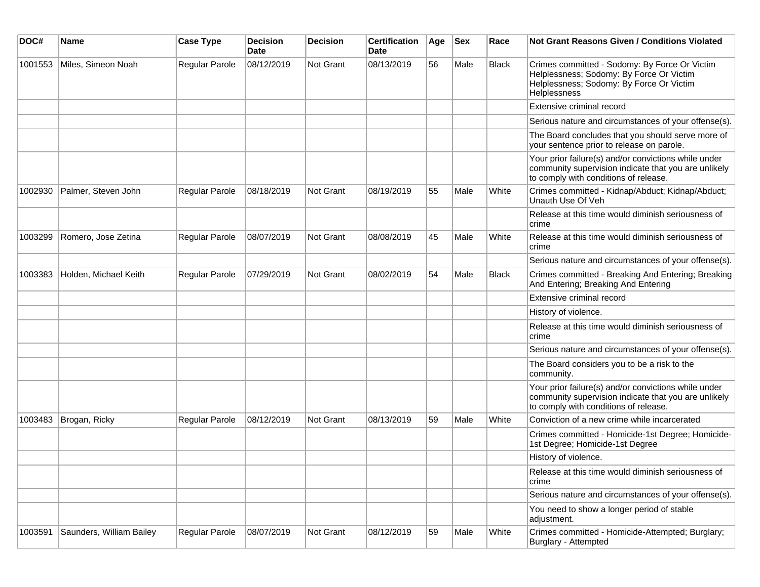| DOC# | Name | Case Type | Decision Date | Decision | Certification Date | Age | Sex | Race | Not Grant Reasons Given / Conditions Violated |
|---|---|---|---|---|---|---|---|---|---|
| 1001553 | Miles, Simeon Noah | Regular Parole | 08/12/2019 | Not Grant | 08/13/2019 | 56 | Male | Black | Crimes committed - Sodomy: By Force Or Victim Helplessness; Sodomy: By Force Or Victim Helplessness; Sodomy: By Force Or Victim Helplessness |
| | | | | | | | | | Extensive criminal record |
| | | | | | | | | | Serious nature and circumstances of your offense(s). |
| | | | | | | | | | The Board concludes that you should serve more of your sentence prior to release on parole. |
| | | | | | | | | | Your prior failure(s) and/or convictions while under community supervision indicate that you are unlikely to comply with conditions of release. |
| 1002930 | Palmer, Steven John | Regular Parole | 08/18/2019 | Not Grant | 08/19/2019 | 55 | Male | White | Crimes committed - Kidnap/Abduct; Kidnap/Abduct; Unauth Use Of Veh |
| | | | | | | | | | Release at this time would diminish seriousness of crime |
| 1003299 | Romero, Jose Zetina | Regular Parole | 08/07/2019 | Not Grant | 08/08/2019 | 45 | Male | White | Release at this time would diminish seriousness of crime |
| | | | | | | | | | Serious nature and circumstances of your offense(s). |
| 1003383 | Holden, Michael Keith | Regular Parole | 07/29/2019 | Not Grant | 08/02/2019 | 54 | Male | Black | Crimes committed - Breaking And Entering; Breaking And Entering; Breaking And Entering |
| | | | | | | | | | Extensive criminal record |
| | | | | | | | | | History of violence. |
| | | | | | | | | | Release at this time would diminish seriousness of crime |
| | | | | | | | | | Serious nature and circumstances of your offense(s). |
| | | | | | | | | | The Board considers you to be a risk to the community. |
| | | | | | | | | | Your prior failure(s) and/or convictions while under community supervision indicate that you are unlikely to comply with conditions of release. |
| 1003483 | Brogan, Ricky | Regular Parole | 08/12/2019 | Not Grant | 08/13/2019 | 59 | Male | White | Conviction of a new crime while incarcerated |
| | | | | | | | | | Crimes committed - Homicide-1st Degree; Homicide-1st Degree; Homicide-1st Degree |
| | | | | | | | | | History of violence. |
| | | | | | | | | | Release at this time would diminish seriousness of crime |
| | | | | | | | | | Serious nature and circumstances of your offense(s). |
| | | | | | | | | | You need to show a longer period of stable adjustment. |
| 1003591 | Saunders, William Bailey | Regular Parole | 08/07/2019 | Not Grant | 08/12/2019 | 59 | Male | White | Crimes committed - Homicide-Attempted; Burglary; Burglary - Attempted |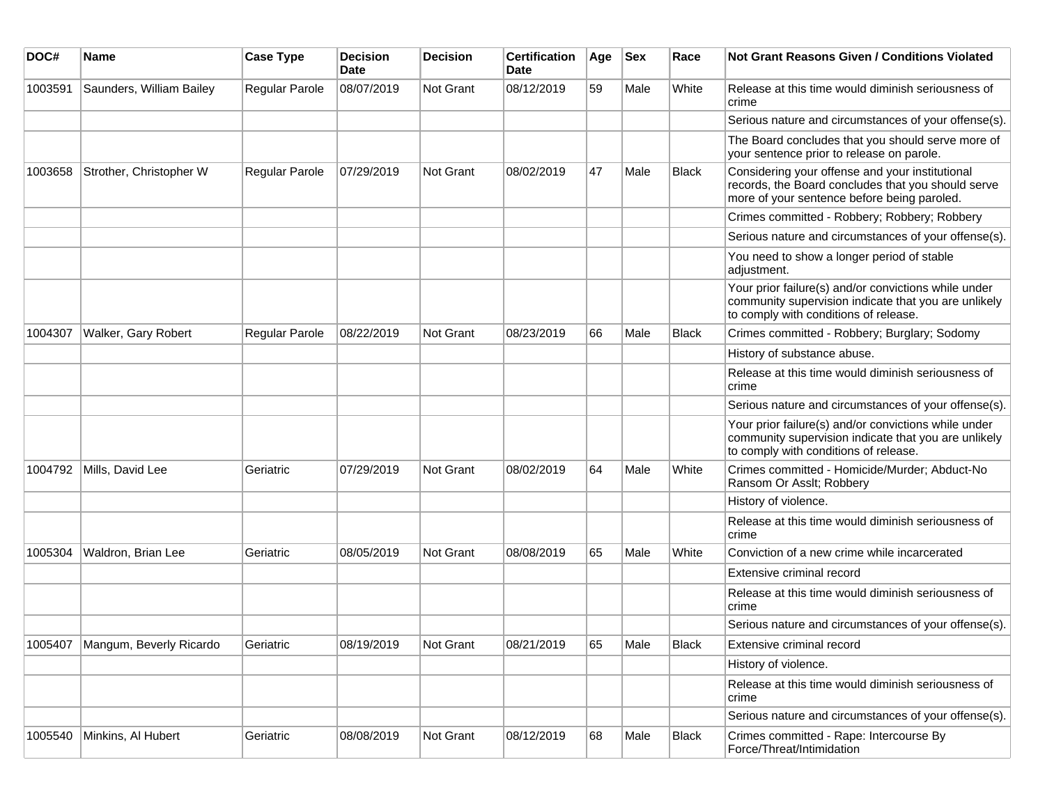| DOC# | Name | Case Type | Decision Date | Decision | Certification Date | Age | Sex | Race | Not Grant Reasons Given / Conditions Violated |
|---|---|---|---|---|---|---|---|---|---|
| 1003591 | Saunders, William Bailey | Regular Parole | 08/07/2019 | Not Grant | 08/12/2019 | 59 | Male | White | Release at this time would diminish seriousness of crime |
| | | | | | | | | | Serious nature and circumstances of your offense(s). |
| | | | | | | | | | The Board concludes that you should serve more of your sentence prior to release on parole. |
| 1003658 | Strother, Christopher W | Regular Parole | 07/29/2019 | Not Grant | 08/02/2019 | 47 | Male | Black | Considering your offense and your institutional records, the Board concludes that you should serve more of your sentence before being paroled. |
| | | | | | | | | | Crimes committed - Robbery; Robbery; Robbery |
| | | | | | | | | | Serious nature and circumstances of your offense(s). |
| | | | | | | | | | You need to show a longer period of stable adjustment. |
| | | | | | | | | | Your prior failure(s) and/or convictions while under community supervision indicate that you are unlikely to comply with conditions of release. |
| 1004307 | Walker, Gary Robert | Regular Parole | 08/22/2019 | Not Grant | 08/23/2019 | 66 | Male | Black | Crimes committed - Robbery; Burglary; Sodomy |
| | | | | | | | | | History of substance abuse. |
| | | | | | | | | | Release at this time would diminish seriousness of crime |
| | | | | | | | | | Serious nature and circumstances of your offense(s). |
| | | | | | | | | | Your prior failure(s) and/or convictions while under community supervision indicate that you are unlikely to comply with conditions of release. |
| 1004792 | Mills, David Lee | Geriatric | 07/29/2019 | Not Grant | 08/02/2019 | 64 | Male | White | Crimes committed - Homicide/Murder; Abduct-No Ransom Or Asslt; Robbery |
| | | | | | | | | | History of violence. |
| | | | | | | | | | Release at this time would diminish seriousness of crime |
| 1005304 | Waldron, Brian Lee | Geriatric | 08/05/2019 | Not Grant | 08/08/2019 | 65 | Male | White | Conviction of a new crime while incarcerated |
| | | | | | | | | | Extensive criminal record |
| | | | | | | | | | Release at this time would diminish seriousness of crime |
| | | | | | | | | | Serious nature and circumstances of your offense(s). |
| 1005407 | Mangum, Beverly Ricardo | Geriatric | 08/19/2019 | Not Grant | 08/21/2019 | 65 | Male | Black | Extensive criminal record |
| | | | | | | | | | History of violence. |
| | | | | | | | | | Release at this time would diminish seriousness of crime |
| | | | | | | | | | Serious nature and circumstances of your offense(s). |
| 1005540 | Minkins, Al Hubert | Geriatric | 08/08/2019 | Not Grant | 08/12/2019 | 68 | Male | Black | Crimes committed - Rape: Intercourse By Force/Threat/Intimidation |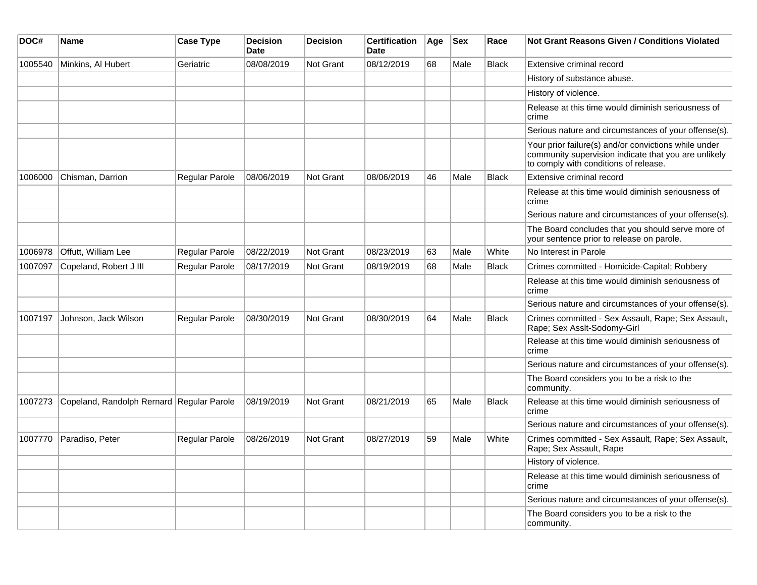| DOC# | Name | Case Type | Decision Date | Decision | Certification Date | Age | Sex | Race | Not Grant Reasons Given / Conditions Violated |
|---|---|---|---|---|---|---|---|---|---|
| 1005540 | Minkins, Al Hubert | Geriatric | 08/08/2019 | Not Grant | 08/12/2019 | 68 | Male | Black | Extensive criminal record |
| | | | | | | | | | History of substance abuse. |
| | | | | | | | | | History of violence. |
| | | | | | | | | | Release at this time would diminish seriousness of crime |
| | | | | | | | | | Serious nature and circumstances of your offense(s). |
| | | | | | | | | | Your prior failure(s) and/or convictions while under community supervision indicate that you are unlikely to comply with conditions of release. |
| 1006000 | Chisman, Darrion | Regular Parole | 08/06/2019 | Not Grant | 08/06/2019 | 46 | Male | Black | Extensive criminal record |
| | | | | | | | | | Release at this time would diminish seriousness of crime |
| | | | | | | | | | Serious nature and circumstances of your offense(s). |
| | | | | | | | | | The Board concludes that you should serve more of your sentence prior to release on parole. |
| 1006978 | Offutt, William Lee | Regular Parole | 08/22/2019 | Not Grant | 08/23/2019 | 63 | Male | White | No Interest in Parole |
| 1007097 | Copeland, Robert J III | Regular Parole | 08/17/2019 | Not Grant | 08/19/2019 | 68 | Male | Black | Crimes committed - Homicide-Capital; Robbery |
| | | | | | | | | | Release at this time would diminish seriousness of crime |
| | | | | | | | | | Serious nature and circumstances of your offense(s). |
| 1007197 | Johnson, Jack Wilson | Regular Parole | 08/30/2019 | Not Grant | 08/30/2019 | 64 | Male | Black | Crimes committed - Sex Assault, Rape; Sex Assault, Rape; Sex Asslt-Sodomy-Girl |
| | | | | | | | | | Release at this time would diminish seriousness of crime |
| | | | | | | | | | Serious nature and circumstances of your offense(s). |
| | | | | | | | | | The Board considers you to be a risk to the community. |
| 1007273 | Copeland, Randolph Rernard | Regular Parole | 08/19/2019 | Not Grant | 08/21/2019 | 65 | Male | Black | Release at this time would diminish seriousness of crime |
| | | | | | | | | | Serious nature and circumstances of your offense(s). |
| 1007770 | Paradiso, Peter | Regular Parole | 08/26/2019 | Not Grant | 08/27/2019 | 59 | Male | White | Crimes committed - Sex Assault, Rape; Sex Assault, Rape; Sex Assault, Rape |
| | | | | | | | | | History of violence. |
| | | | | | | | | | Release at this time would diminish seriousness of crime |
| | | | | | | | | | Serious nature and circumstances of your offense(s). |
| | | | | | | | | | The Board considers you to be a risk to the community. |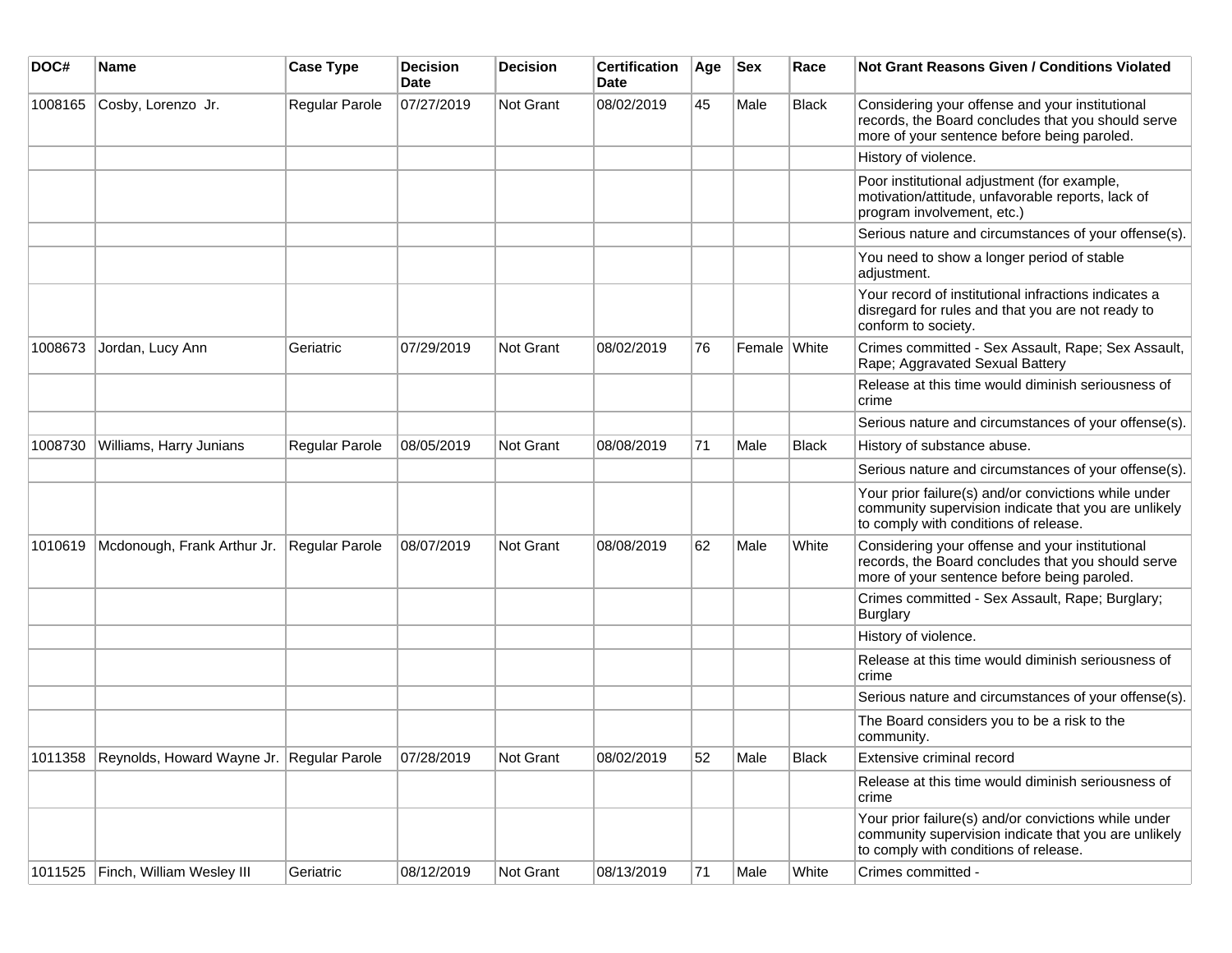| DOC# | Name | Case Type | Decision Date | Decision | Certification Date | Age | Sex | Race | Not Grant Reasons Given / Conditions Violated |
|---|---|---|---|---|---|---|---|---|---|
| 1008165 | Cosby, Lorenzo Jr. | Regular Parole | 07/27/2019 | Not Grant | 08/02/2019 | 45 | Male | Black | Considering your offense and your institutional records, the Board concludes that you should serve more of your sentence before being paroled. |
| | | | | | | | | | History of violence. |
| | | | | | | | | | Poor institutional adjustment (for example, motivation/attitude, unfavorable reports, lack of program involvement, etc.) |
| | | | | | | | | | Serious nature and circumstances of your offense(s). |
| | | | | | | | | | You need to show a longer period of stable adjustment. |
| | | | | | | | | | Your record of institutional infractions indicates a disregard for rules and that you are not ready to conform to society. |
| 1008673 | Jordan, Lucy Ann | Geriatric | 07/29/2019 | Not Grant | 08/02/2019 | 76 | Female | White | Crimes committed - Sex Assault, Rape; Sex Assault, Rape; Aggravated Sexual Battery |
| | | | | | | | | | Release at this time would diminish seriousness of crime |
| | | | | | | | | | Serious nature and circumstances of your offense(s). |
| 1008730 | Williams, Harry Junians | Regular Parole | 08/05/2019 | Not Grant | 08/08/2019 | 71 | Male | Black | History of substance abuse. |
| | | | | | | | | | Serious nature and circumstances of your offense(s). |
| | | | | | | | | | Your prior failure(s) and/or convictions while under community supervision indicate that you are unlikely to comply with conditions of release. |
| 1010619 | Mcdonough, Frank Arthur Jr. | Regular Parole | 08/07/2019 | Not Grant | 08/08/2019 | 62 | Male | White | Considering your offense and your institutional records, the Board concludes that you should serve more of your sentence before being paroled. |
| | | | | | | | | | Crimes committed - Sex Assault, Rape; Burglary; Burglary |
| | | | | | | | | | History of violence. |
| | | | | | | | | | Release at this time would diminish seriousness of crime |
| | | | | | | | | | Serious nature and circumstances of your offense(s). |
| | | | | | | | | | The Board considers you to be a risk to the community. |
| 1011358 | Reynolds, Howard Wayne Jr. | Regular Parole | 07/28/2019 | Not Grant | 08/02/2019 | 52 | Male | Black | Extensive criminal record |
| | | | | | | | | | Release at this time would diminish seriousness of crime |
| | | | | | | | | | Your prior failure(s) and/or convictions while under community supervision indicate that you are unlikely to comply with conditions of release. |
| 1011525 | Finch, William Wesley III | Geriatric | 08/12/2019 | Not Grant | 08/13/2019 | 71 | Male | White | Crimes committed - |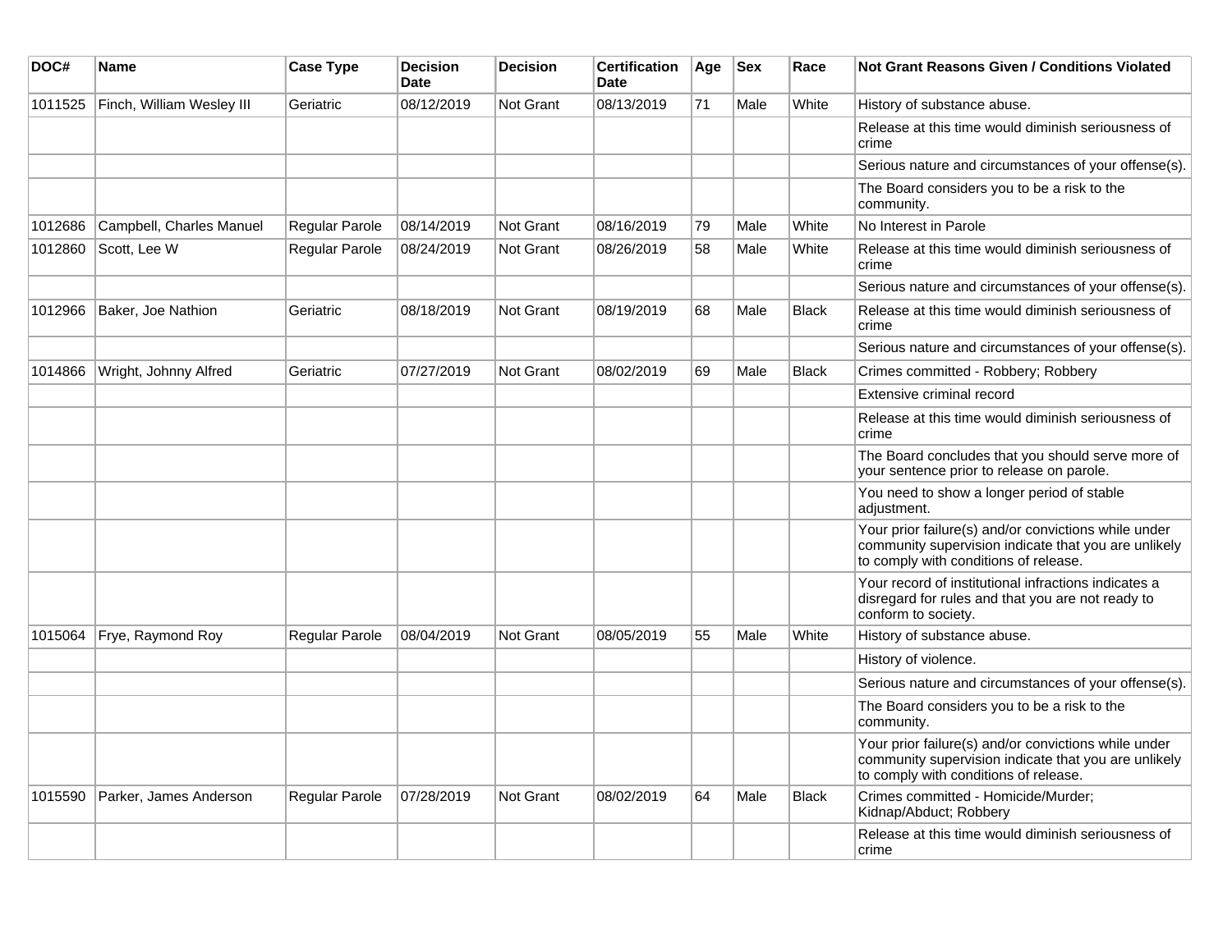| DOC# | Name | Case Type | Decision Date | Decision | Certification Date | Age | Sex | Race | Not Grant Reasons Given / Conditions Violated |
|---|---|---|---|---|---|---|---|---|---|
| 1011525 | Finch, William Wesley III | Geriatric | 08/12/2019 | Not Grant | 08/13/2019 | 71 | Male | White | History of substance abuse. |
| | | | | | | | | | Release at this time would diminish seriousness of crime |
| | | | | | | | | | Serious nature and circumstances of your offense(s). |
| | | | | | | | | | The Board considers you to be a risk to the community. |
| 1012686 | Campbell, Charles Manuel | Regular Parole | 08/14/2019 | Not Grant | 08/16/2019 | 79 | Male | White | No Interest in Parole |
| 1012860 | Scott, Lee W | Regular Parole | 08/24/2019 | Not Grant | 08/26/2019 | 58 | Male | White | Release at this time would diminish seriousness of crime |
| | | | | | | | | | Serious nature and circumstances of your offense(s). |
| 1012966 | Baker, Joe Nathion | Geriatric | 08/18/2019 | Not Grant | 08/19/2019 | 68 | Male | Black | Release at this time would diminish seriousness of crime |
| | | | | | | | | | Serious nature and circumstances of your offense(s). |
| 1014866 | Wright, Johnny Alfred | Geriatric | 07/27/2019 | Not Grant | 08/02/2019 | 69 | Male | Black | Crimes committed - Robbery; Robbery |
| | | | | | | | | | Extensive criminal record |
| | | | | | | | | | Release at this time would diminish seriousness of crime |
| | | | | | | | | | The Board concludes that you should serve more of your sentence prior to release on parole. |
| | | | | | | | | | You need to show a longer period of stable adjustment. |
| | | | | | | | | | Your prior failure(s) and/or convictions while under community supervision indicate that you are unlikely to comply with conditions of release. |
| | | | | | | | | | Your record of institutional infractions indicates a disregard for rules and that you are not ready to conform to society. |
| 1015064 | Frye, Raymond Roy | Regular Parole | 08/04/2019 | Not Grant | 08/05/2019 | 55 | Male | White | History of substance abuse. |
| | | | | | | | | | History of violence. |
| | | | | | | | | | Serious nature and circumstances of your offense(s). |
| | | | | | | | | | The Board considers you to be a risk to the community. |
| | | | | | | | | | Your prior failure(s) and/or convictions while under community supervision indicate that you are unlikely to comply with conditions of release. |
| 1015590 | Parker, James Anderson | Regular Parole | 07/28/2019 | Not Grant | 08/02/2019 | 64 | Male | Black | Crimes committed - Homicide/Murder; Kidnap/Abduct; Robbery |
| | | | | | | | | | Release at this time would diminish seriousness of crime |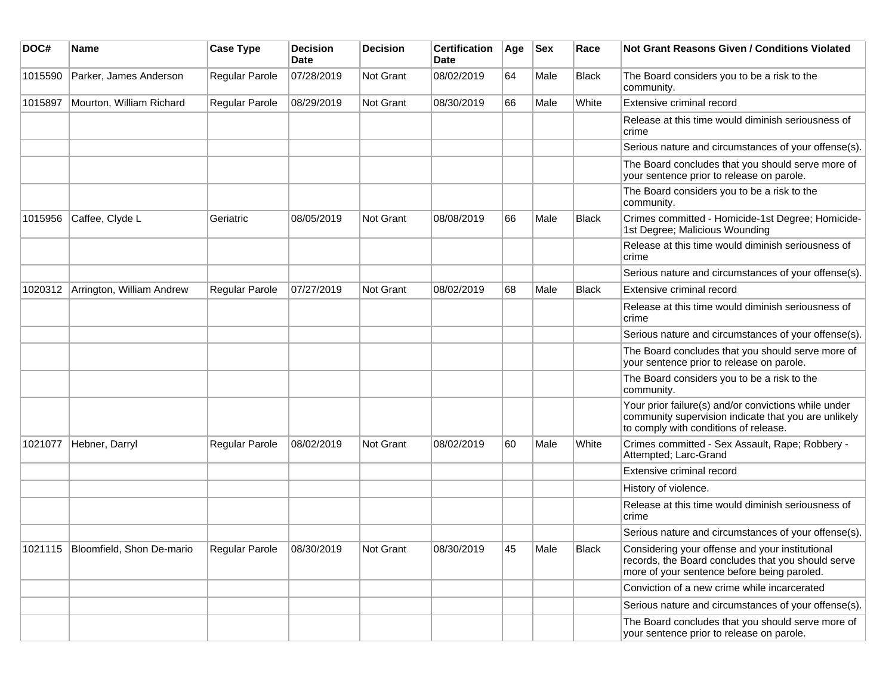| DOC# | Name | Case Type | Decision Date | Decision | Certification Date | Age | Sex | Race | Not Grant Reasons Given / Conditions Violated |
|---|---|---|---|---|---|---|---|---|---|
| 1015590 | Parker, James Anderson | Regular Parole | 07/28/2019 | Not Grant | 08/02/2019 | 64 | Male | Black | The Board considers you to be a risk to the community. |
| 1015897 | Mourton, William Richard | Regular Parole | 08/29/2019 | Not Grant | 08/30/2019 | 66 | Male | White | Extensive criminal record |
| | | | | | | | | | Release at this time would diminish seriousness of crime |
| | | | | | | | | | Serious nature and circumstances of your offense(s). |
| | | | | | | | | | The Board concludes that you should serve more of your sentence prior to release on parole. |
| | | | | | | | | | The Board considers you to be a risk to the community. |
| 1015956 | Caffee, Clyde L | Geriatric | 08/05/2019 | Not Grant | 08/08/2019 | 66 | Male | Black | Crimes committed - Homicide-1st Degree; Homicide-1st Degree; Malicious Wounding |
| | | | | | | | | | Release at this time would diminish seriousness of crime |
| | | | | | | | | | Serious nature and circumstances of your offense(s). |
| 1020312 | Arrington, William Andrew | Regular Parole | 07/27/2019 | Not Grant | 08/02/2019 | 68 | Male | Black | Extensive criminal record |
| | | | | | | | | | Release at this time would diminish seriousness of crime |
| | | | | | | | | | Serious nature and circumstances of your offense(s). |
| | | | | | | | | | The Board concludes that you should serve more of your sentence prior to release on parole. |
| | | | | | | | | | The Board considers you to be a risk to the community. |
| | | | | | | | | | Your prior failure(s) and/or convictions while under community supervision indicate that you are unlikely to comply with conditions of release. |
| 1021077 | Hebner, Darryl | Regular Parole | 08/02/2019 | Not Grant | 08/02/2019 | 60 | Male | White | Crimes committed - Sex Assault, Rape; Robbery - Attempted; Larc-Grand |
| | | | | | | | | | Extensive criminal record |
| | | | | | | | | | History of violence. |
| | | | | | | | | | Release at this time would diminish seriousness of crime |
| | | | | | | | | | Serious nature and circumstances of your offense(s). |
| 1021115 | Bloomfield, Shon De-mario | Regular Parole | 08/30/2019 | Not Grant | 08/30/2019 | 45 | Male | Black | Considering your offense and your institutional records, the Board concludes that you should serve more of your sentence before being paroled. |
| | | | | | | | | | Conviction of a new crime while incarcerated |
| | | | | | | | | | Serious nature and circumstances of your offense(s). |
| | | | | | | | | | The Board concludes that you should serve more of your sentence prior to release on parole. |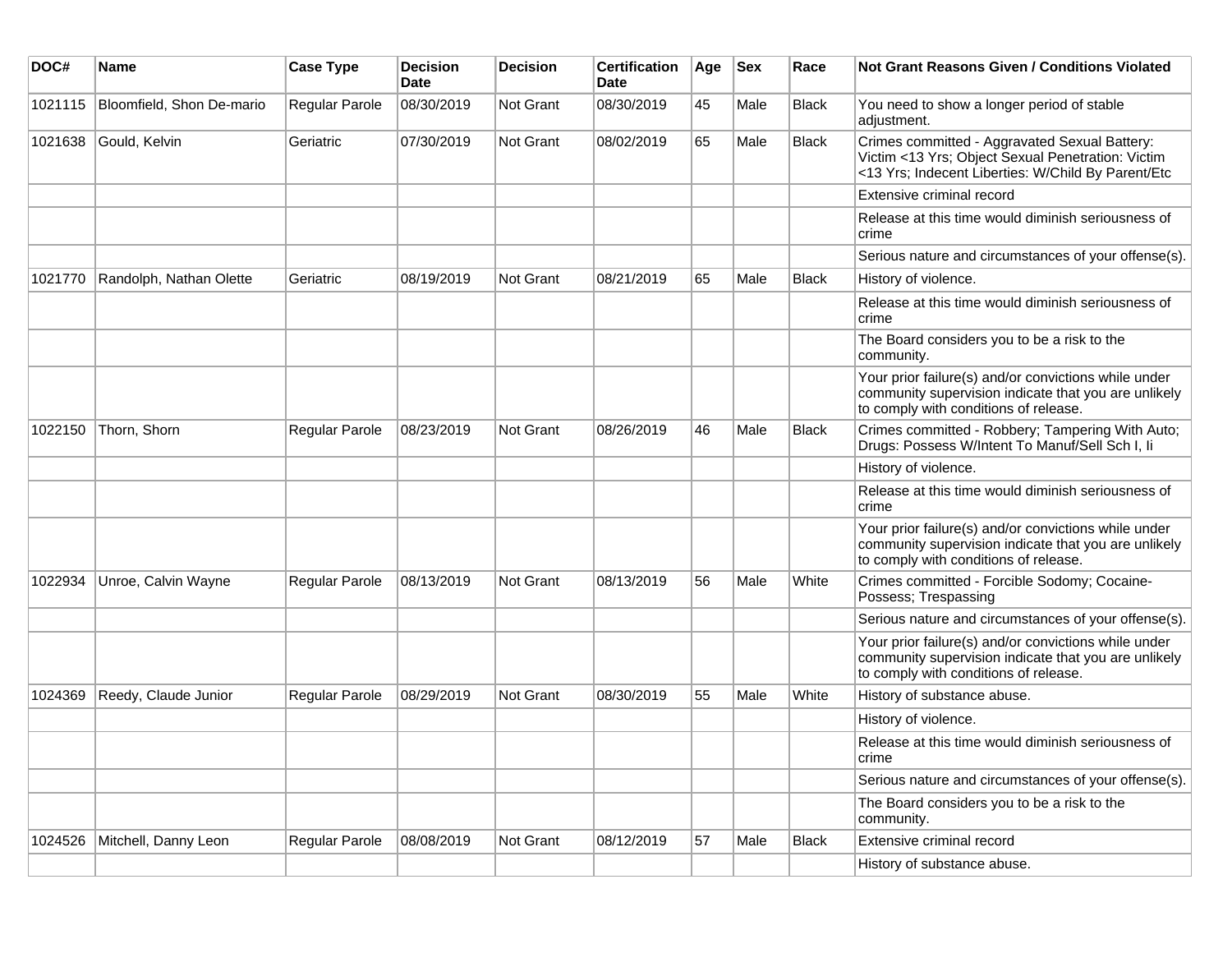| DOC# | Name | Case Type | Decision Date | Decision | Certification Date | Age | Sex | Race | Not Grant Reasons Given / Conditions Violated |
|---|---|---|---|---|---|---|---|---|---|
| 1021115 | Bloomfield, Shon De-mario | Regular Parole | 08/30/2019 | Not Grant | 08/30/2019 | 45 | Male | Black | You need to show a longer period of stable adjustment. |
| 1021638 | Gould, Kelvin | Geriatric | 07/30/2019 | Not Grant | 08/02/2019 | 65 | Male | Black | Crimes committed - Aggravated Sexual Battery: Victim <13 Yrs; Object Sexual Penetration: Victim <13 Yrs; Indecent Liberties: W/Child By Parent/Etc |
| | | | | | | | | | Extensive criminal record |
| | | | | | | | | | Release at this time would diminish seriousness of crime |
| | | | | | | | | | Serious nature and circumstances of your offense(s). |
| 1021770 | Randolph, Nathan Olette | Geriatric | 08/19/2019 | Not Grant | 08/21/2019 | 65 | Male | Black | History of violence. |
| | | | | | | | | | Release at this time would diminish seriousness of crime |
| | | | | | | | | | The Board considers you to be a risk to the community. |
| | | | | | | | | | Your prior failure(s) and/or convictions while under community supervision indicate that you are unlikely to comply with conditions of release. |
| 1022150 | Thorn, Shorn | Regular Parole | 08/23/2019 | Not Grant | 08/26/2019 | 46 | Male | Black | Crimes committed - Robbery; Tampering With Auto; Drugs: Possess W/Intent To Manuf/Sell Sch I, Ii |
| | | | | | | | | | History of violence. |
| | | | | | | | | | Release at this time would diminish seriousness of crime |
| | | | | | | | | | Your prior failure(s) and/or convictions while under community supervision indicate that you are unlikely to comply with conditions of release. |
| 1022934 | Unroe, Calvin Wayne | Regular Parole | 08/13/2019 | Not Grant | 08/13/2019 | 56 | Male | White | Crimes committed - Forcible Sodomy; Cocaine-Possess; Trespassing |
| | | | | | | | | | Serious nature and circumstances of your offense(s). |
| | | | | | | | | | Your prior failure(s) and/or convictions while under community supervision indicate that you are unlikely to comply with conditions of release. |
| 1024369 | Reedy, Claude Junior | Regular Parole | 08/29/2019 | Not Grant | 08/30/2019 | 55 | Male | White | History of substance abuse. |
| | | | | | | | | | History of violence. |
| | | | | | | | | | Release at this time would diminish seriousness of crime |
| | | | | | | | | | Serious nature and circumstances of your offense(s). |
| | | | | | | | | | The Board considers you to be a risk to the community. |
| 1024526 | Mitchell, Danny Leon | Regular Parole | 08/08/2019 | Not Grant | 08/12/2019 | 57 | Male | Black | Extensive criminal record |
| | | | | | | | | | History of substance abuse. |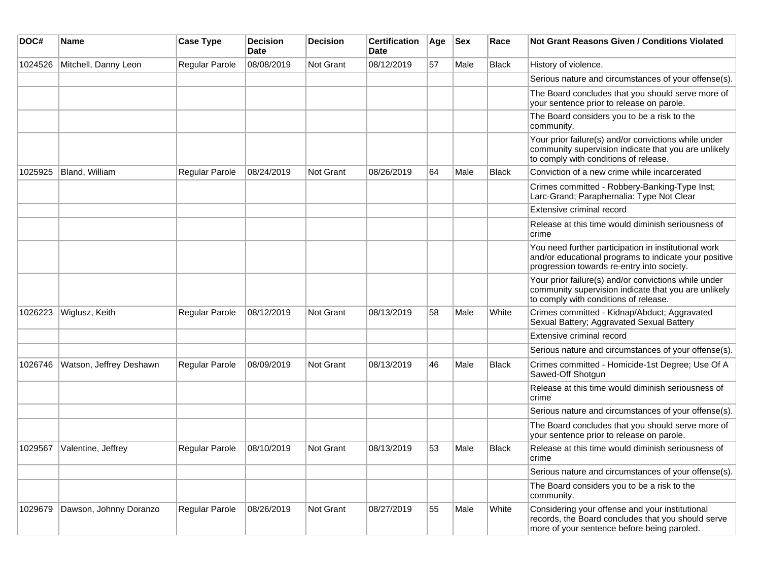| DOC# | Name | Case Type | Decision Date | Decision | Certification Date | Age | Sex | Race | Not Grant Reasons Given / Conditions Violated |
|---|---|---|---|---|---|---|---|---|---|
| 1024526 | Mitchell, Danny Leon | Regular Parole | 08/08/2019 | Not Grant | 08/12/2019 | 57 | Male | Black | History of violence. |
| | | | | | | | | | Serious nature and circumstances of your offense(s). |
| | | | | | | | | | The Board concludes that you should serve more of your sentence prior to release on parole. |
| | | | | | | | | | The Board considers you to be a risk to the community. |
| | | | | | | | | | Your prior failure(s) and/or convictions while under community supervision indicate that you are unlikely to comply with conditions of release. |
| 1025925 | Bland, William | Regular Parole | 08/24/2019 | Not Grant | 08/26/2019 | 64 | Male | Black | Conviction of a new crime while incarcerated |
| | | | | | | | | | Crimes committed - Robbery-Banking-Type Inst; Larc-Grand; Paraphernalia: Type Not Clear |
| | | | | | | | | | Extensive criminal record |
| | | | | | | | | | Release at this time would diminish seriousness of crime |
| | | | | | | | | | You need further participation in institutional work and/or educational programs to indicate your positive progression towards re-entry into society. |
| | | | | | | | | | Your prior failure(s) and/or convictions while under community supervision indicate that you are unlikely to comply with conditions of release. |
| 1026223 | Wiglusz, Keith | Regular Parole | 08/12/2019 | Not Grant | 08/13/2019 | 58 | Male | White | Crimes committed - Kidnap/Abduct; Aggravated Sexual Battery; Aggravated Sexual Battery |
| | | | | | | | | | Extensive criminal record |
| | | | | | | | | | Serious nature and circumstances of your offense(s). |
| 1026746 | Watson, Jeffrey Deshawn | Regular Parole | 08/09/2019 | Not Grant | 08/13/2019 | 46 | Male | Black | Crimes committed - Homicide-1st Degree; Use Of A Sawed-Off Shotgun |
| | | | | | | | | | Release at this time would diminish seriousness of crime |
| | | | | | | | | | Serious nature and circumstances of your offense(s). |
| | | | | | | | | | The Board concludes that you should serve more of your sentence prior to release on parole. |
| 1029567 | Valentine, Jeffrey | Regular Parole | 08/10/2019 | Not Grant | 08/13/2019 | 53 | Male | Black | Release at this time would diminish seriousness of crime |
| | | | | | | | | | Serious nature and circumstances of your offense(s). |
| | | | | | | | | | The Board considers you to be a risk to the community. |
| 1029679 | Dawson, Johnny Doranzo | Regular Parole | 08/26/2019 | Not Grant | 08/27/2019 | 55 | Male | White | Considering your offense and your institutional records, the Board concludes that you should serve more of your sentence before being paroled. |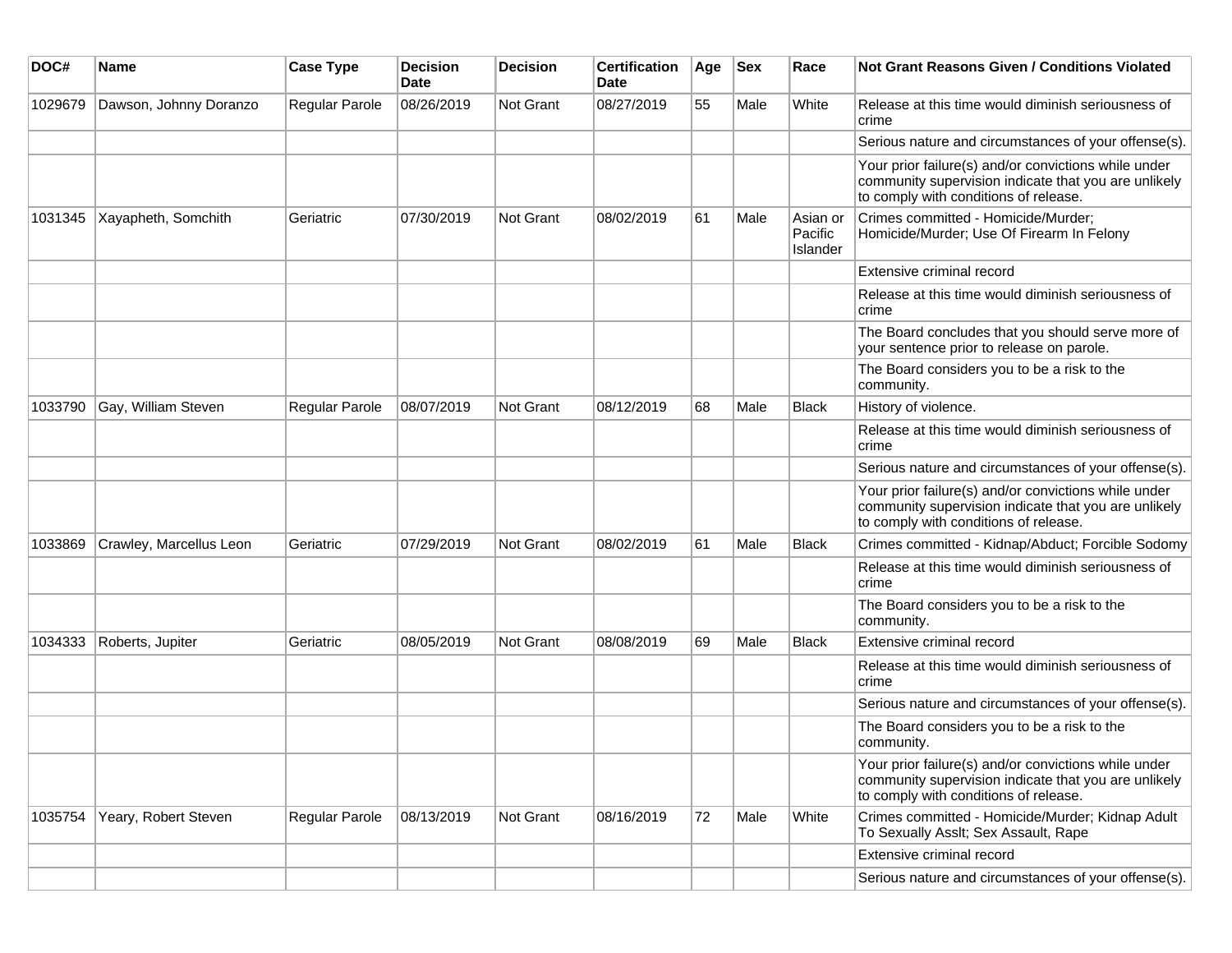| DOC# | Name | Case Type | Decision Date | Decision | Certification Date | Age | Sex | Race | Not Grant Reasons Given / Conditions Violated |
|---|---|---|---|---|---|---|---|---|---|
| 1029679 | Dawson, Johnny Doranzo | Regular Parole | 08/26/2019 | Not Grant | 08/27/2019 | 55 | Male | White | Release at this time would diminish seriousness of crime |
| | | | | | | | | | Serious nature and circumstances of your offense(s). |
| | | | | | | | | | Your prior failure(s) and/or convictions while under community supervision indicate that you are unlikely to comply with conditions of release. |
| 1031345 | Xayapheth, Somchith | Geriatric | 07/30/2019 | Not Grant | 08/02/2019 | 61 | Male | Asian or Pacific Islander | Crimes committed - Homicide/Murder; Homicide/Murder; Use Of Firearm In Felony |
| | | | | | | | | | Extensive criminal record |
| | | | | | | | | | Release at this time would diminish seriousness of crime |
| | | | | | | | | | The Board concludes that you should serve more of your sentence prior to release on parole. |
| | | | | | | | | | The Board considers you to be a risk to the community. |
| 1033790 | Gay, William Steven | Regular Parole | 08/07/2019 | Not Grant | 08/12/2019 | 68 | Male | Black | History of violence. |
| | | | | | | | | | Release at this time would diminish seriousness of crime |
| | | | | | | | | | Serious nature and circumstances of your offense(s). |
| | | | | | | | | | Your prior failure(s) and/or convictions while under community supervision indicate that you are unlikely to comply with conditions of release. |
| 1033869 | Crawley, Marcellus Leon | Geriatric | 07/29/2019 | Not Grant | 08/02/2019 | 61 | Male | Black | Crimes committed - Kidnap/Abduct; Forcible Sodomy |
| | | | | | | | | | Release at this time would diminish seriousness of crime |
| | | | | | | | | | The Board considers you to be a risk to the community. |
| 1034333 | Roberts, Jupiter | Geriatric | 08/05/2019 | Not Grant | 08/08/2019 | 69 | Male | Black | Extensive criminal record |
| | | | | | | | | | Release at this time would diminish seriousness of crime |
| | | | | | | | | | Serious nature and circumstances of your offense(s). |
| | | | | | | | | | The Board considers you to be a risk to the community. |
| | | | | | | | | | Your prior failure(s) and/or convictions while under community supervision indicate that you are unlikely to comply with conditions of release. |
| 1035754 | Yeary, Robert Steven | Regular Parole | 08/13/2019 | Not Grant | 08/16/2019 | 72 | Male | White | Crimes committed - Homicide/Murder; Kidnap Adult To Sexually Asslt; Sex Assault, Rape |
| | | | | | | | | | Extensive criminal record |
| | | | | | | | | | Serious nature and circumstances of your offense(s). |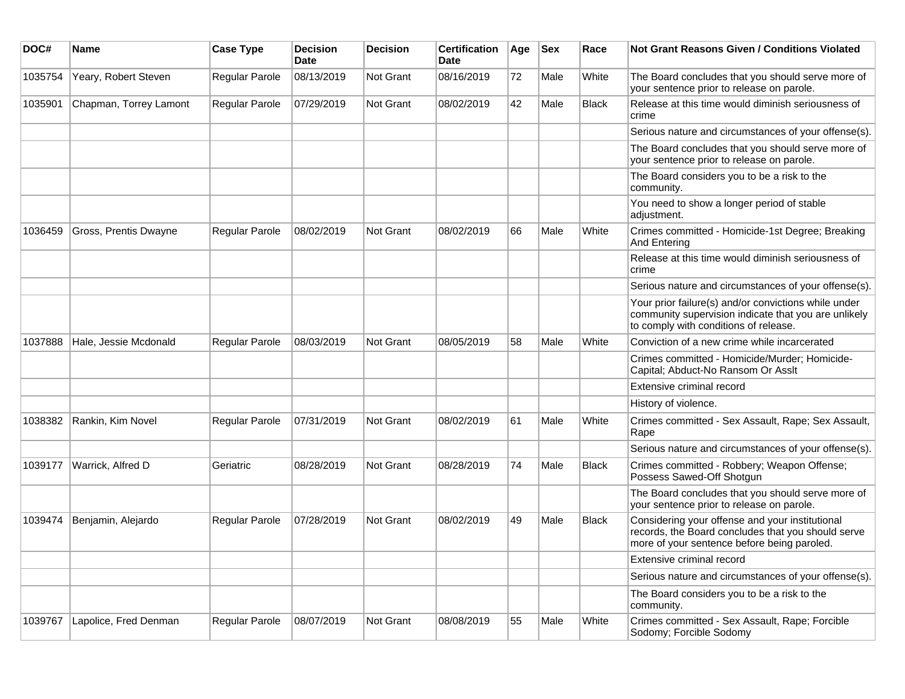| DOC# | Name | Case Type | Decision Date | Decision | Certification Date | Age | Sex | Race | Not Grant Reasons Given / Conditions Violated |
|---|---|---|---|---|---|---|---|---|---|
| 1035754 | Yeary, Robert Steven | Regular Parole | 08/13/2019 | Not Grant | 08/16/2019 | 72 | Male | White | The Board concludes that you should serve more of your sentence prior to release on parole. |
| 1035901 | Chapman, Torrey Lamont | Regular Parole | 07/29/2019 | Not Grant | 08/02/2019 | 42 | Male | Black | Release at this time would diminish seriousness of crime |
| | | | | | | | | | Serious nature and circumstances of your offense(s). |
| | | | | | | | | | The Board concludes that you should serve more of your sentence prior to release on parole. |
| | | | | | | | | | The Board considers you to be a risk to the community. |
| | | | | | | | | | You need to show a longer period of stable adjustment. |
| 1036459 | Gross, Prentis Dwayne | Regular Parole | 08/02/2019 | Not Grant | 08/02/2019 | 66 | Male | White | Crimes committed - Homicide-1st Degree; Breaking And Entering |
| | | | | | | | | | Release at this time would diminish seriousness of crime |
| | | | | | | | | | Serious nature and circumstances of your offense(s). |
| | | | | | | | | | Your prior failure(s) and/or convictions while under community supervision indicate that you are unlikely to comply with conditions of release. |
| 1037888 | Hale, Jessie Mcdonald | Regular Parole | 08/03/2019 | Not Grant | 08/05/2019 | 58 | Male | White | Conviction of a new crime while incarcerated |
| | | | | | | | | | Crimes committed - Homicide/Murder; Homicide-Capital; Abduct-No Ransom Or Asslt |
| | | | | | | | | | Extensive criminal record |
| | | | | | | | | | History of violence. |
| 1038382 | Rankin, Kim Novel | Regular Parole | 07/31/2019 | Not Grant | 08/02/2019 | 61 | Male | White | Crimes committed - Sex Assault, Rape; Sex Assault, Rape |
| | | | | | | | | | Serious nature and circumstances of your offense(s). |
| 1039177 | Warrick, Alfred D | Geriatric | 08/28/2019 | Not Grant | 08/28/2019 | 74 | Male | Black | Crimes committed - Robbery; Weapon Offense; Possess Sawed-Off Shotgun |
| | | | | | | | | | The Board concludes that you should serve more of your sentence prior to release on parole. |
| 1039474 | Benjamin, Alejardo | Regular Parole | 07/28/2019 | Not Grant | 08/02/2019 | 49 | Male | Black | Considering your offense and your institutional records, the Board concludes that you should serve more of your sentence before being paroled. |
| | | | | | | | | | Extensive criminal record |
| | | | | | | | | | Serious nature and circumstances of your offense(s). |
| | | | | | | | | | The Board considers you to be a risk to the community. |
| 1039767 | Lapolice, Fred Denman | Regular Parole | 08/07/2019 | Not Grant | 08/08/2019 | 55 | Male | White | Crimes committed - Sex Assault, Rape; Forcible Sodomy; Forcible Sodomy |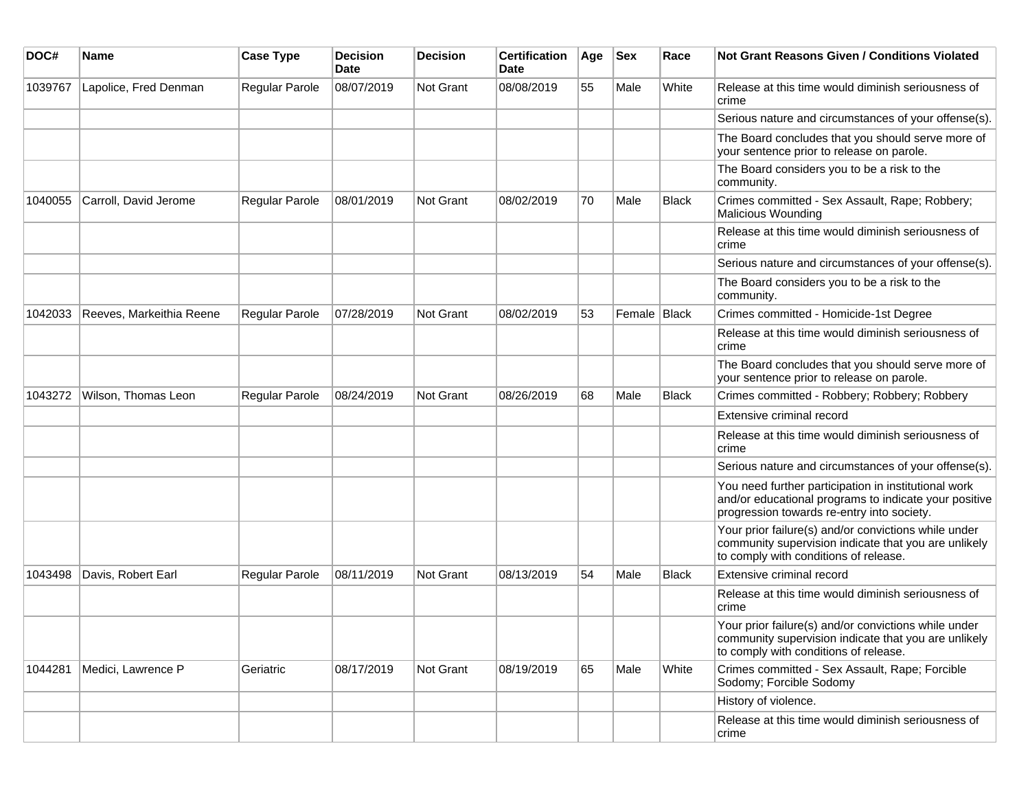| DOC# | Name | Case Type | Decision Date | Decision | Certification Date | Age | Sex | Race | Not Grant Reasons Given / Conditions Violated |
|---|---|---|---|---|---|---|---|---|---|
| 1039767 | Lapolice, Fred Denman | Regular Parole | 08/07/2019 | Not Grant | 08/08/2019 | 55 | Male | White | Release at this time would diminish seriousness of crime |
| | | | | | | | | | Serious nature and circumstances of your offense(s). |
| | | | | | | | | | The Board concludes that you should serve more of your sentence prior to release on parole. |
| | | | | | | | | | The Board considers you to be a risk to the community. |
| 1040055 | Carroll, David Jerome | Regular Parole | 08/01/2019 | Not Grant | 08/02/2019 | 70 | Male | Black | Crimes committed - Sex Assault, Rape; Robbery; Malicious Wounding |
| | | | | | | | | | Release at this time would diminish seriousness of crime |
| | | | | | | | | | Serious nature and circumstances of your offense(s). |
| | | | | | | | | | The Board considers you to be a risk to the community. |
| 1042033 | Reeves, Markeithia Reene | Regular Parole | 07/28/2019 | Not Grant | 08/02/2019 | 53 | Female | Black | Crimes committed - Homicide-1st Degree |
| | | | | | | | | | Release at this time would diminish seriousness of crime |
| | | | | | | | | | The Board concludes that you should serve more of your sentence prior to release on parole. |
| 1043272 | Wilson, Thomas Leon | Regular Parole | 08/24/2019 | Not Grant | 08/26/2019 | 68 | Male | Black | Crimes committed - Robbery; Robbery; Robbery |
| | | | | | | | | | Extensive criminal record |
| | | | | | | | | | Release at this time would diminish seriousness of crime |
| | | | | | | | | | Serious nature and circumstances of your offense(s). |
| | | | | | | | | | You need further participation in institutional work and/or educational programs to indicate your positive progression towards re-entry into society. |
| | | | | | | | | | Your prior failure(s) and/or convictions while under community supervision indicate that you are unlikely to comply with conditions of release. |
| 1043498 | Davis, Robert Earl | Regular Parole | 08/11/2019 | Not Grant | 08/13/2019 | 54 | Male | Black | Extensive criminal record |
| | | | | | | | | | Release at this time would diminish seriousness of crime |
| | | | | | | | | | Your prior failure(s) and/or convictions while under community supervision indicate that you are unlikely to comply with conditions of release. |
| 1044281 | Medici, Lawrence P | Geriatric | 08/17/2019 | Not Grant | 08/19/2019 | 65 | Male | White | Crimes committed - Sex Assault, Rape; Forcible Sodomy; Forcible Sodomy |
| | | | | | | | | | History of violence. |
| | | | | | | | | | Release at this time would diminish seriousness of crime |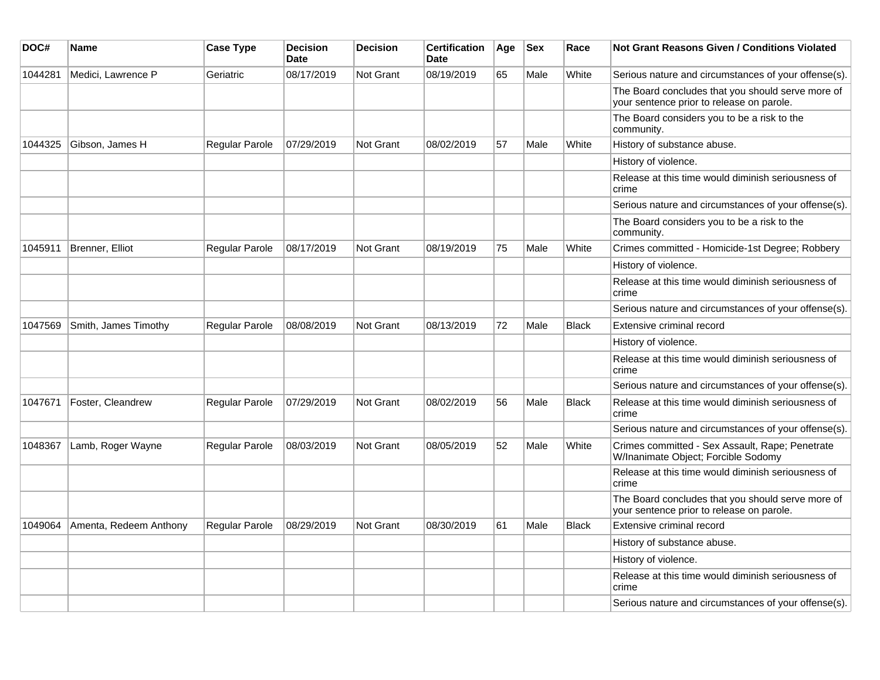| DOC# | Name | Case Type | Decision Date | Decision | Certification Date | Age | Sex | Race | Not Grant Reasons Given / Conditions Violated |
|---|---|---|---|---|---|---|---|---|---|
| 1044281 | Medici, Lawrence P | Geriatric | 08/17/2019 | Not Grant | 08/19/2019 | 65 | Male | White | Serious nature and circumstances of your offense(s). |
| | | | | | | | | | The Board concludes that you should serve more of your sentence prior to release on parole. |
| | | | | | | | | | The Board considers you to be a risk to the community. |
| 1044325 | Gibson, James H | Regular Parole | 07/29/2019 | Not Grant | 08/02/2019 | 57 | Male | White | History of substance abuse. |
| | | | | | | | | | History of violence. |
| | | | | | | | | | Release at this time would diminish seriousness of crime |
| | | | | | | | | | Serious nature and circumstances of your offense(s). |
| | | | | | | | | | The Board considers you to be a risk to the community. |
| 1045911 | Brenner, Elliot | Regular Parole | 08/17/2019 | Not Grant | 08/19/2019 | 75 | Male | White | Crimes committed - Homicide-1st Degree; Robbery |
| | | | | | | | | | History of violence. |
| | | | | | | | | | Release at this time would diminish seriousness of crime |
| | | | | | | | | | Serious nature and circumstances of your offense(s). |
| 1047569 | Smith, James Timothy | Regular Parole | 08/08/2019 | Not Grant | 08/13/2019 | 72 | Male | Black | Extensive criminal record |
| | | | | | | | | | History of violence. |
| | | | | | | | | | Release at this time would diminish seriousness of crime |
| | | | | | | | | | Serious nature and circumstances of your offense(s). |
| 1047671 | Foster, Cleandrew | Regular Parole | 07/29/2019 | Not Grant | 08/02/2019 | 56 | Male | Black | Release at this time would diminish seriousness of crime |
| | | | | | | | | | Serious nature and circumstances of your offense(s). |
| 1048367 | Lamb, Roger Wayne | Regular Parole | 08/03/2019 | Not Grant | 08/05/2019 | 52 | Male | White | Crimes committed - Sex Assault, Rape; Penetrate W/Inanimate Object; Forcible Sodomy |
| | | | | | | | | | Release at this time would diminish seriousness of crime |
| | | | | | | | | | The Board concludes that you should serve more of your sentence prior to release on parole. |
| 1049064 | Amenta, Redeem Anthony | Regular Parole | 08/29/2019 | Not Grant | 08/30/2019 | 61 | Male | Black | Extensive criminal record |
| | | | | | | | | | History of substance abuse. |
| | | | | | | | | | History of violence. |
| | | | | | | | | | Release at this time would diminish seriousness of crime |
| | | | | | | | | | Serious nature and circumstances of your offense(s). |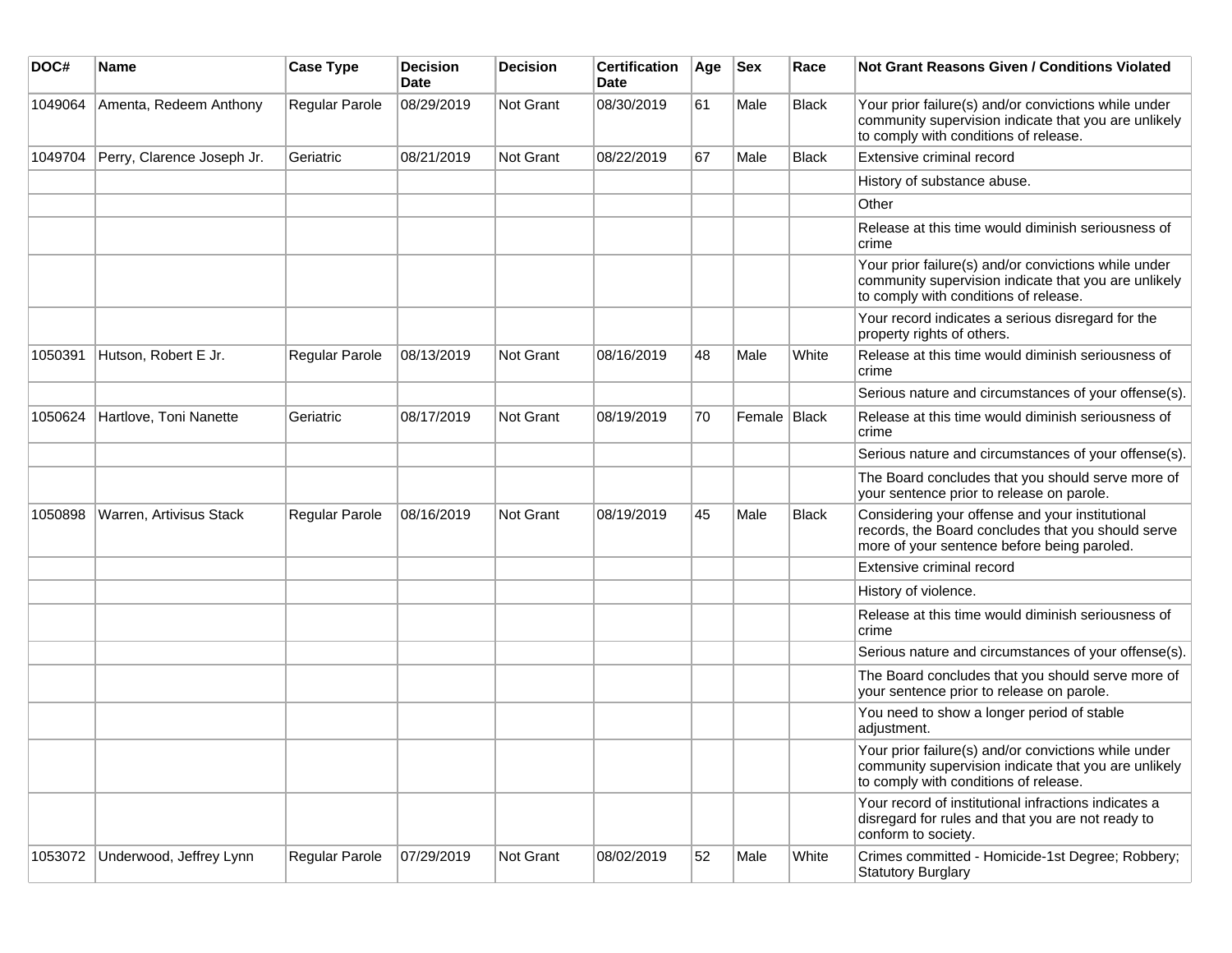| DOC# | Name | Case Type | Decision Date | Decision | Certification Date | Age | Sex | Race | Not Grant Reasons Given / Conditions Violated |
|---|---|---|---|---|---|---|---|---|---|
| 1049064 | Amenta, Redeem Anthony | Regular Parole | 08/29/2019 | Not Grant | 08/30/2019 | 61 | Male | Black | Your prior failure(s) and/or convictions while under community supervision indicate that you are unlikely to comply with conditions of release. |
| 1049704 | Perry, Clarence Joseph Jr. | Geriatric | 08/21/2019 | Not Grant | 08/22/2019 | 67 | Male | Black | Extensive criminal record |
| | | | | | | | | | History of substance abuse. |
| | | | | | | | | | Other |
| | | | | | | | | | Release at this time would diminish seriousness of crime |
| | | | | | | | | | Your prior failure(s) and/or convictions while under community supervision indicate that you are unlikely to comply with conditions of release. |
| | | | | | | | | | Your record indicates a serious disregard for the property rights of others. |
| 1050391 | Hutson, Robert E Jr. | Regular Parole | 08/13/2019 | Not Grant | 08/16/2019 | 48 | Male | White | Release at this time would diminish seriousness of crime |
| | | | | | | | | | Serious nature and circumstances of your offense(s). |
| 1050624 | Hartlove, Toni Nanette | Geriatric | 08/17/2019 | Not Grant | 08/19/2019 | 70 | Female | Black | Release at this time would diminish seriousness of crime |
| | | | | | | | | | Serious nature and circumstances of your offense(s). |
| | | | | | | | | | The Board concludes that you should serve more of your sentence prior to release on parole. |
| 1050898 | Warren, Artivisus Stack | Regular Parole | 08/16/2019 | Not Grant | 08/19/2019 | 45 | Male | Black | Considering your offense and your institutional records, the Board concludes that you should serve more of your sentence before being paroled. |
| | | | | | | | | | Extensive criminal record |
| | | | | | | | | | History of violence. |
| | | | | | | | | | Release at this time would diminish seriousness of crime |
| | | | | | | | | | Serious nature and circumstances of your offense(s). |
| | | | | | | | | | The Board concludes that you should serve more of your sentence prior to release on parole. |
| | | | | | | | | | You need to show a longer period of stable adjustment. |
| | | | | | | | | | Your prior failure(s) and/or convictions while under community supervision indicate that you are unlikely to comply with conditions of release. |
| | | | | | | | | | Your record of institutional infractions indicates a disregard for rules and that you are not ready to conform to society. |
| 1053072 | Underwood, Jeffrey Lynn | Regular Parole | 07/29/2019 | Not Grant | 08/02/2019 | 52 | Male | White | Crimes committed - Homicide-1st Degree; Robbery; Statutory Burglary |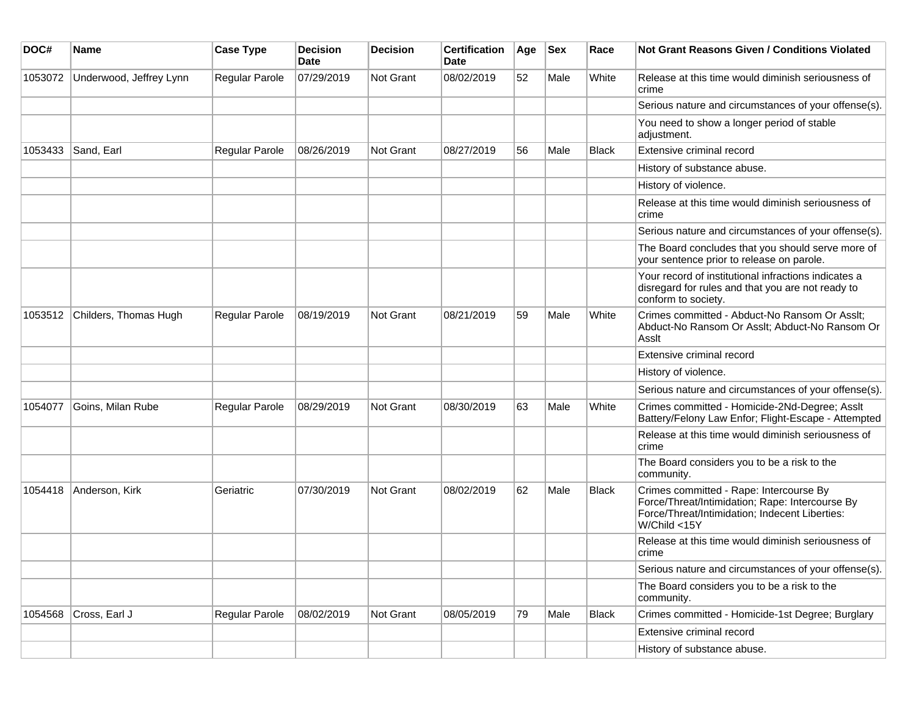| DOC# | Name | Case Type | Decision Date | Decision | Certification Date | Age | Sex | Race | Not Grant Reasons Given / Conditions Violated |
|---|---|---|---|---|---|---|---|---|---|
| 1053072 | Underwood, Jeffrey Lynn | Regular Parole | 07/29/2019 | Not Grant | 08/02/2019 | 52 | Male | White | Release at this time would diminish seriousness of crime |
| | | | | | | | | | Serious nature and circumstances of your offense(s). |
| | | | | | | | | | You need to show a longer period of stable adjustment. |
| 1053433 | Sand, Earl | Regular Parole | 08/26/2019 | Not Grant | 08/27/2019 | 56 | Male | Black | Extensive criminal record |
| | | | | | | | | | History of substance abuse. |
| | | | | | | | | | History of violence. |
| | | | | | | | | | Release at this time would diminish seriousness of crime |
| | | | | | | | | | Serious nature and circumstances of your offense(s). |
| | | | | | | | | | The Board concludes that you should serve more of your sentence prior to release on parole. |
| | | | | | | | | | Your record of institutional infractions indicates a disregard for rules and that you are not ready to conform to society. |
| 1053512 | Childers, Thomas Hugh | Regular Parole | 08/19/2019 | Not Grant | 08/21/2019 | 59 | Male | White | Crimes committed - Abduct-No Ransom Or Asslt; Abduct-No Ransom Or Asslt; Abduct-No Ransom Or Asslt |
| | | | | | | | | | Extensive criminal record |
| | | | | | | | | | History of violence. |
| | | | | | | | | | Serious nature and circumstances of your offense(s). |
| 1054077 | Goins, Milan Rube | Regular Parole | 08/29/2019 | Not Grant | 08/30/2019 | 63 | Male | White | Crimes committed - Homicide-2Nd-Degree; Asslt Battery/Felony Law Enfor; Flight-Escape - Attempted |
| | | | | | | | | | Release at this time would diminish seriousness of crime |
| | | | | | | | | | The Board considers you to be a risk to the community. |
| 1054418 | Anderson, Kirk | Geriatric | 07/30/2019 | Not Grant | 08/02/2019 | 62 | Male | Black | Crimes committed - Rape: Intercourse By Force/Threat/Intimidation; Rape: Intercourse By Force/Threat/Intimidation; Indecent Liberties: W/Child <15Y |
| | | | | | | | | | Release at this time would diminish seriousness of crime |
| | | | | | | | | | Serious nature and circumstances of your offense(s). |
| | | | | | | | | | The Board considers you to be a risk to the community. |
| 1054568 | Cross, Earl J | Regular Parole | 08/02/2019 | Not Grant | 08/05/2019 | 79 | Male | Black | Crimes committed - Homicide-1st Degree; Burglary |
| | | | | | | | | | Extensive criminal record |
| | | | | | | | | | History of substance abuse. |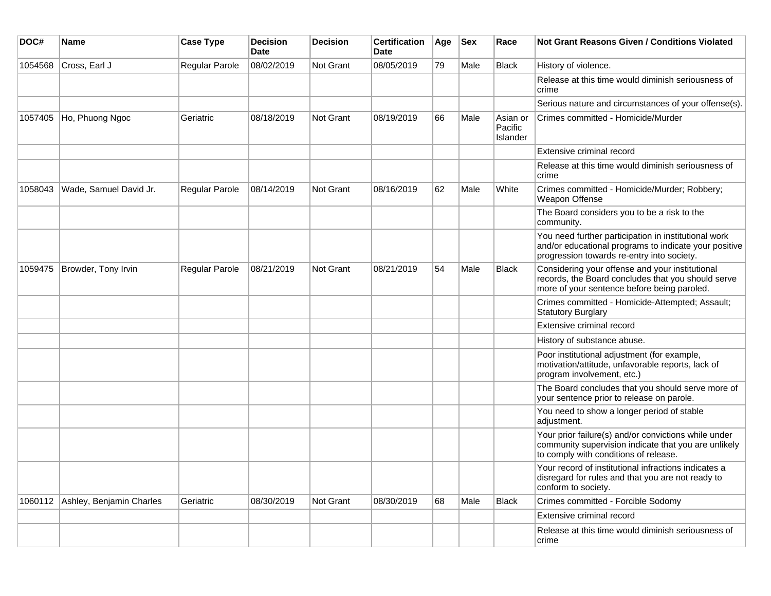| DOC# | Name | Case Type | Decision Date | Decision | Certification Date | Age | Sex | Race | Not Grant Reasons Given / Conditions Violated |
|---|---|---|---|---|---|---|---|---|---|
| 1054568 | Cross, Earl J | Regular Parole | 08/02/2019 | Not Grant | 08/05/2019 | 79 | Male | Black | History of violence. |
| | | | | | | | | | Release at this time would diminish seriousness of crime |
| | | | | | | | | | Serious nature and circumstances of your offense(s). |
| 1057405 | Ho, Phuong Ngoc | Geriatric | 08/18/2019 | Not Grant | 08/19/2019 | 66 | Male | Asian or Pacific Islander | Crimes committed - Homicide/Murder |
| | | | | | | | | | Extensive criminal record |
| | | | | | | | | | Release at this time would diminish seriousness of crime |
| 1058043 | Wade, Samuel David Jr. | Regular Parole | 08/14/2019 | Not Grant | 08/16/2019 | 62 | Male | White | Crimes committed - Homicide/Murder; Robbery; Weapon Offense |
| | | | | | | | | | The Board considers you to be a risk to the community. |
| | | | | | | | | | You need further participation in institutional work and/or educational programs to indicate your positive progression towards re-entry into society. |
| 1059475 | Browder, Tony Irvin | Regular Parole | 08/21/2019 | Not Grant | 08/21/2019 | 54 | Male | Black | Considering your offense and your institutional records, the Board concludes that you should serve more of your sentence before being paroled. |
| | | | | | | | | | Crimes committed - Homicide-Attempted; Assault; Statutory Burglary |
| | | | | | | | | | Extensive criminal record |
| | | | | | | | | | History of substance abuse. |
| | | | | | | | | | Poor institutional adjustment (for example, motivation/attitude, unfavorable reports, lack of program involvement, etc.) |
| | | | | | | | | | The Board concludes that you should serve more of your sentence prior to release on parole. |
| | | | | | | | | | You need to show a longer period of stable adjustment. |
| | | | | | | | | | Your prior failure(s) and/or convictions while under community supervision indicate that you are unlikely to comply with conditions of release. |
| | | | | | | | | | Your record of institutional infractions indicates a disregard for rules and that you are not ready to conform to society. |
| 1060112 | Ashley, Benjamin Charles | Geriatric | 08/30/2019 | Not Grant | 08/30/2019 | 68 | Male | Black | Crimes committed - Forcible Sodomy |
| | | | | | | | | | Extensive criminal record |
| | | | | | | | | | Release at this time would diminish seriousness of crime |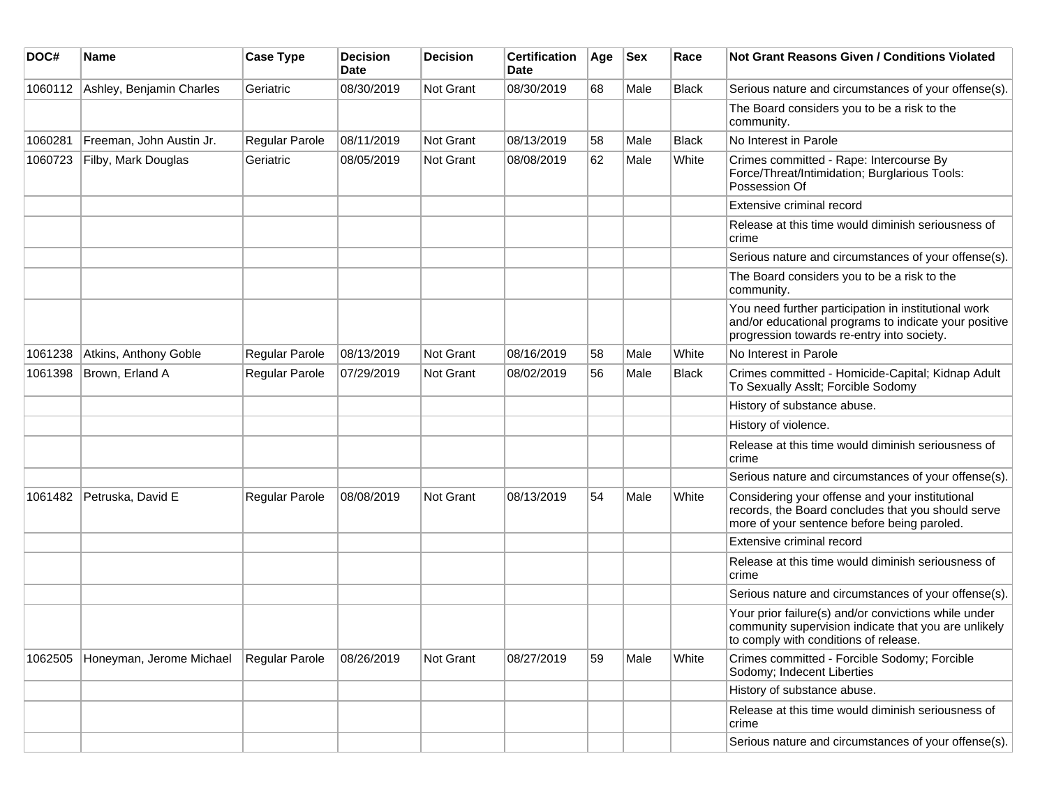| DOC# | Name | Case Type | Decision Date | Decision | Certification Date | Age | Sex | Race | Not Grant Reasons Given / Conditions Violated |
|---|---|---|---|---|---|---|---|---|---|
| 1060112 | Ashley, Benjamin Charles | Geriatric | 08/30/2019 | Not Grant | 08/30/2019 | 68 | Male | Black | Serious nature and circumstances of your offense(s). |
| | | | | | | | | | The Board considers you to be a risk to the community. |
| 1060281 | Freeman, John Austin Jr. | Regular Parole | 08/11/2019 | Not Grant | 08/13/2019 | 58 | Male | Black | No Interest in Parole |
| 1060723 | Filby, Mark Douglas | Geriatric | 08/05/2019 | Not Grant | 08/08/2019 | 62 | Male | White | Crimes committed - Rape: Intercourse By Force/Threat/Intimidation; Burglarious Tools: Possession Of |
| | | | | | | | | | Extensive criminal record |
| | | | | | | | | | Release at this time would diminish seriousness of crime |
| | | | | | | | | | Serious nature and circumstances of your offense(s). |
| | | | | | | | | | The Board considers you to be a risk to the community. |
| | | | | | | | | | You need further participation in institutional work and/or educational programs to indicate your positive progression towards re-entry into society. |
| 1061238 | Atkins, Anthony Goble | Regular Parole | 08/13/2019 | Not Grant | 08/16/2019 | 58 | Male | White | No Interest in Parole |
| 1061398 | Brown, Erland A | Regular Parole | 07/29/2019 | Not Grant | 08/02/2019 | 56 | Male | Black | Crimes committed - Homicide-Capital; Kidnap Adult To Sexually Asslt; Forcible Sodomy |
| | | | | | | | | | History of substance abuse. |
| | | | | | | | | | History of violence. |
| | | | | | | | | | Release at this time would diminish seriousness of crime |
| | | | | | | | | | Serious nature and circumstances of your offense(s). |
| 1061482 | Petruska, David E | Regular Parole | 08/08/2019 | Not Grant | 08/13/2019 | 54 | Male | White | Considering your offense and your institutional records, the Board concludes that you should serve more of your sentence before being paroled. |
| | | | | | | | | | Extensive criminal record |
| | | | | | | | | | Release at this time would diminish seriousness of crime |
| | | | | | | | | | Serious nature and circumstances of your offense(s). |
| | | | | | | | | | Your prior failure(s) and/or convictions while under community supervision indicate that you are unlikely to comply with conditions of release. |
| 1062505 | Honeyman, Jerome Michael | Regular Parole | 08/26/2019 | Not Grant | 08/27/2019 | 59 | Male | White | Crimes committed - Forcible Sodomy; Forcible Sodomy; Indecent Liberties |
| | | | | | | | | | History of substance abuse. |
| | | | | | | | | | Release at this time would diminish seriousness of crime |
| | | | | | | | | | Serious nature and circumstances of your offense(s). |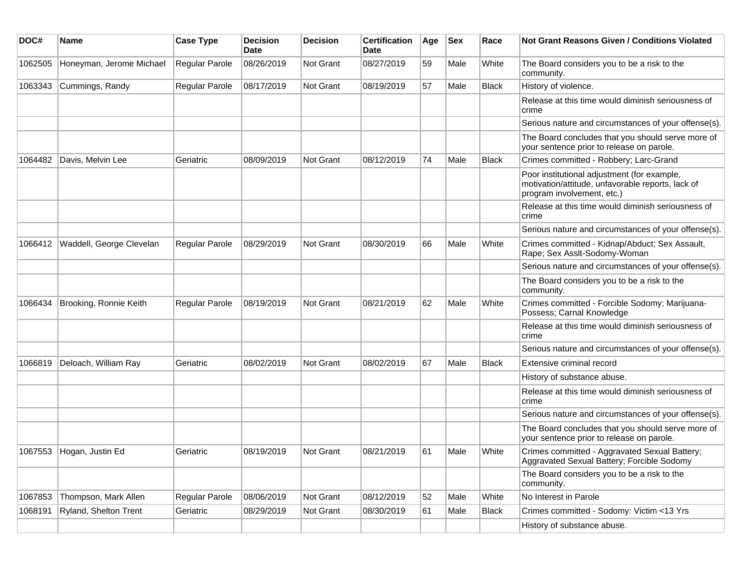| DOC# | Name | Case Type | Decision Date | Decision | Certification Date | Age | Sex | Race | Not Grant Reasons Given / Conditions Violated |
|---|---|---|---|---|---|---|---|---|---|
| 1062505 | Honeyman, Jerome Michael | Regular Parole | 08/26/2019 | Not Grant | 08/27/2019 | 59 | Male | White | The Board considers you to be a risk to the community. |
| 1063343 | Cummings, Randy | Regular Parole | 08/17/2019 | Not Grant | 08/19/2019 | 57 | Male | Black | History of violence. |
| | | | | | | | | | Release at this time would diminish seriousness of crime |
| | | | | | | | | | Serious nature and circumstances of your offense(s). |
| | | | | | | | | | The Board concludes that you should serve more of your sentence prior to release on parole. |
| 1064482 | Davis, Melvin Lee | Geriatric | 08/09/2019 | Not Grant | 08/12/2019 | 74 | Male | Black | Crimes committed - Robbery; Larc-Grand |
| | | | | | | | | | Poor institutional adjustment (for example, motivation/attitude, unfavorable reports, lack of program involvement, etc.) |
| | | | | | | | | | Release at this time would diminish seriousness of crime |
| | | | | | | | | | Serious nature and circumstances of your offense(s). |
| 1066412 | Waddell, George Clevelan | Regular Parole | 08/29/2019 | Not Grant | 08/30/2019 | 66 | Male | White | Crimes committed - Kidnap/Abduct; Sex Assault, Rape; Sex Asslt-Sodomy-Woman |
| | | | | | | | | | Serious nature and circumstances of your offense(s). |
| | | | | | | | | | The Board considers you to be a risk to the community. |
| 1066434 | Brooking, Ronnie Keith | Regular Parole | 08/19/2019 | Not Grant | 08/21/2019 | 62 | Male | White | Crimes committed - Forcible Sodomy; Marijuana-Possess; Carnal Knowledge |
| | | | | | | | | | Release at this time would diminish seriousness of crime |
| | | | | | | | | | Serious nature and circumstances of your offense(s). |
| 1066819 | Deloach, William Ray | Geriatric | 08/02/2019 | Not Grant | 08/02/2019 | 67 | Male | Black | Extensive criminal record |
| | | | | | | | | | History of substance abuse. |
| | | | | | | | | | Release at this time would diminish seriousness of crime |
| | | | | | | | | | Serious nature and circumstances of your offense(s). |
| | | | | | | | | | The Board concludes that you should serve more of your sentence prior to release on parole. |
| 1067553 | Hogan, Justin Ed | Geriatric | 08/19/2019 | Not Grant | 08/21/2019 | 61 | Male | White | Crimes committed - Aggravated Sexual Battery; Aggravated Sexual Battery; Forcible Sodomy |
| | | | | | | | | | The Board considers you to be a risk to the community. |
| 1067853 | Thompson, Mark Allen | Regular Parole | 08/06/2019 | Not Grant | 08/12/2019 | 52 | Male | White | No Interest in Parole |
| 1068191 | Ryland, Shelton Trent | Geriatric | 08/29/2019 | Not Grant | 08/30/2019 | 61 | Male | Black | Crimes committed - Sodomy: Victim <13 Yrs |
| | | | | | | | | | History of substance abuse. |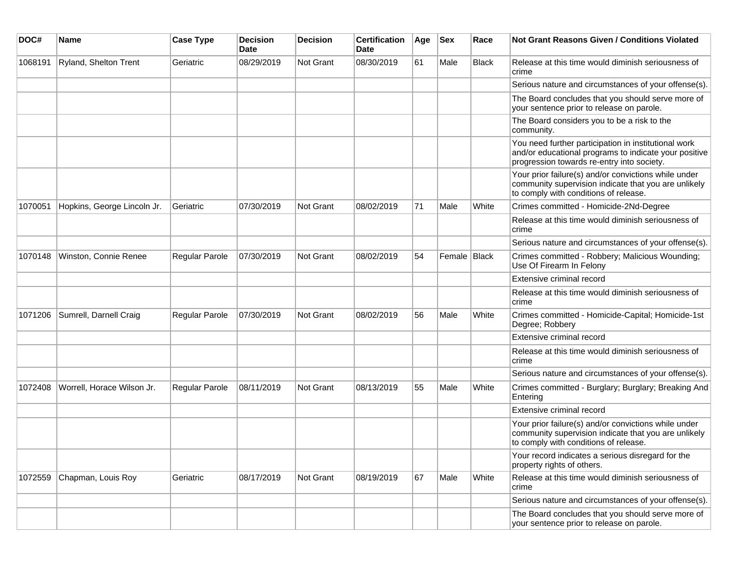| DOC# | Name | Case Type | Decision Date | Decision | Certification Date | Age | Sex | Race | Not Grant Reasons Given / Conditions Violated |
|---|---|---|---|---|---|---|---|---|---|
| 1068191 | Ryland, Shelton Trent | Geriatric | 08/29/2019 | Not Grant | 08/30/2019 | 61 | Male | Black | Release at this time would diminish seriousness of crime |
| | | | | | | | | | Serious nature and circumstances of your offense(s). |
| | | | | | | | | | The Board concludes that you should serve more of your sentence prior to release on parole. |
| | | | | | | | | | The Board considers you to be a risk to the community. |
| | | | | | | | | | You need further participation in institutional work and/or educational programs to indicate your positive progression towards re-entry into society. |
| | | | | | | | | | Your prior failure(s) and/or convictions while under community supervision indicate that you are unlikely to comply with conditions of release. |
| 1070051 | Hopkins, George Lincoln Jr. | Geriatric | 07/30/2019 | Not Grant | 08/02/2019 | 71 | Male | White | Crimes committed - Homicide-2Nd-Degree |
| | | | | | | | | | Release at this time would diminish seriousness of crime |
| | | | | | | | | | Serious nature and circumstances of your offense(s). |
| 1070148 | Winston, Connie Renee | Regular Parole | 07/30/2019 | Not Grant | 08/02/2019 | 54 | Female | Black | Crimes committed - Robbery; Malicious Wounding; Use Of Firearm In Felony |
| | | | | | | | | | Extensive criminal record |
| | | | | | | | | | Release at this time would diminish seriousness of crime |
| 1071206 | Sumrell, Darnell Craig | Regular Parole | 07/30/2019 | Not Grant | 08/02/2019 | 56 | Male | White | Crimes committed - Homicide-Capital; Homicide-1st Degree; Robbery |
| | | | | | | | | | Extensive criminal record |
| | | | | | | | | | Release at this time would diminish seriousness of crime |
| | | | | | | | | | Serious nature and circumstances of your offense(s). |
| 1072408 | Worrell, Horace Wilson Jr. | Regular Parole | 08/11/2019 | Not Grant | 08/13/2019 | 55 | Male | White | Crimes committed - Burglary; Burglary; Breaking And Entering |
| | | | | | | | | | Extensive criminal record |
| | | | | | | | | | Your prior failure(s) and/or convictions while under community supervision indicate that you are unlikely to comply with conditions of release. |
| | | | | | | | | | Your record indicates a serious disregard for the property rights of others. |
| 1072559 | Chapman, Louis Roy | Geriatric | 08/17/2019 | Not Grant | 08/19/2019 | 67 | Male | White | Release at this time would diminish seriousness of crime |
| | | | | | | | | | Serious nature and circumstances of your offense(s). |
| | | | | | | | | | The Board concludes that you should serve more of your sentence prior to release on parole. |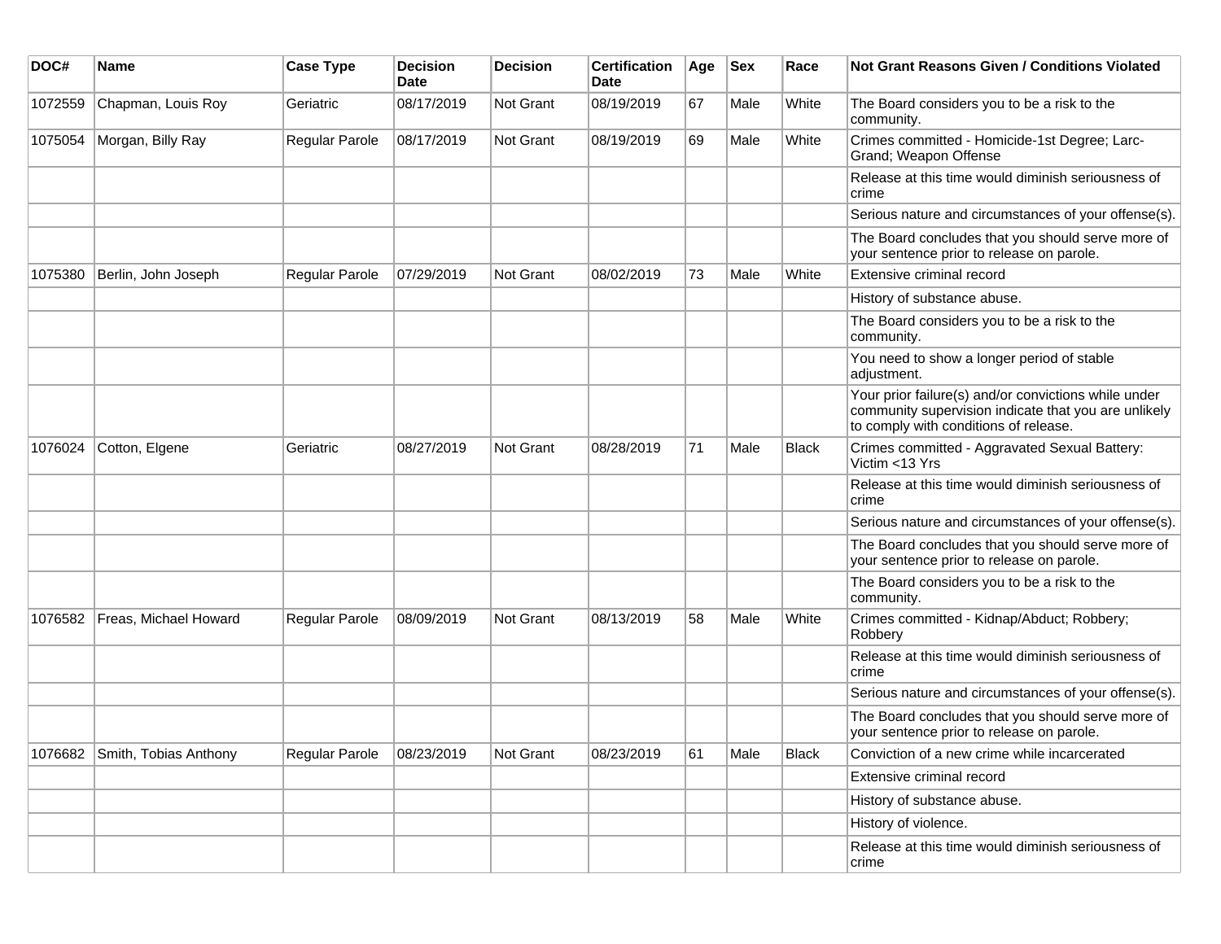| DOC# | Name | Case Type | Decision Date | Decision | Certification Date | Age | Sex | Race | Not Grant Reasons Given / Conditions Violated |
|---|---|---|---|---|---|---|---|---|---|
| 1072559 | Chapman, Louis Roy | Geriatric | 08/17/2019 | Not Grant | 08/19/2019 | 67 | Male | White | The Board considers you to be a risk to the community. |
| 1075054 | Morgan, Billy Ray | Regular Parole | 08/17/2019 | Not Grant | 08/19/2019 | 69 | Male | White | Crimes committed - Homicide-1st Degree; Larc-Grand; Weapon Offense |
| | | | | | | | | | Release at this time would diminish seriousness of crime |
| | | | | | | | | | Serious nature and circumstances of your offense(s). |
| | | | | | | | | | The Board concludes that you should serve more of your sentence prior to release on parole. |
| 1075380 | Berlin, John Joseph | Regular Parole | 07/29/2019 | Not Grant | 08/02/2019 | 73 | Male | White | Extensive criminal record |
| | | | | | | | | | History of substance abuse. |
| | | | | | | | | | The Board considers you to be a risk to the community. |
| | | | | | | | | | You need to show a longer period of stable adjustment. |
| | | | | | | | | | Your prior failure(s) and/or convictions while under community supervision indicate that you are unlikely to comply with conditions of release. |
| 1076024 | Cotton, Elgene | Geriatric | 08/27/2019 | Not Grant | 08/28/2019 | 71 | Male | Black | Crimes committed - Aggravated Sexual Battery: Victim <13 Yrs |
| | | | | | | | | | Release at this time would diminish seriousness of crime |
| | | | | | | | | | Serious nature and circumstances of your offense(s). |
| | | | | | | | | | The Board concludes that you should serve more of your sentence prior to release on parole. |
| | | | | | | | | | The Board considers you to be a risk to the community. |
| 1076582 | Freas, Michael Howard | Regular Parole | 08/09/2019 | Not Grant | 08/13/2019 | 58 | Male | White | Crimes committed - Kidnap/Abduct; Robbery; Robbery |
| | | | | | | | | | Release at this time would diminish seriousness of crime |
| | | | | | | | | | Serious nature and circumstances of your offense(s). |
| | | | | | | | | | The Board concludes that you should serve more of your sentence prior to release on parole. |
| 1076682 | Smith, Tobias Anthony | Regular Parole | 08/23/2019 | Not Grant | 08/23/2019 | 61 | Male | Black | Conviction of a new crime while incarcerated |
| | | | | | | | | | Extensive criminal record |
| | | | | | | | | | History of substance abuse. |
| | | | | | | | | | History of violence. |
| | | | | | | | | | Release at this time would diminish seriousness of crime |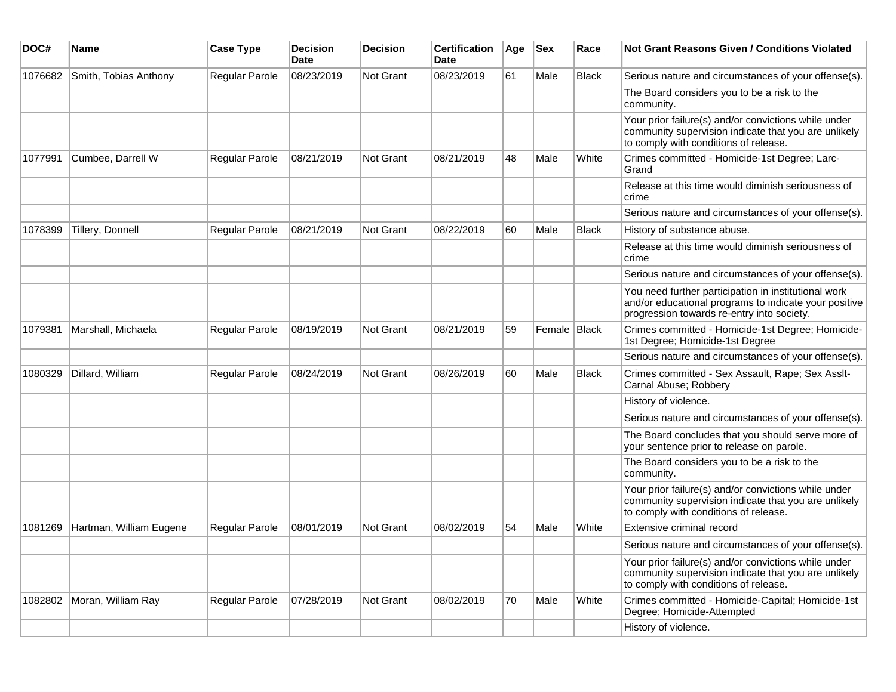| DOC# | Name | Case Type | Decision Date | Decision | Certification Date | Age | Sex | Race | Not Grant Reasons Given / Conditions Violated |
|---|---|---|---|---|---|---|---|---|---|
| 1076682 | Smith, Tobias Anthony | Regular Parole | 08/23/2019 | Not Grant | 08/23/2019 | 61 | Male | Black | Serious nature and circumstances of your offense(s). |
| | | | | | | | | | The Board considers you to be a risk to the community. |
| | | | | | | | | | Your prior failure(s) and/or convictions while under community supervision indicate that you are unlikely to comply with conditions of release. |
| 1077991 | Cumbee, Darrell W | Regular Parole | 08/21/2019 | Not Grant | 08/21/2019 | 48 | Male | White | Crimes committed - Homicide-1st Degree; Larc-Grand |
| | | | | | | | | | Release at this time would diminish seriousness of crime |
| | | | | | | | | | Serious nature and circumstances of your offense(s). |
| 1078399 | Tillery, Donnell | Regular Parole | 08/21/2019 | Not Grant | 08/22/2019 | 60 | Male | Black | History of substance abuse. |
| | | | | | | | | | Release at this time would diminish seriousness of crime |
| | | | | | | | | | Serious nature and circumstances of your offense(s). |
| | | | | | | | | | You need further participation in institutional work and/or educational programs to indicate your positive progression towards re-entry into society. |
| 1079381 | Marshall, Michaela | Regular Parole | 08/19/2019 | Not Grant | 08/21/2019 | 59 | Female | Black | Crimes committed - Homicide-1st Degree; Homicide-1st Degree; Homicide-1st Degree |
| | | | | | | | | | Serious nature and circumstances of your offense(s). |
| 1080329 | Dillard, William | Regular Parole | 08/24/2019 | Not Grant | 08/26/2019 | 60 | Male | Black | Crimes committed - Sex Assault, Rape; Sex Asslt-Carnal Abuse; Robbery |
| | | | | | | | | | History of violence. |
| | | | | | | | | | Serious nature and circumstances of your offense(s). |
| | | | | | | | | | The Board concludes that you should serve more of your sentence prior to release on parole. |
| | | | | | | | | | The Board considers you to be a risk to the community. |
| | | | | | | | | | Your prior failure(s) and/or convictions while under community supervision indicate that you are unlikely to comply with conditions of release. |
| 1081269 | Hartman, William Eugene | Regular Parole | 08/01/2019 | Not Grant | 08/02/2019 | 54 | Male | White | Extensive criminal record |
| | | | | | | | | | Serious nature and circumstances of your offense(s). |
| | | | | | | | | | Your prior failure(s) and/or convictions while under community supervision indicate that you are unlikely to comply with conditions of release. |
| 1082802 | Moran, William Ray | Regular Parole | 07/28/2019 | Not Grant | 08/02/2019 | 70 | Male | White | Crimes committed - Homicide-Capital; Homicide-1st Degree; Homicide-Attempted |
| | | | | | | | | | History of violence. |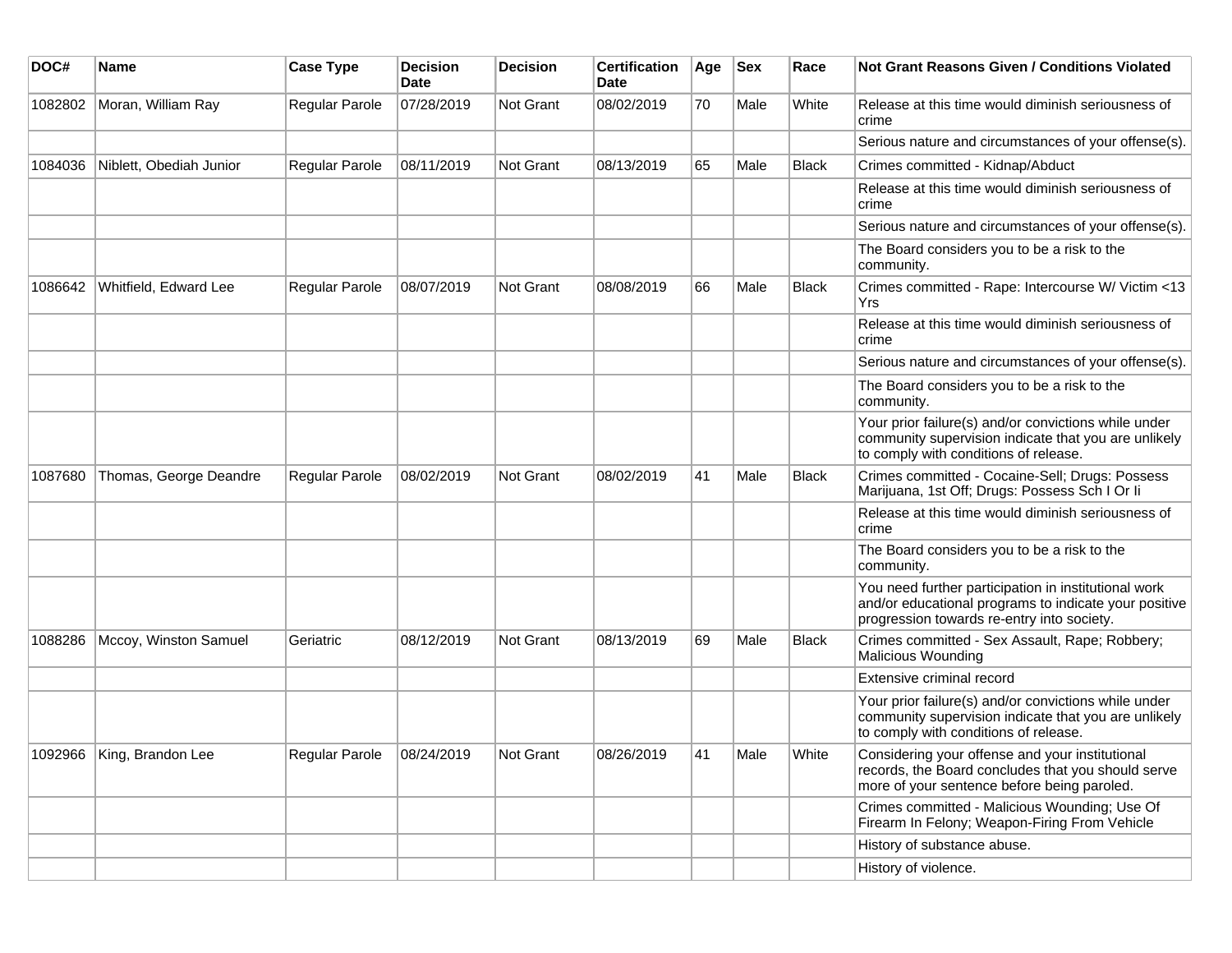| DOC# | Name | Case Type | Decision Date | Decision | Certification Date | Age | Sex | Race | Not Grant Reasons Given / Conditions Violated |
|---|---|---|---|---|---|---|---|---|---|
| 1082802 | Moran, William Ray | Regular Parole | 07/28/2019 | Not Grant | 08/02/2019 | 70 | Male | White | Release at this time would diminish seriousness of crime |
| | | | | | | | | | Serious nature and circumstances of your offense(s). |
| 1084036 | Niblett, Obediah Junior | Regular Parole | 08/11/2019 | Not Grant | 08/13/2019 | 65 | Male | Black | Crimes committed - Kidnap/Abduct |
| | | | | | | | | | Release at this time would diminish seriousness of crime |
| | | | | | | | | | Serious nature and circumstances of your offense(s). |
| | | | | | | | | | The Board considers you to be a risk to the community. |
| 1086642 | Whitfield, Edward Lee | Regular Parole | 08/07/2019 | Not Grant | 08/08/2019 | 66 | Male | Black | Crimes committed - Rape: Intercourse W/ Victim <13 Yrs |
| | | | | | | | | | Release at this time would diminish seriousness of crime |
| | | | | | | | | | Serious nature and circumstances of your offense(s). |
| | | | | | | | | | The Board considers you to be a risk to the community. |
| | | | | | | | | | Your prior failure(s) and/or convictions while under community supervision indicate that you are unlikely to comply with conditions of release. |
| 1087680 | Thomas, George Deandre | Regular Parole | 08/02/2019 | Not Grant | 08/02/2019 | 41 | Male | Black | Crimes committed - Cocaine-Sell; Drugs: Possess Marijuana, 1st Off; Drugs: Possess Sch I Or Ii |
| | | | | | | | | | Release at this time would diminish seriousness of crime |
| | | | | | | | | | The Board considers you to be a risk to the community. |
| | | | | | | | | | You need further participation in institutional work and/or educational programs to indicate your positive progression towards re-entry into society. |
| 1088286 | Mccoy, Winston Samuel | Geriatric | 08/12/2019 | Not Grant | 08/13/2019 | 69 | Male | Black | Crimes committed - Sex Assault, Rape; Robbery; Malicious Wounding |
| | | | | | | | | | Extensive criminal record |
| | | | | | | | | | Your prior failure(s) and/or convictions while under community supervision indicate that you are unlikely to comply with conditions of release. |
| 1092966 | King, Brandon Lee | Regular Parole | 08/24/2019 | Not Grant | 08/26/2019 | 41 | Male | White | Considering your offense and your institutional records, the Board concludes that you should serve more of your sentence before being paroled. |
| | | | | | | | | | Crimes committed - Malicious Wounding; Use Of Firearm In Felony; Weapon-Firing From Vehicle |
| | | | | | | | | | History of substance abuse. |
| | | | | | | | | | History of violence. |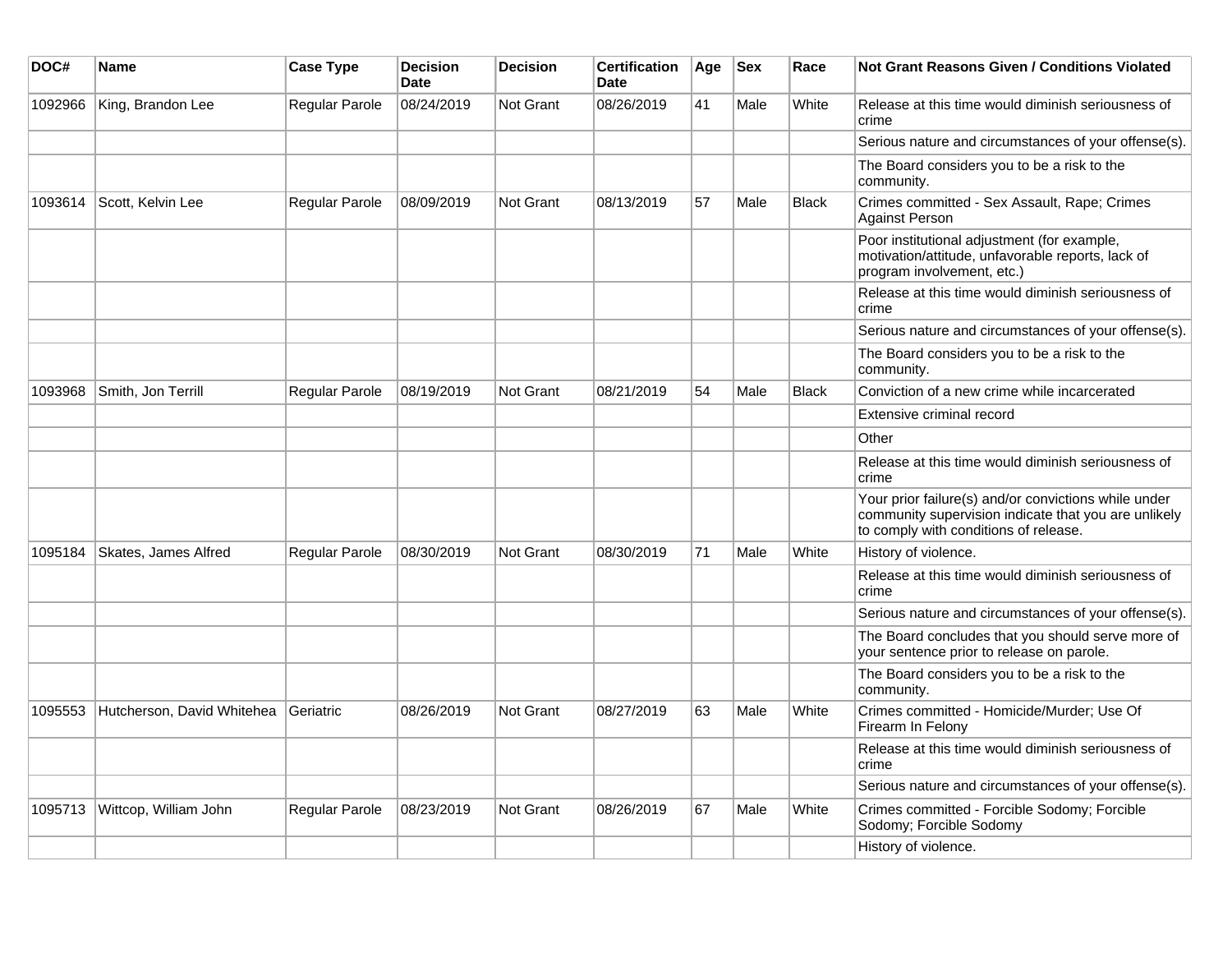| DOC# | Name | Case Type | Decision Date | Decision | Certification Date | Age | Sex | Race | Not Grant Reasons Given / Conditions Violated |
| --- | --- | --- | --- | --- | --- | --- | --- | --- | --- |
| 1092966 | King, Brandon Lee | Regular Parole | 08/24/2019 | Not Grant | 08/26/2019 | 41 | Male | White | Release at this time would diminish seriousness of crime |
| | | | | | | | | | Serious nature and circumstances of your offense(s). |
| | | | | | | | | | The Board considers you to be a risk to the community. |
| 1093614 | Scott, Kelvin Lee | Regular Parole | 08/09/2019 | Not Grant | 08/13/2019 | 57 | Male | Black | Crimes committed - Sex Assault, Rape; Crimes Against Person |
| | | | | | | | | | Poor institutional adjustment (for example, motivation/attitude, unfavorable reports, lack of program involvement, etc.) |
| | | | | | | | | | Release at this time would diminish seriousness of crime |
| | | | | | | | | | Serious nature and circumstances of your offense(s). |
| | | | | | | | | | The Board considers you to be a risk to the community. |
| 1093968 | Smith, Jon Terrill | Regular Parole | 08/19/2019 | Not Grant | 08/21/2019 | 54 | Male | Black | Conviction of a new crime while incarcerated |
| | | | | | | | | | Extensive criminal record |
| | | | | | | | | | Other |
| | | | | | | | | | Release at this time would diminish seriousness of crime |
| | | | | | | | | | Your prior failure(s) and/or convictions while under community supervision indicate that you are unlikely to comply with conditions of release. |
| 1095184 | Skates, James Alfred | Regular Parole | 08/30/2019 | Not Grant | 08/30/2019 | 71 | Male | White | History of violence. |
| | | | | | | | | | Release at this time would diminish seriousness of crime |
| | | | | | | | | | Serious nature and circumstances of your offense(s). |
| | | | | | | | | | The Board concludes that you should serve more of your sentence prior to release on parole. |
| | | | | | | | | | The Board considers you to be a risk to the community. |
| 1095553 | Hutcherson, David Whitehea | Geriatric | 08/26/2019 | Not Grant | 08/27/2019 | 63 | Male | White | Crimes committed - Homicide/Murder; Use Of Firearm In Felony |
| | | | | | | | | | Release at this time would diminish seriousness of crime |
| | | | | | | | | | Serious nature and circumstances of your offense(s). |
| 1095713 | Wittcop, William John | Regular Parole | 08/23/2019 | Not Grant | 08/26/2019 | 67 | Male | White | Crimes committed - Forcible Sodomy; Forcible Sodomy; Forcible Sodomy |
| | | | | | | | | | History of violence. |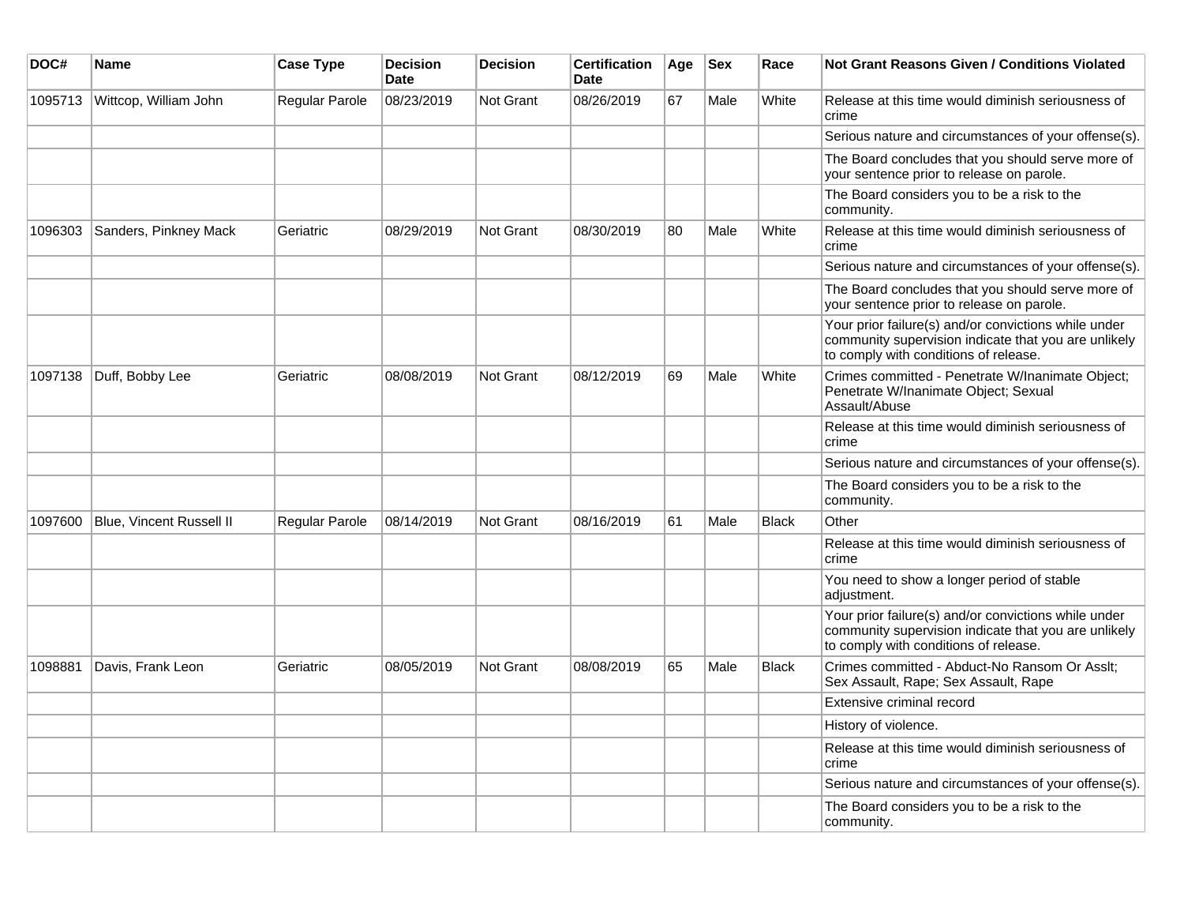| DOC# | Name | Case Type | Decision Date | Decision | Certification Date | Age | Sex | Race | Not Grant Reasons Given / Conditions Violated |
|---|---|---|---|---|---|---|---|---|---|
| 1095713 | Wittcop, William John | Regular Parole | 08/23/2019 | Not Grant | 08/26/2019 | 67 | Male | White | Release at this time would diminish seriousness of crime |
| | | | | | | | | | Serious nature and circumstances of your offense(s). |
| | | | | | | | | | The Board concludes that you should serve more of your sentence prior to release on parole. |
| | | | | | | | | | The Board considers you to be a risk to the community. |
| 1096303 | Sanders, Pinkney Mack | Geriatric | 08/29/2019 | Not Grant | 08/30/2019 | 80 | Male | White | Release at this time would diminish seriousness of crime |
| | | | | | | | | | Serious nature and circumstances of your offense(s). |
| | | | | | | | | | The Board concludes that you should serve more of your sentence prior to release on parole. |
| | | | | | | | | | Your prior failure(s) and/or convictions while under community supervision indicate that you are unlikely to comply with conditions of release. |
| 1097138 | Duff, Bobby Lee | Geriatric | 08/08/2019 | Not Grant | 08/12/2019 | 69 | Male | White | Crimes committed - Penetrate W/Inanimate Object; Penetrate W/Inanimate Object; Sexual Assault/Abuse |
| | | | | | | | | | Release at this time would diminish seriousness of crime |
| | | | | | | | | | Serious nature and circumstances of your offense(s). |
| | | | | | | | | | The Board considers you to be a risk to the community. |
| 1097600 | Blue, Vincent Russell II | Regular Parole | 08/14/2019 | Not Grant | 08/16/2019 | 61 | Male | Black | Other |
| | | | | | | | | | Release at this time would diminish seriousness of crime |
| | | | | | | | | | You need to show a longer period of stable adjustment. |
| | | | | | | | | | Your prior failure(s) and/or convictions while under community supervision indicate that you are unlikely to comply with conditions of release. |
| 1098881 | Davis, Frank Leon | Geriatric | 08/05/2019 | Not Grant | 08/08/2019 | 65 | Male | Black | Crimes committed - Abduct-No Ransom Or Asslt; Sex Assault, Rape; Sex Assault, Rape |
| | | | | | | | | | Extensive criminal record |
| | | | | | | | | | History of violence. |
| | | | | | | | | | Release at this time would diminish seriousness of crime |
| | | | | | | | | | Serious nature and circumstances of your offense(s). |
| | | | | | | | | | The Board considers you to be a risk to the community. |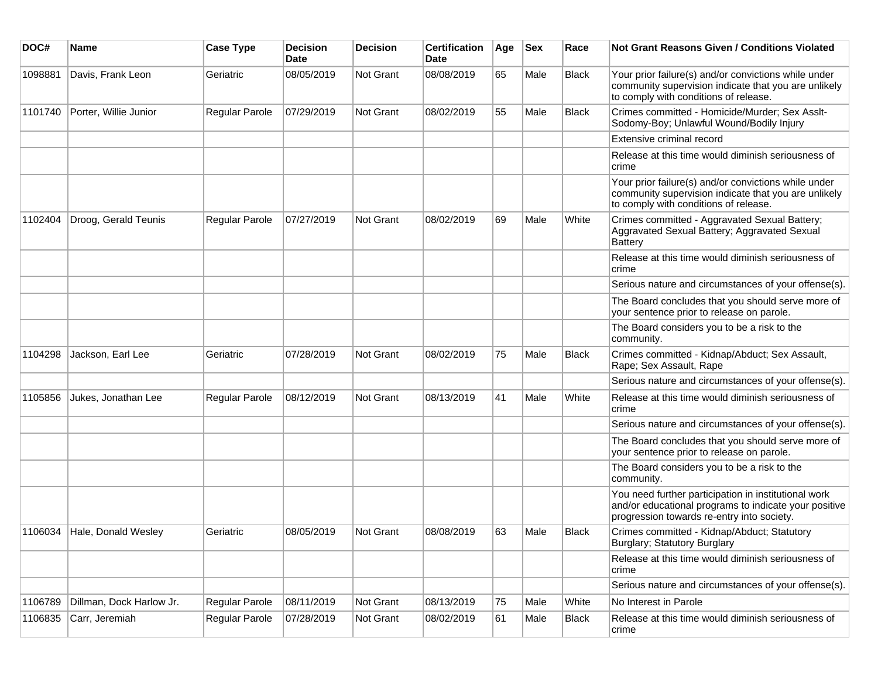| DOC# | Name | Case Type | Decision Date | Decision | Certification Date | Age | Sex | Race | Not Grant Reasons Given / Conditions Violated |
|---|---|---|---|---|---|---|---|---|---|
| 1098881 | Davis, Frank Leon | Geriatric | 08/05/2019 | Not Grant | 08/08/2019 | 65 | Male | Black | Your prior failure(s) and/or convictions while under community supervision indicate that you are unlikely to comply with conditions of release. |
| 1101740 | Porter, Willie Junior | Regular Parole | 07/29/2019 | Not Grant | 08/02/2019 | 55 | Male | Black | Crimes committed - Homicide/Murder; Sex Asslt-Sodomy-Boy; Unlawful Wound/Bodily Injury |
| | | | | | | | | | Extensive criminal record |
| | | | | | | | | | Release at this time would diminish seriousness of crime |
| | | | | | | | | | Your prior failure(s) and/or convictions while under community supervision indicate that you are unlikely to comply with conditions of release. |
| 1102404 | Droog, Gerald Teunis | Regular Parole | 07/27/2019 | Not Grant | 08/02/2019 | 69 | Male | White | Crimes committed - Aggravated Sexual Battery; Aggravated Sexual Battery; Aggravated Sexual Battery |
| | | | | | | | | | Release at this time would diminish seriousness of crime |
| | | | | | | | | | Serious nature and circumstances of your offense(s). |
| | | | | | | | | | The Board concludes that you should serve more of your sentence prior to release on parole. |
| | | | | | | | | | The Board considers you to be a risk to the community. |
| 1104298 | Jackson, Earl Lee | Geriatric | 07/28/2019 | Not Grant | 08/02/2019 | 75 | Male | Black | Crimes committed - Kidnap/Abduct; Sex Assault, Rape; Sex Assault, Rape |
| | | | | | | | | | Serious nature and circumstances of your offense(s). |
| 1105856 | Jukes, Jonathan Lee | Regular Parole | 08/12/2019 | Not Grant | 08/13/2019 | 41 | Male | White | Release at this time would diminish seriousness of crime |
| | | | | | | | | | Serious nature and circumstances of your offense(s). |
| | | | | | | | | | The Board concludes that you should serve more of your sentence prior to release on parole. |
| | | | | | | | | | The Board considers you to be a risk to the community. |
| | | | | | | | | | You need further participation in institutional work and/or educational programs to indicate your positive progression towards re-entry into society. |
| 1106034 | Hale, Donald Wesley | Geriatric | 08/05/2019 | Not Grant | 08/08/2019 | 63 | Male | Black | Crimes committed - Kidnap/Abduct; Statutory Burglary; Statutory Burglary |
| | | | | | | | | | Release at this time would diminish seriousness of crime |
| | | | | | | | | | Serious nature and circumstances of your offense(s). |
| 1106789 | Dillman, Dock Harlow Jr. | Regular Parole | 08/11/2019 | Not Grant | 08/13/2019 | 75 | Male | White | No Interest in Parole |
| 1106835 | Carr, Jeremiah | Regular Parole | 07/28/2019 | Not Grant | 08/02/2019 | 61 | Male | Black | Release at this time would diminish seriousness of crime |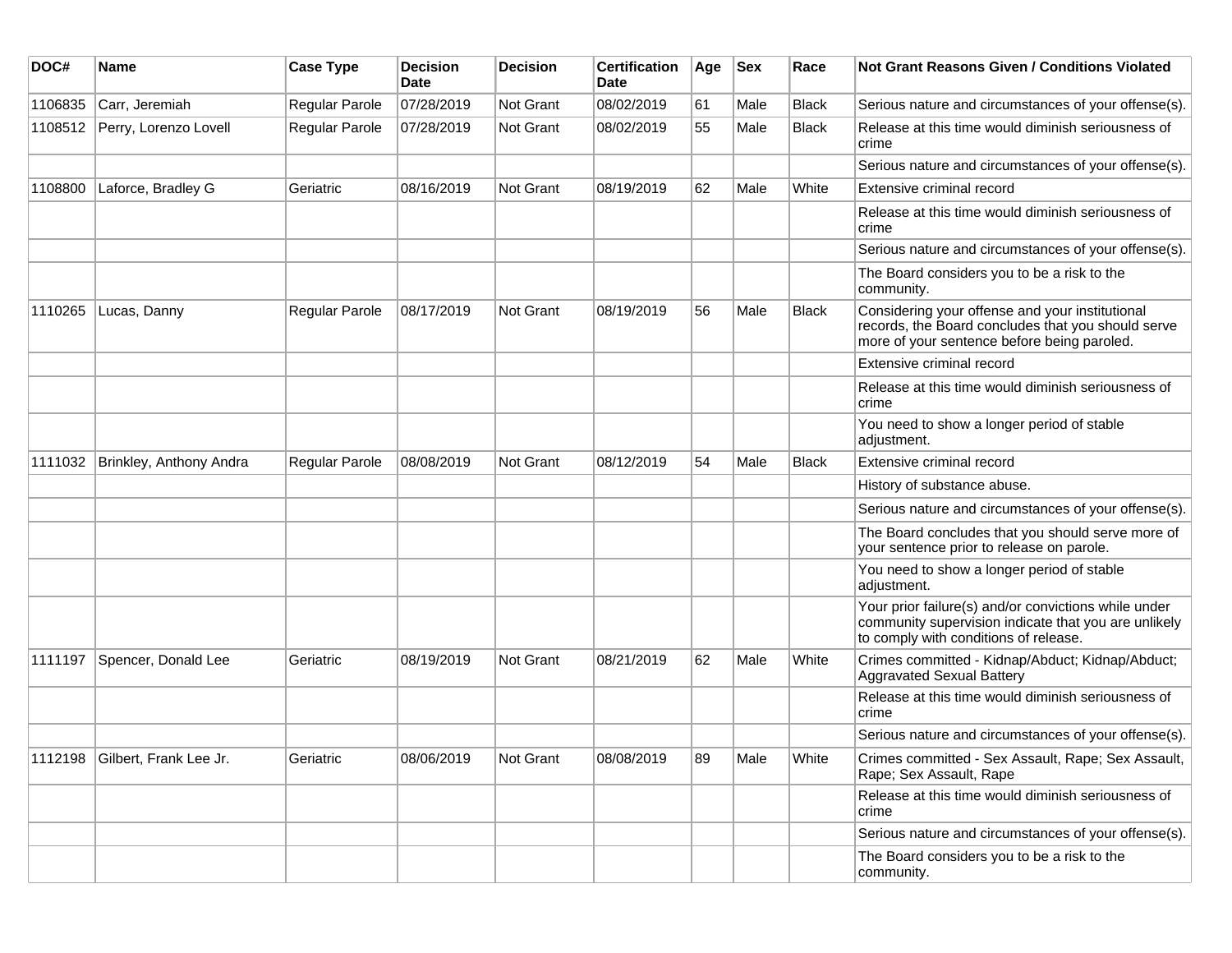| DOC# | Name | Case Type | Decision Date | Decision | Certification Date | Age | Sex | Race | Not Grant Reasons Given / Conditions Violated |
|---|---|---|---|---|---|---|---|---|---|
| 1106835 | Carr, Jeremiah | Regular Parole | 07/28/2019 | Not Grant | 08/02/2019 | 61 | Male | Black | Serious nature and circumstances of your offense(s). |
| 1108512 | Perry, Lorenzo Lovell | Regular Parole | 07/28/2019 | Not Grant | 08/02/2019 | 55 | Male | Black | Release at this time would diminish seriousness of crime |
| | | | | | | | | | Serious nature and circumstances of your offense(s). |
| 1108800 | Laforce, Bradley G | Geriatric | 08/16/2019 | Not Grant | 08/19/2019 | 62 | Male | White | Extensive criminal record |
| | | | | | | | | | Release at this time would diminish seriousness of crime |
| | | | | | | | | | Serious nature and circumstances of your offense(s). |
| | | | | | | | | | The Board considers you to be a risk to the community. |
| 1110265 | Lucas, Danny | Regular Parole | 08/17/2019 | Not Grant | 08/19/2019 | 56 | Male | Black | Considering your offense and your institutional records, the Board concludes that you should serve more of your sentence before being paroled. |
| | | | | | | | | | Extensive criminal record |
| | | | | | | | | | Release at this time would diminish seriousness of crime |
| | | | | | | | | | You need to show a longer period of stable adjustment. |
| 1111032 | Brinkley, Anthony Andra | Regular Parole | 08/08/2019 | Not Grant | 08/12/2019 | 54 | Male | Black | Extensive criminal record |
| | | | | | | | | | History of substance abuse. |
| | | | | | | | | | Serious nature and circumstances of your offense(s). |
| | | | | | | | | | The Board concludes that you should serve more of your sentence prior to release on parole. |
| | | | | | | | | | You need to show a longer period of stable adjustment. |
| | | | | | | | | | Your prior failure(s) and/or convictions while under community supervision indicate that you are unlikely to comply with conditions of release. |
| 1111197 | Spencer, Donald Lee | Geriatric | 08/19/2019 | Not Grant | 08/21/2019 | 62 | Male | White | Crimes committed - Kidnap/Abduct; Kidnap/Abduct; Aggravated Sexual Battery |
| | | | | | | | | | Release at this time would diminish seriousness of crime |
| | | | | | | | | | Serious nature and circumstances of your offense(s). |
| 1112198 | Gilbert, Frank Lee Jr. | Geriatric | 08/06/2019 | Not Grant | 08/08/2019 | 89 | Male | White | Crimes committed - Sex Assault, Rape; Sex Assault, Rape; Sex Assault, Rape |
| | | | | | | | | | Release at this time would diminish seriousness of crime |
| | | | | | | | | | Serious nature and circumstances of your offense(s). |
| | | | | | | | | | The Board considers you to be a risk to the community. |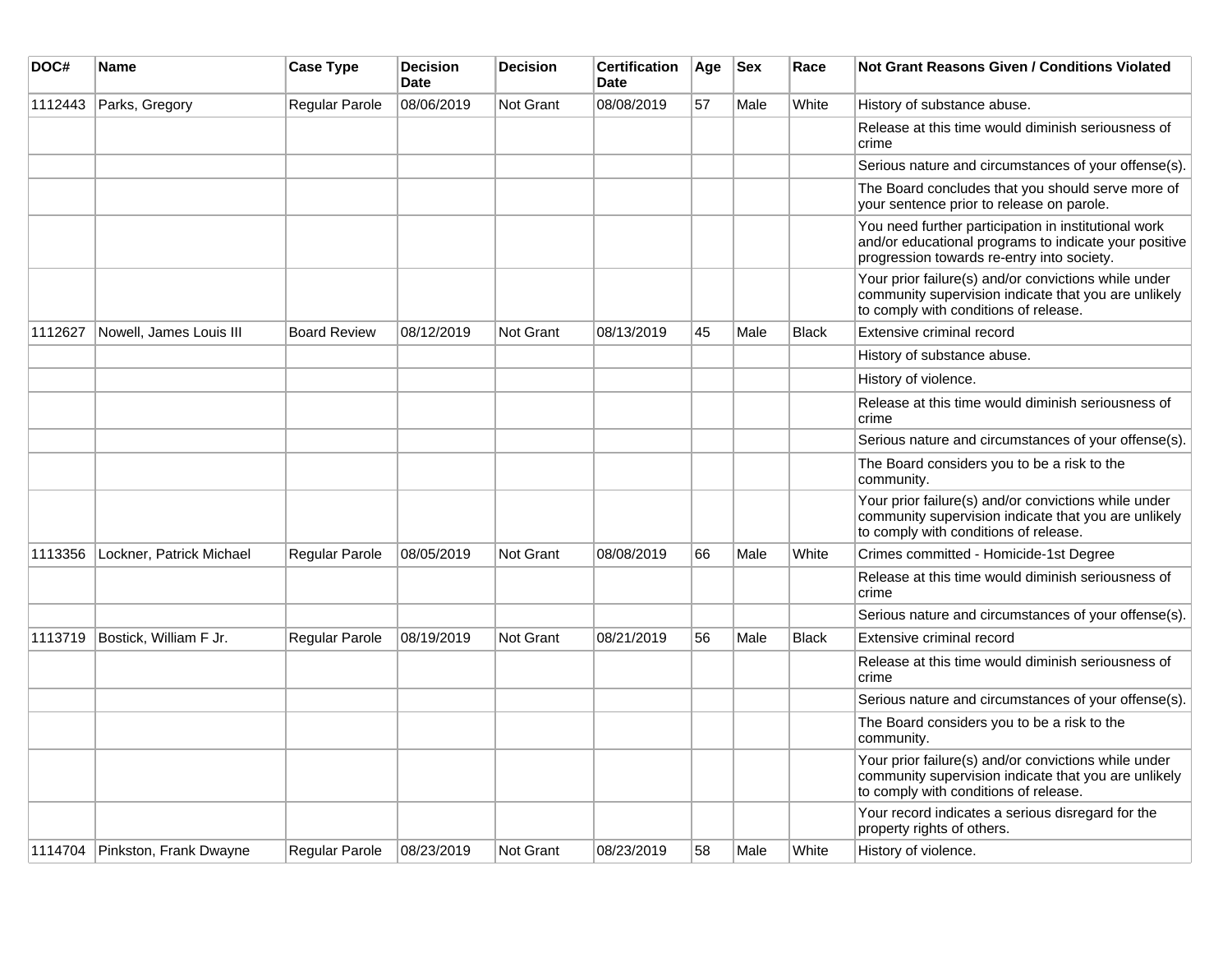| DOC# | Name | Case Type | Decision Date | Decision | Certification Date | Age | Sex | Race | Not Grant Reasons Given / Conditions Violated |
|---|---|---|---|---|---|---|---|---|---|
| 1112443 | Parks, Gregory | Regular Parole | 08/06/2019 | Not Grant | 08/08/2019 | 57 | Male | White | History of substance abuse. |
| | | | | | | | | | Release at this time would diminish seriousness of crime |
| | | | | | | | | | Serious nature and circumstances of your offense(s). |
| | | | | | | | | | The Board concludes that you should serve more of your sentence prior to release on parole. |
| | | | | | | | | | You need further participation in institutional work and/or educational programs to indicate your positive progression towards re-entry into society. |
| | | | | | | | | | Your prior failure(s) and/or convictions while under community supervision indicate that you are unlikely to comply with conditions of release. |
| 1112627 | Nowell, James Louis III | Board Review | 08/12/2019 | Not Grant | 08/13/2019 | 45 | Male | Black | Extensive criminal record |
| | | | | | | | | | History of substance abuse. |
| | | | | | | | | | History of violence. |
| | | | | | | | | | Release at this time would diminish seriousness of crime |
| | | | | | | | | | Serious nature and circumstances of your offense(s). |
| | | | | | | | | | The Board considers you to be a risk to the community. |
| | | | | | | | | | Your prior failure(s) and/or convictions while under community supervision indicate that you are unlikely to comply with conditions of release. |
| 1113356 | Lockner, Patrick Michael | Regular Parole | 08/05/2019 | Not Grant | 08/08/2019 | 66 | Male | White | Crimes committed - Homicide-1st Degree |
| | | | | | | | | | Release at this time would diminish seriousness of crime |
| | | | | | | | | | Serious nature and circumstances of your offense(s). |
| 1113719 | Bostick, William F Jr. | Regular Parole | 08/19/2019 | Not Grant | 08/21/2019 | 56 | Male | Black | Extensive criminal record |
| | | | | | | | | | Release at this time would diminish seriousness of crime |
| | | | | | | | | | Serious nature and circumstances of your offense(s). |
| | | | | | | | | | The Board considers you to be a risk to the community. |
| | | | | | | | | | Your prior failure(s) and/or convictions while under community supervision indicate that you are unlikely to comply with conditions of release. |
| | | | | | | | | | Your record indicates a serious disregard for the property rights of others. |
| 1114704 | Pinkston, Frank Dwayne | Regular Parole | 08/23/2019 | Not Grant | 08/23/2019 | 58 | Male | White | History of violence. |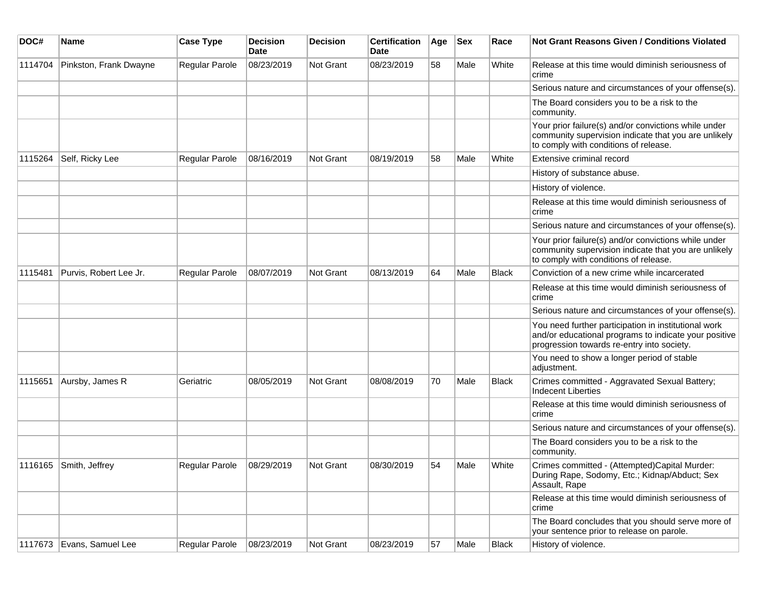| DOC# | Name | Case Type | Decision Date | Decision | Certification Date | Age | Sex | Race | Not Grant Reasons Given / Conditions Violated |
|---|---|---|---|---|---|---|---|---|---|
| 1114704 | Pinkston, Frank Dwayne | Regular Parole | 08/23/2019 | Not Grant | 08/23/2019 | 58 | Male | White | Release at this time would diminish seriousness of crime |
| | | | | | | | | | Serious nature and circumstances of your offense(s). |
| | | | | | | | | | The Board considers you to be a risk to the community. |
| | | | | | | | | | Your prior failure(s) and/or convictions while under community supervision indicate that you are unlikely to comply with conditions of release. |
| 1115264 | Self, Ricky Lee | Regular Parole | 08/16/2019 | Not Grant | 08/19/2019 | 58 | Male | White | Extensive criminal record |
| | | | | | | | | | History of substance abuse. |
| | | | | | | | | | History of violence. |
| | | | | | | | | | Release at this time would diminish seriousness of crime |
| | | | | | | | | | Serious nature and circumstances of your offense(s). |
| | | | | | | | | | Your prior failure(s) and/or convictions while under community supervision indicate that you are unlikely to comply with conditions of release. |
| 1115481 | Purvis, Robert Lee Jr. | Regular Parole | 08/07/2019 | Not Grant | 08/13/2019 | 64 | Male | Black | Conviction of a new crime while incarcerated |
| | | | | | | | | | Release at this time would diminish seriousness of crime |
| | | | | | | | | | Serious nature and circumstances of your offense(s). |
| | | | | | | | | | You need further participation in institutional work and/or educational programs to indicate your positive progression towards re-entry into society. |
| | | | | | | | | | You need to show a longer period of stable adjustment. |
| 1115651 | Aursby, James R | Geriatric | 08/05/2019 | Not Grant | 08/08/2019 | 70 | Male | Black | Crimes committed - Aggravated Sexual Battery; Indecent Liberties |
| | | | | | | | | | Release at this time would diminish seriousness of crime |
| | | | | | | | | | Serious nature and circumstances of your offense(s). |
| | | | | | | | | | The Board considers you to be a risk to the community. |
| 1116165 | Smith, Jeffrey | Regular Parole | 08/29/2019 | Not Grant | 08/30/2019 | 54 | Male | White | Crimes committed - (Attempted)Capital Murder: During Rape, Sodomy, Etc.; Kidnap/Abduct; Sex Assault, Rape |
| | | | | | | | | | Release at this time would diminish seriousness of crime |
| | | | | | | | | | The Board concludes that you should serve more of your sentence prior to release on parole. |
| 1117673 | Evans, Samuel Lee | Regular Parole | 08/23/2019 | Not Grant | 08/23/2019 | 57 | Male | Black | History of violence. |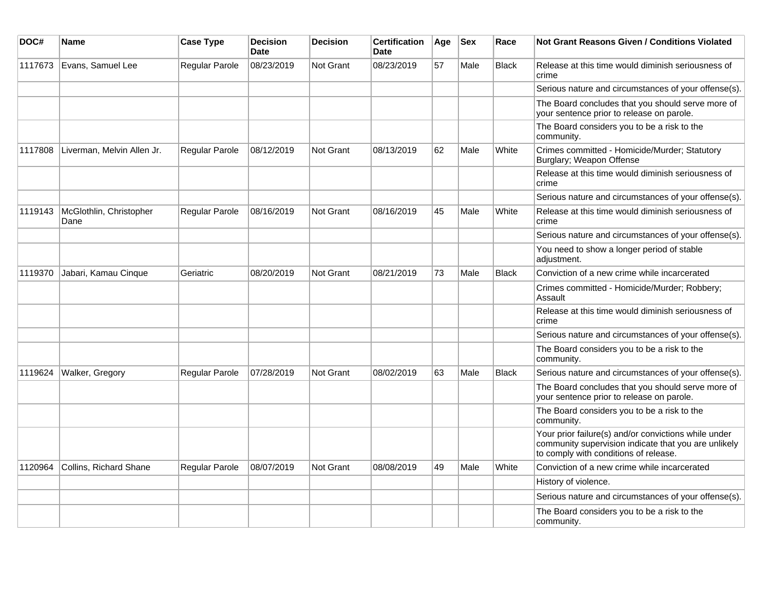| DOC# | Name | Case Type | Decision Date | Decision | Certification Date | Age | Sex | Race | Not Grant Reasons Given / Conditions Violated |
|---|---|---|---|---|---|---|---|---|---|
| 1117673 | Evans, Samuel Lee | Regular Parole | 08/23/2019 | Not Grant | 08/23/2019 | 57 | Male | Black | Release at this time would diminish seriousness of crime |
| | | | | | | | | | Serious nature and circumstances of your offense(s). |
| | | | | | | | | | The Board concludes that you should serve more of your sentence prior to release on parole. |
| | | | | | | | | | The Board considers you to be a risk to the community. |
| 1117808 | Liverman, Melvin Allen Jr. | Regular Parole | 08/12/2019 | Not Grant | 08/13/2019 | 62 | Male | White | Crimes committed - Homicide/Murder; Statutory Burglary; Weapon Offense |
| | | | | | | | | | Release at this time would diminish seriousness of crime |
| | | | | | | | | | Serious nature and circumstances of your offense(s). |
| 1119143 | McGlothlin, Christopher Dane | Regular Parole | 08/16/2019 | Not Grant | 08/16/2019 | 45 | Male | White | Release at this time would diminish seriousness of crime |
| | | | | | | | | | Serious nature and circumstances of your offense(s). |
| | | | | | | | | | You need to show a longer period of stable adjustment. |
| 1119370 | Jabari, Kamau Cinque | Geriatric | 08/20/2019 | Not Grant | 08/21/2019 | 73 | Male | Black | Conviction of a new crime while incarcerated |
| | | | | | | | | | Crimes committed - Homicide/Murder; Robbery; Assault |
| | | | | | | | | | Release at this time would diminish seriousness of crime |
| | | | | | | | | | Serious nature and circumstances of your offense(s). |
| | | | | | | | | | The Board considers you to be a risk to the community. |
| 1119624 | Walker, Gregory | Regular Parole | 07/28/2019 | Not Grant | 08/02/2019 | 63 | Male | Black | Serious nature and circumstances of your offense(s). |
| | | | | | | | | | The Board concludes that you should serve more of your sentence prior to release on parole. |
| | | | | | | | | | The Board considers you to be a risk to the community. |
| | | | | | | | | | Your prior failure(s) and/or convictions while under community supervision indicate that you are unlikely to comply with conditions of release. |
| 1120964 | Collins, Richard Shane | Regular Parole | 08/07/2019 | Not Grant | 08/08/2019 | 49 | Male | White | Conviction of a new crime while incarcerated |
| | | | | | | | | | History of violence. |
| | | | | | | | | | Serious nature and circumstances of your offense(s). |
| | | | | | | | | | The Board considers you to be a risk to the community. |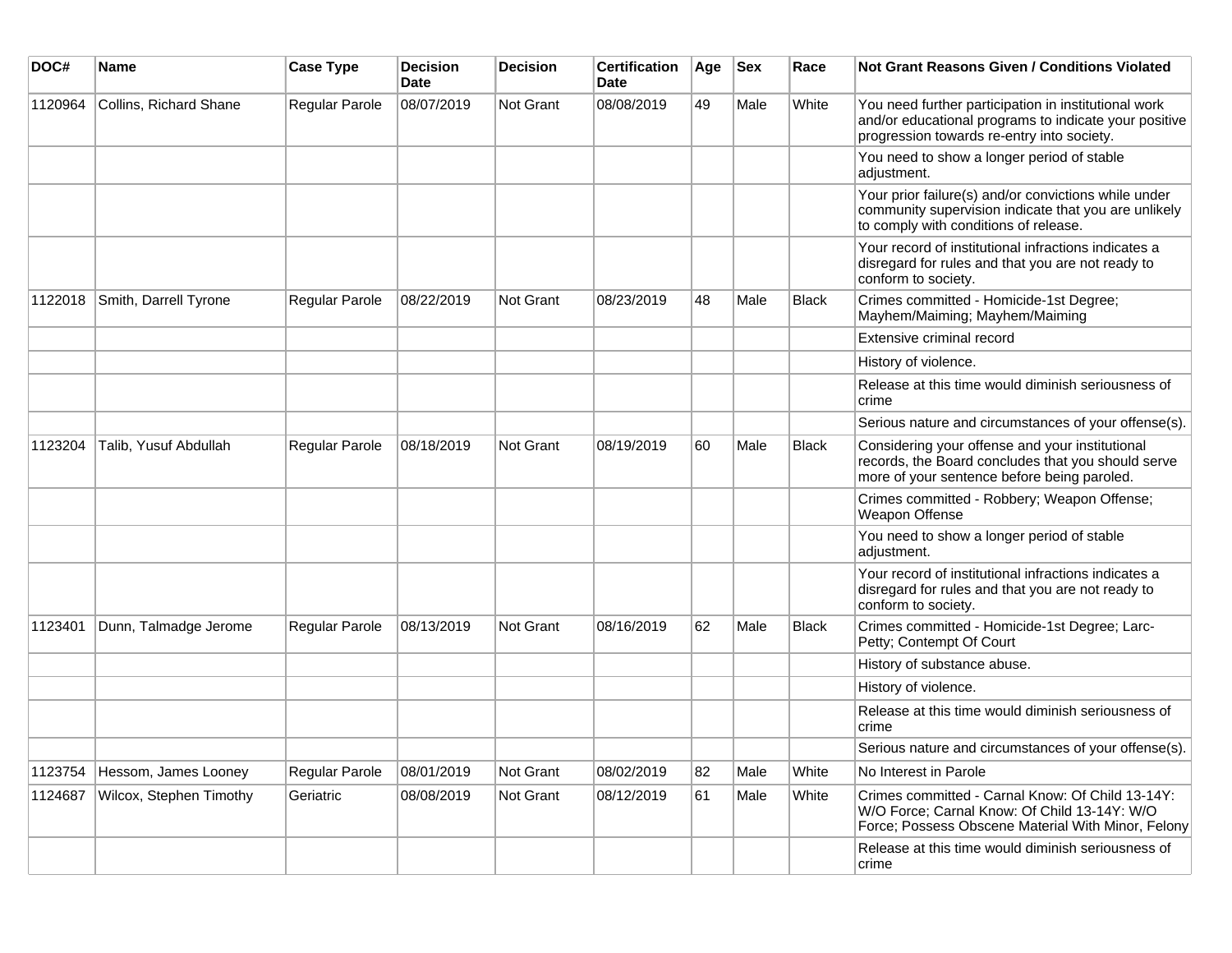| DOC# | Name | Case Type | Decision Date | Decision | Certification Date | Age | Sex | Race | Not Grant Reasons Given / Conditions Violated |
|---|---|---|---|---|---|---|---|---|---|
| 1120964 | Collins, Richard Shane | Regular Parole | 08/07/2019 | Not Grant | 08/08/2019 | 49 | Male | White | You need further participation in institutional work and/or educational programs to indicate your positive progression towards re-entry into society. |
| | | | | | | | | | You need to show a longer period of stable adjustment. |
| | | | | | | | | | Your prior failure(s) and/or convictions while under community supervision indicate that you are unlikely to comply with conditions of release. |
| | | | | | | | | | Your record of institutional infractions indicates a disregard for rules and that you are not ready to conform to society. |
| 1122018 | Smith, Darrell Tyrone | Regular Parole | 08/22/2019 | Not Grant | 08/23/2019 | 48 | Male | Black | Crimes committed - Homicide-1st Degree; Mayhem/Maiming; Mayhem/Maiming |
| | | | | | | | | | Extensive criminal record |
| | | | | | | | | | History of violence. |
| | | | | | | | | | Release at this time would diminish seriousness of crime |
| | | | | | | | | | Serious nature and circumstances of your offense(s). |
| 1123204 | Talib, Yusuf Abdullah | Regular Parole | 08/18/2019 | Not Grant | 08/19/2019 | 60 | Male | Black | Considering your offense and your institutional records, the Board concludes that you should serve more of your sentence before being paroled. |
| | | | | | | | | | Crimes committed - Robbery; Weapon Offense; Weapon Offense |
| | | | | | | | | | You need to show a longer period of stable adjustment. |
| | | | | | | | | | Your record of institutional infractions indicates a disregard for rules and that you are not ready to conform to society. |
| 1123401 | Dunn, Talmadge Jerome | Regular Parole | 08/13/2019 | Not Grant | 08/16/2019 | 62 | Male | Black | Crimes committed - Homicide-1st Degree; Larc-Petty; Contempt Of Court |
| | | | | | | | | | History of substance abuse. |
| | | | | | | | | | History of violence. |
| | | | | | | | | | Release at this time would diminish seriousness of crime |
| | | | | | | | | | Serious nature and circumstances of your offense(s). |
| 1123754 | Hessom, James Looney | Regular Parole | 08/01/2019 | Not Grant | 08/02/2019 | 82 | Male | White | No Interest in Parole |
| 1124687 | Wilcox, Stephen Timothy | Geriatric | 08/08/2019 | Not Grant | 08/12/2019 | 61 | Male | White | Crimes committed - Carnal Know: Of Child 13-14Y: W/O Force; Carnal Know: Of Child 13-14Y: W/O Force; Possess Obscene Material With Minor, Felony |
| | | | | | | | | | Release at this time would diminish seriousness of crime |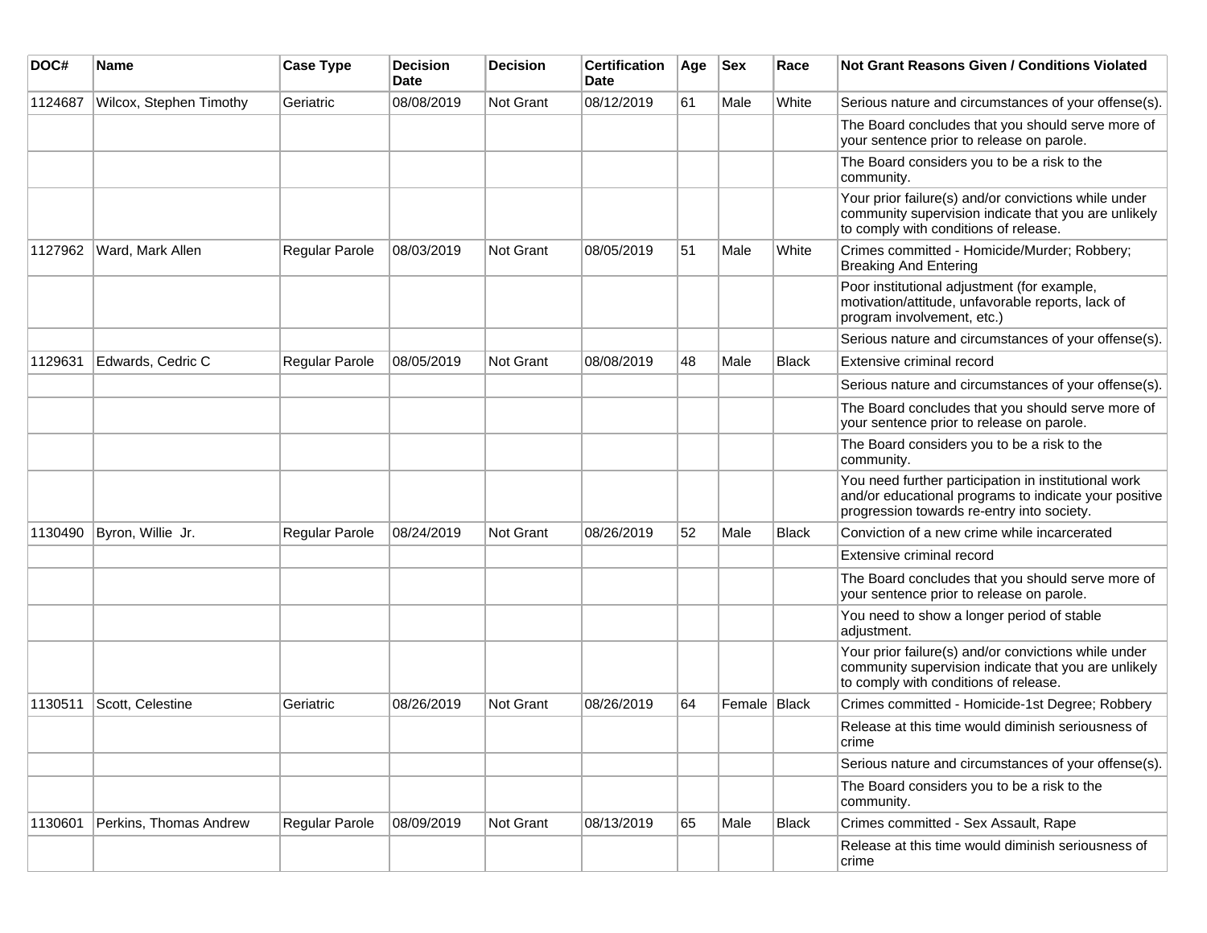| DOC# | Name | Case Type | Decision Date | Decision | Certification Date | Age | Sex | Race | Not Grant Reasons Given / Conditions Violated |
|---|---|---|---|---|---|---|---|---|---|
| 1124687 | Wilcox, Stephen Timothy | Geriatric | 08/08/2019 | Not Grant | 08/12/2019 | 61 | Male | White | Serious nature and circumstances of your offense(s). |
| | | | | | | | | | The Board concludes that you should serve more of your sentence prior to release on parole. |
| | | | | | | | | | The Board considers you to be a risk to the community. |
| | | | | | | | | | Your prior failure(s) and/or convictions while under community supervision indicate that you are unlikely to comply with conditions of release. |
| 1127962 | Ward, Mark Allen | Regular Parole | 08/03/2019 | Not Grant | 08/05/2019 | 51 | Male | White | Crimes committed - Homicide/Murder; Robbery; Breaking And Entering |
| | | | | | | | | | Poor institutional adjustment (for example, motivation/attitude, unfavorable reports, lack of program involvement, etc.) |
| | | | | | | | | | Serious nature and circumstances of your offense(s). |
| 1129631 | Edwards, Cedric C | Regular Parole | 08/05/2019 | Not Grant | 08/08/2019 | 48 | Male | Black | Extensive criminal record |
| | | | | | | | | | Serious nature and circumstances of your offense(s). |
| | | | | | | | | | The Board concludes that you should serve more of your sentence prior to release on parole. |
| | | | | | | | | | The Board considers you to be a risk to the community. |
| | | | | | | | | | You need further participation in institutional work and/or educational programs to indicate your positive progression towards re-entry into society. |
| 1130490 | Byron, Willie Jr. | Regular Parole | 08/24/2019 | Not Grant | 08/26/2019 | 52 | Male | Black | Conviction of a new crime while incarcerated |
| | | | | | | | | | Extensive criminal record |
| | | | | | | | | | The Board concludes that you should serve more of your sentence prior to release on parole. |
| | | | | | | | | | You need to show a longer period of stable adjustment. |
| | | | | | | | | | Your prior failure(s) and/or convictions while under community supervision indicate that you are unlikely to comply with conditions of release. |
| 1130511 | Scott, Celestine | Geriatric | 08/26/2019 | Not Grant | 08/26/2019 | 64 | Female | Black | Crimes committed - Homicide-1st Degree; Robbery |
| | | | | | | | | | Release at this time would diminish seriousness of crime |
| | | | | | | | | | Serious nature and circumstances of your offense(s). |
| | | | | | | | | | The Board considers you to be a risk to the community. |
| 1130601 | Perkins, Thomas Andrew | Regular Parole | 08/09/2019 | Not Grant | 08/13/2019 | 65 | Male | Black | Crimes committed - Sex Assault, Rape |
| | | | | | | | | | Release at this time would diminish seriousness of crime |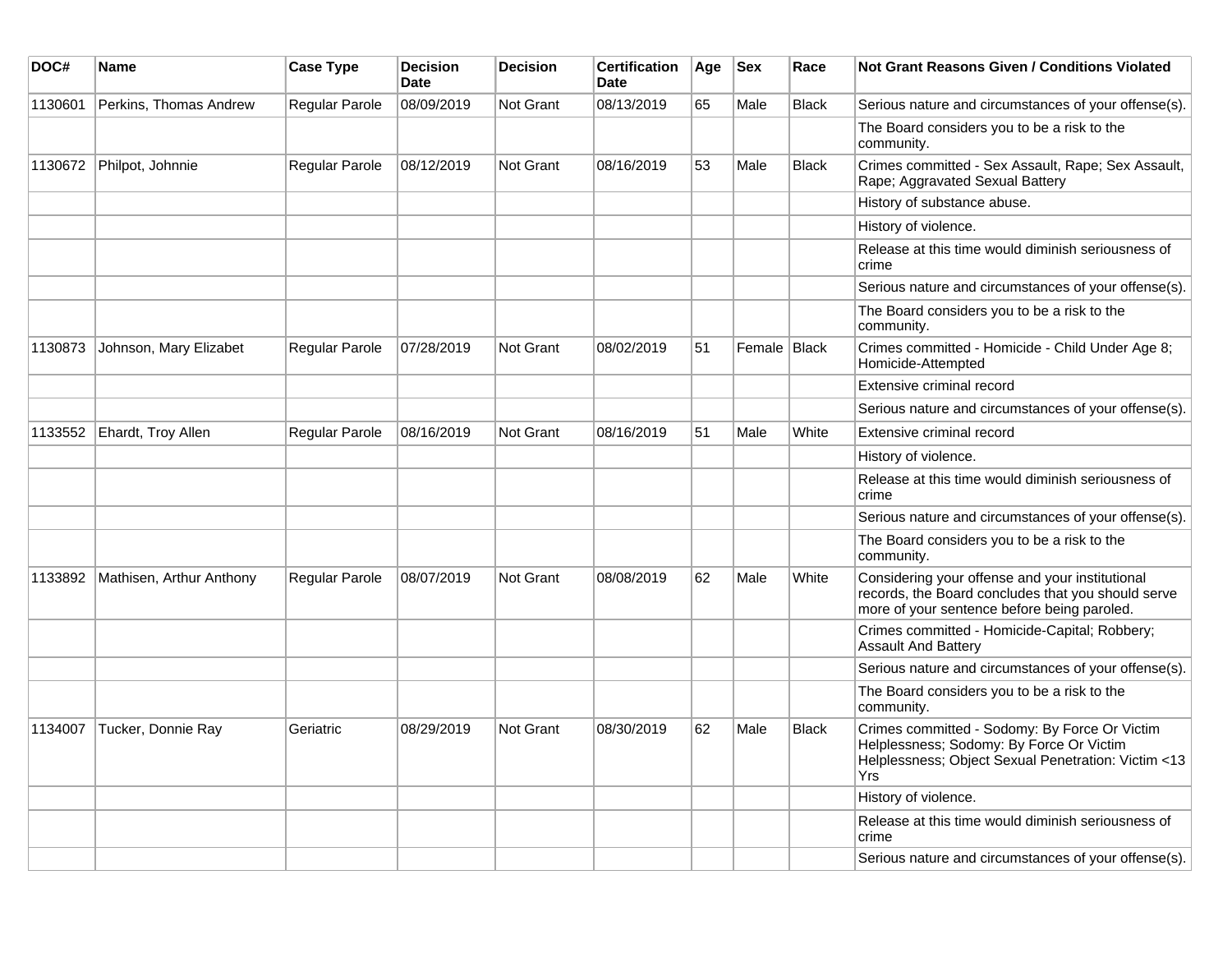| DOC# | Name | Case Type | Decision Date | Decision | Certification Date | Age | Sex | Race | Not Grant Reasons Given / Conditions Violated |
|---|---|---|---|---|---|---|---|---|---|
| 1130601 | Perkins, Thomas Andrew | Regular Parole | 08/09/2019 | Not Grant | 08/13/2019 | 65 | Male | Black | Serious nature and circumstances of your offense(s). |
| | | | | | | | | | The Board considers you to be a risk to the community. |
| 1130672 | Philpot, Johnnie | Regular Parole | 08/12/2019 | Not Grant | 08/16/2019 | 53 | Male | Black | Crimes committed - Sex Assault, Rape; Sex Assault, Rape; Aggravated Sexual Battery |
| | | | | | | | | | History of substance abuse. |
| | | | | | | | | | History of violence. |
| | | | | | | | | | Release at this time would diminish seriousness of crime |
| | | | | | | | | | Serious nature and circumstances of your offense(s). |
| | | | | | | | | | The Board considers you to be a risk to the community. |
| 1130873 | Johnson, Mary Elizabet | Regular Parole | 07/28/2019 | Not Grant | 08/02/2019 | 51 | Female | Black | Crimes committed - Homicide - Child Under Age 8; Homicide-Attempted |
| | | | | | | | | | Extensive criminal record |
| | | | | | | | | | Serious nature and circumstances of your offense(s). |
| 1133552 | Ehardt, Troy Allen | Regular Parole | 08/16/2019 | Not Grant | 08/16/2019 | 51 | Male | White | Extensive criminal record |
| | | | | | | | | | History of violence. |
| | | | | | | | | | Release at this time would diminish seriousness of crime |
| | | | | | | | | | Serious nature and circumstances of your offense(s). |
| | | | | | | | | | The Board considers you to be a risk to the community. |
| 1133892 | Mathisen, Arthur Anthony | Regular Parole | 08/07/2019 | Not Grant | 08/08/2019 | 62 | Male | White | Considering your offense and your institutional records, the Board concludes that you should serve more of your sentence before being paroled. |
| | | | | | | | | | Crimes committed - Homicide-Capital; Robbery; Assault And Battery |
| | | | | | | | | | Serious nature and circumstances of your offense(s). |
| | | | | | | | | | The Board considers you to be a risk to the community. |
| 1134007 | Tucker, Donnie Ray | Geriatric | 08/29/2019 | Not Grant | 08/30/2019 | 62 | Male | Black | Crimes committed - Sodomy: By Force Or Victim Helplessness; Sodomy: By Force Or Victim Helplessness; Object Sexual Penetration: Victim <13 Yrs |
| | | | | | | | | | History of violence. |
| | | | | | | | | | Release at this time would diminish seriousness of crime |
| | | | | | | | | | Serious nature and circumstances of your offense(s). |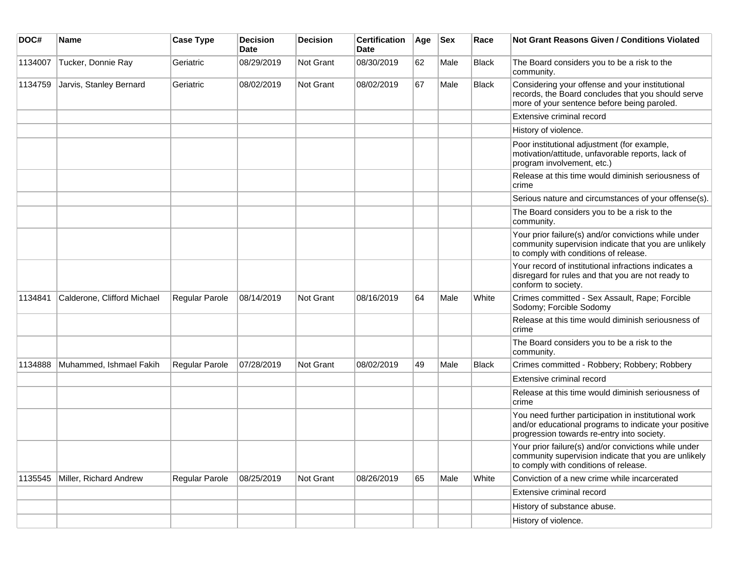| DOC# | Name | Case Type | Decision Date | Decision | Certification Date | Age | Sex | Race | Not Grant Reasons Given / Conditions Violated |
|---|---|---|---|---|---|---|---|---|---|
| 1134007 | Tucker, Donnie Ray | Geriatric | 08/29/2019 | Not Grant | 08/30/2019 | 62 | Male | Black | The Board considers you to be a risk to the community. |
| 1134759 | Jarvis, Stanley Bernard | Geriatric | 08/02/2019 | Not Grant | 08/02/2019 | 67 | Male | Black | Considering your offense and your institutional records, the Board concludes that you should serve more of your sentence before being paroled. |
| | | | | | | | | | Extensive criminal record |
| | | | | | | | | | History of violence. |
| | | | | | | | | | Poor institutional adjustment (for example, motivation/attitude, unfavorable reports, lack of program involvement, etc.) |
| | | | | | | | | | Release at this time would diminish seriousness of crime |
| | | | | | | | | | Serious nature and circumstances of your offense(s). |
| | | | | | | | | | The Board considers you to be a risk to the community. |
| | | | | | | | | | Your prior failure(s) and/or convictions while under community supervision indicate that you are unlikely to comply with conditions of release. |
| | | | | | | | | | Your record of institutional infractions indicates a disregard for rules and that you are not ready to conform to society. |
| 1134841 | Calderone, Clifford Michael | Regular Parole | 08/14/2019 | Not Grant | 08/16/2019 | 64 | Male | White | Crimes committed - Sex Assault, Rape; Forcible Sodomy; Forcible Sodomy |
| | | | | | | | | | Release at this time would diminish seriousness of crime |
| | | | | | | | | | The Board considers you to be a risk to the community. |
| 1134888 | Muhammed, Ishmael Fakih | Regular Parole | 07/28/2019 | Not Grant | 08/02/2019 | 49 | Male | Black | Crimes committed - Robbery; Robbery; Robbery |
| | | | | | | | | | Extensive criminal record |
| | | | | | | | | | Release at this time would diminish seriousness of crime |
| | | | | | | | | | You need further participation in institutional work and/or educational programs to indicate your positive progression towards re-entry into society. |
| | | | | | | | | | Your prior failure(s) and/or convictions while under community supervision indicate that you are unlikely to comply with conditions of release. |
| 1135545 | Miller, Richard Andrew | Regular Parole | 08/25/2019 | Not Grant | 08/26/2019 | 65 | Male | White | Conviction of a new crime while incarcerated |
| | | | | | | | | | Extensive criminal record |
| | | | | | | | | | History of substance abuse. |
| | | | | | | | | | History of violence. |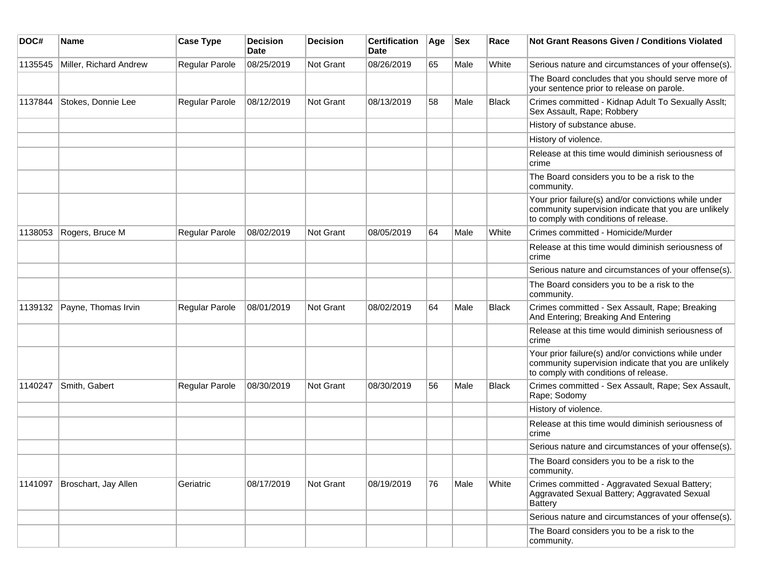| DOC# | Name | Case Type | Decision Date | Decision | Certification Date | Age | Sex | Race | Not Grant Reasons Given / Conditions Violated |
|---|---|---|---|---|---|---|---|---|---|
| 1135545 | Miller, Richard Andrew | Regular Parole | 08/25/2019 | Not Grant | 08/26/2019 | 65 | Male | White | Serious nature and circumstances of your offense(s). |
| | | | | | | | | | The Board concludes that you should serve more of your sentence prior to release on parole. |
| 1137844 | Stokes, Donnie Lee | Regular Parole | 08/12/2019 | Not Grant | 08/13/2019 | 58 | Male | Black | Crimes committed - Kidnap Adult To Sexually Asslt; Sex Assault, Rape; Robbery |
| | | | | | | | | | History of substance abuse. |
| | | | | | | | | | History of violence. |
| | | | | | | | | | Release at this time would diminish seriousness of crime |
| | | | | | | | | | The Board considers you to be a risk to the community. |
| | | | | | | | | | Your prior failure(s) and/or convictions while under community supervision indicate that you are unlikely to comply with conditions of release. |
| 1138053 | Rogers, Bruce M | Regular Parole | 08/02/2019 | Not Grant | 08/05/2019 | 64 | Male | White | Crimes committed - Homicide/Murder |
| | | | | | | | | | Release at this time would diminish seriousness of crime |
| | | | | | | | | | Serious nature and circumstances of your offense(s). |
| | | | | | | | | | The Board considers you to be a risk to the community. |
| 1139132 | Payne, Thomas Irvin | Regular Parole | 08/01/2019 | Not Grant | 08/02/2019 | 64 | Male | Black | Crimes committed - Sex Assault, Rape; Breaking And Entering; Breaking And Entering |
| | | | | | | | | | Release at this time would diminish seriousness of crime |
| | | | | | | | | | Your prior failure(s) and/or convictions while under community supervision indicate that you are unlikely to comply with conditions of release. |
| 1140247 | Smith, Gabert | Regular Parole | 08/30/2019 | Not Grant | 08/30/2019 | 56 | Male | Black | Crimes committed - Sex Assault, Rape; Sex Assault, Rape; Sodomy |
| | | | | | | | | | History of violence. |
| | | | | | | | | | Release at this time would diminish seriousness of crime |
| | | | | | | | | | Serious nature and circumstances of your offense(s). |
| | | | | | | | | | The Board considers you to be a risk to the community. |
| 1141097 | Broschart, Jay Allen | Geriatric | 08/17/2019 | Not Grant | 08/19/2019 | 76 | Male | White | Crimes committed - Aggravated Sexual Battery; Aggravated Sexual Battery; Aggravated Sexual Battery |
| | | | | | | | | | Serious nature and circumstances of your offense(s). |
| | | | | | | | | | The Board considers you to be a risk to the community. |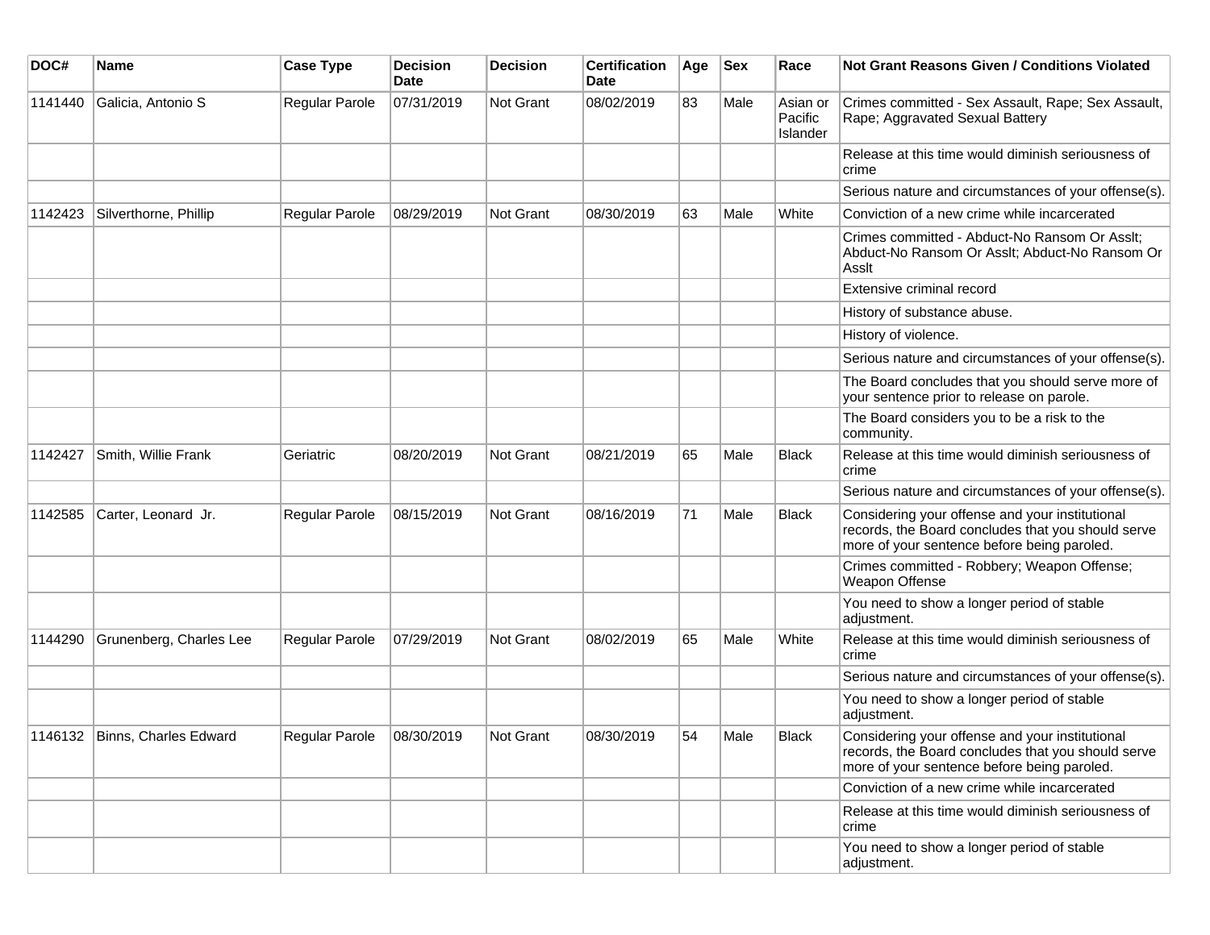| DOC# | Name | Case Type | Decision Date | Decision | Certification Date | Age | Sex | Race | Not Grant Reasons Given / Conditions Violated |
|---|---|---|---|---|---|---|---|---|---|
| 1141440 | Galicia, Antonio S | Regular Parole | 07/31/2019 | Not Grant | 08/02/2019 | 83 | Male | Asian or Pacific Islander | Crimes committed - Sex Assault, Rape; Sex Assault, Rape; Aggravated Sexual Battery |
| | | | | | | | | | Release at this time would diminish seriousness of crime |
| | | | | | | | | | Serious nature and circumstances of your offense(s). |
| 1142423 | Silverthorne, Phillip | Regular Parole | 08/29/2019 | Not Grant | 08/30/2019 | 63 | Male | White | Conviction of a new crime while incarcerated |
| | | | | | | | | | Crimes committed - Abduct-No Ransom Or Asslt; Abduct-No Ransom Or Asslt; Abduct-No Ransom Or Asslt |
| | | | | | | | | | Extensive criminal record |
| | | | | | | | | | History of substance abuse. |
| | | | | | | | | | History of violence. |
| | | | | | | | | | Serious nature and circumstances of your offense(s). |
| | | | | | | | | | The Board concludes that you should serve more of your sentence prior to release on parole. |
| | | | | | | | | | The Board considers you to be a risk to the community. |
| 1142427 | Smith, Willie Frank | Geriatric | 08/20/2019 | Not Grant | 08/21/2019 | 65 | Male | Black | Release at this time would diminish seriousness of crime |
| | | | | | | | | | Serious nature and circumstances of your offense(s). |
| 1142585 | Carter, Leonard Jr. | Regular Parole | 08/15/2019 | Not Grant | 08/16/2019 | 71 | Male | Black | Considering your offense and your institutional records, the Board concludes that you should serve more of your sentence before being paroled. |
| | | | | | | | | | Crimes committed - Robbery; Weapon Offense; Weapon Offense |
| | | | | | | | | | You need to show a longer period of stable adjustment. |
| 1144290 | Grunenberg, Charles Lee | Regular Parole | 07/29/2019 | Not Grant | 08/02/2019 | 65 | Male | White | Release at this time would diminish seriousness of crime |
| | | | | | | | | | Serious nature and circumstances of your offense(s). |
| | | | | | | | | | You need to show a longer period of stable adjustment. |
| 1146132 | Binns, Charles Edward | Regular Parole | 08/30/2019 | Not Grant | 08/30/2019 | 54 | Male | Black | Considering your offense and your institutional records, the Board concludes that you should serve more of your sentence before being paroled. |
| | | | | | | | | | Conviction of a new crime while incarcerated |
| | | | | | | | | | Release at this time would diminish seriousness of crime |
| | | | | | | | | | You need to show a longer period of stable adjustment. |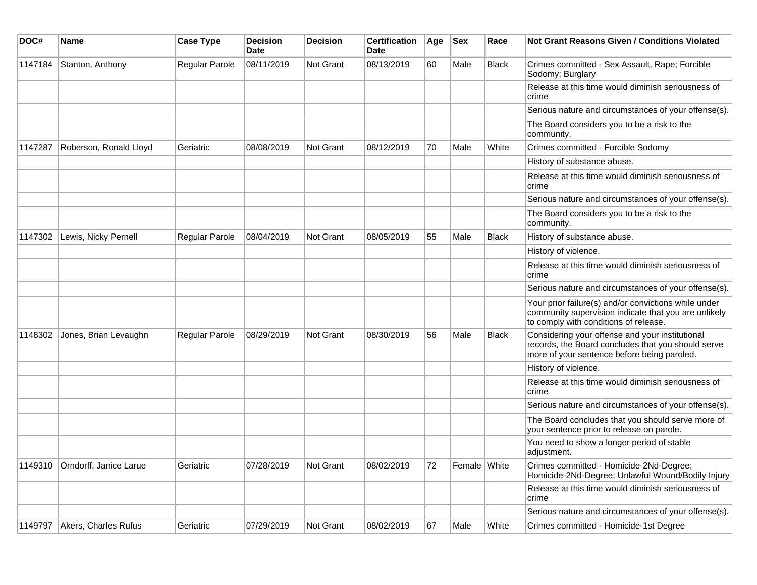| DOC# | Name | Case Type | Decision Date | Decision | Certification Date | Age | Sex | Race | Not Grant Reasons Given / Conditions Violated |
|---|---|---|---|---|---|---|---|---|---|
| 1147184 | Stanton, Anthony | Regular Parole | 08/11/2019 | Not Grant | 08/13/2019 | 60 | Male | Black | Crimes committed - Sex Assault, Rape; Forcible Sodomy; Burglary |
| | | | | | | | | | Release at this time would diminish seriousness of crime |
| | | | | | | | | | Serious nature and circumstances of your offense(s). |
| | | | | | | | | | The Board considers you to be a risk to the community. |
| 1147287 | Roberson, Ronald Lloyd | Geriatric | 08/08/2019 | Not Grant | 08/12/2019 | 70 | Male | White | Crimes committed - Forcible Sodomy |
| | | | | | | | | | History of substance abuse. |
| | | | | | | | | | Release at this time would diminish seriousness of crime |
| | | | | | | | | | Serious nature and circumstances of your offense(s). |
| | | | | | | | | | The Board considers you to be a risk to the community. |
| 1147302 | Lewis, Nicky Pernell | Regular Parole | 08/04/2019 | Not Grant | 08/05/2019 | 55 | Male | Black | History of substance abuse. |
| | | | | | | | | | History of violence. |
| | | | | | | | | | Release at this time would diminish seriousness of crime |
| | | | | | | | | | Serious nature and circumstances of your offense(s). |
| | | | | | | | | | Your prior failure(s) and/or convictions while under community supervision indicate that you are unlikely to comply with conditions of release. |
| 1148302 | Jones, Brian Levaughn | Regular Parole | 08/29/2019 | Not Grant | 08/30/2019 | 56 | Male | Black | Considering your offense and your institutional records, the Board concludes that you should serve more of your sentence before being paroled. |
| | | | | | | | | | History of violence. |
| | | | | | | | | | Release at this time would diminish seriousness of crime |
| | | | | | | | | | Serious nature and circumstances of your offense(s). |
| | | | | | | | | | The Board concludes that you should serve more of your sentence prior to release on parole. |
| | | | | | | | | | You need to show a longer period of stable adjustment. |
| 1149310 | Orndorff, Janice Larue | Geriatric | 07/28/2019 | Not Grant | 08/02/2019 | 72 | Female | White | Crimes committed - Homicide-2Nd-Degree; Homicide-2Nd-Degree; Unlawful Wound/Bodily Injury |
| | | | | | | | | | Release at this time would diminish seriousness of crime |
| | | | | | | | | | Serious nature and circumstances of your offense(s). |
| 1149797 | Akers, Charles Rufus | Geriatric | 07/29/2019 | Not Grant | 08/02/2019 | 67 | Male | White | Crimes committed - Homicide-1st Degree |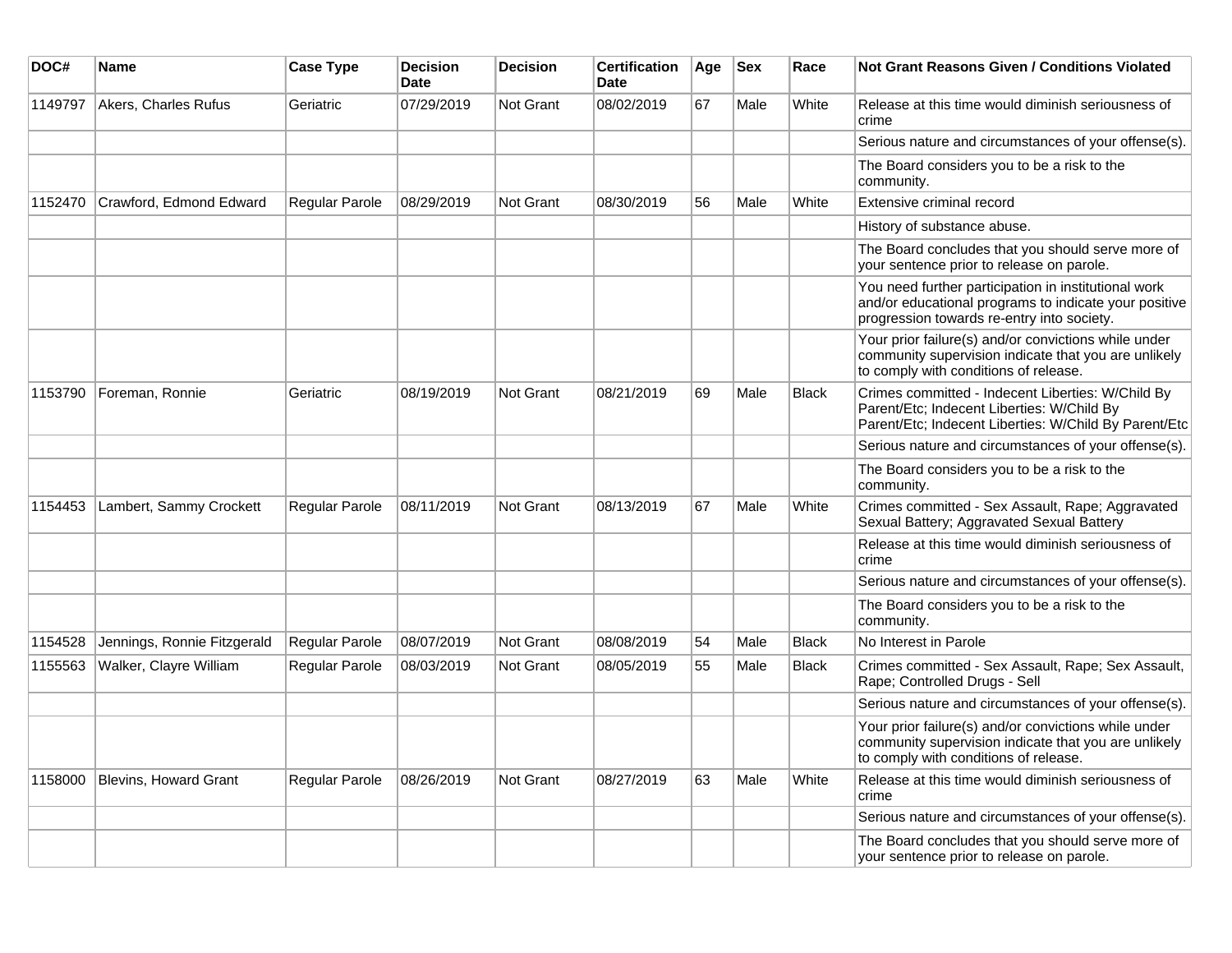| DOC# | Name | Case Type | Decision Date | Decision | Certification Date | Age | Sex | Race | Not Grant Reasons Given / Conditions Violated |
|---|---|---|---|---|---|---|---|---|---|
| 1149797 | Akers, Charles Rufus | Geriatric | 07/29/2019 | Not Grant | 08/02/2019 | 67 | Male | White | Release at this time would diminish seriousness of crime |
| | | | | | | | | | Serious nature and circumstances of your offense(s). |
| | | | | | | | | | The Board considers you to be a risk to the community. |
| 1152470 | Crawford, Edmond Edward | Regular Parole | 08/29/2019 | Not Grant | 08/30/2019 | 56 | Male | White | Extensive criminal record |
| | | | | | | | | | History of substance abuse. |
| | | | | | | | | | The Board concludes that you should serve more of your sentence prior to release on parole. |
| | | | | | | | | | You need further participation in institutional work and/or educational programs to indicate your positive progression towards re-entry into society. |
| | | | | | | | | | Your prior failure(s) and/or convictions while under community supervision indicate that you are unlikely to comply with conditions of release. |
| 1153790 | Foreman, Ronnie | Geriatric | 08/19/2019 | Not Grant | 08/21/2019 | 69 | Male | Black | Crimes committed - Indecent Liberties: W/Child By Parent/Etc; Indecent Liberties: W/Child By Parent/Etc; Indecent Liberties: W/Child By Parent/Etc |
| | | | | | | | | | Serious nature and circumstances of your offense(s). |
| | | | | | | | | | The Board considers you to be a risk to the community. |
| 1154453 | Lambert, Sammy Crockett | Regular Parole | 08/11/2019 | Not Grant | 08/13/2019 | 67 | Male | White | Crimes committed - Sex Assault, Rape; Aggravated Sexual Battery; Aggravated Sexual Battery |
| | | | | | | | | | Release at this time would diminish seriousness of crime |
| | | | | | | | | | Serious nature and circumstances of your offense(s). |
| | | | | | | | | | The Board considers you to be a risk to the community. |
| 1154528 | Jennings, Ronnie Fitzgerald | Regular Parole | 08/07/2019 | Not Grant | 08/08/2019 | 54 | Male | Black | No Interest in Parole |
| 1155563 | Walker, Clayre William | Regular Parole | 08/03/2019 | Not Grant | 08/05/2019 | 55 | Male | Black | Crimes committed - Sex Assault, Rape; Sex Assault, Rape; Controlled Drugs - Sell |
| | | | | | | | | | Serious nature and circumstances of your offense(s). |
| | | | | | | | | | Your prior failure(s) and/or convictions while under community supervision indicate that you are unlikely to comply with conditions of release. |
| 1158000 | Blevins, Howard Grant | Regular Parole | 08/26/2019 | Not Grant | 08/27/2019 | 63 | Male | White | Release at this time would diminish seriousness of crime |
| | | | | | | | | | Serious nature and circumstances of your offense(s). |
| | | | | | | | | | The Board concludes that you should serve more of your sentence prior to release on parole. |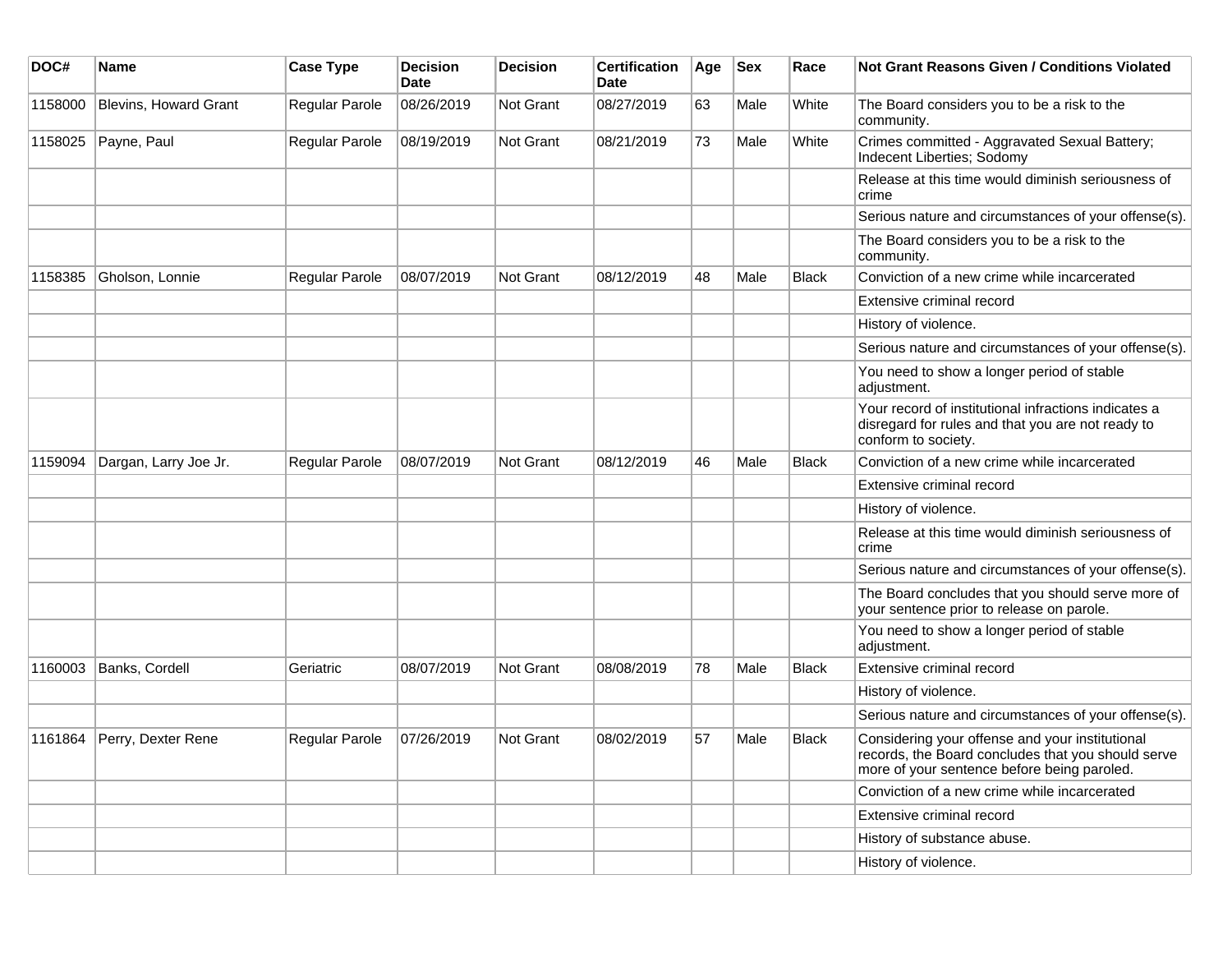| DOC# | Name | Case Type | Decision Date | Decision | Certification Date | Age | Sex | Race | Not Grant Reasons Given / Conditions Violated |
|---|---|---|---|---|---|---|---|---|---|
| 1158000 | Blevins, Howard Grant | Regular Parole | 08/26/2019 | Not Grant | 08/27/2019 | 63 | Male | White | The Board considers you to be a risk to the community. |
| 1158025 | Payne, Paul | Regular Parole | 08/19/2019 | Not Grant | 08/21/2019 | 73 | Male | White | Crimes committed - Aggravated Sexual Battery; Indecent Liberties; Sodomy |
| | | | | | | | | | Release at this time would diminish seriousness of crime |
| | | | | | | | | | Serious nature and circumstances of your offense(s). |
| | | | | | | | | | The Board considers you to be a risk to the community. |
| 1158385 | Gholson, Lonnie | Regular Parole | 08/07/2019 | Not Grant | 08/12/2019 | 48 | Male | Black | Conviction of a new crime while incarcerated |
| | | | | | | | | | Extensive criminal record |
| | | | | | | | | | History of violence. |
| | | | | | | | | | Serious nature and circumstances of your offense(s). |
| | | | | | | | | | You need to show a longer period of stable adjustment. |
| | | | | | | | | | Your record of institutional infractions indicates a disregard for rules and that you are not ready to conform to society. |
| 1159094 | Dargan, Larry Joe Jr. | Regular Parole | 08/07/2019 | Not Grant | 08/12/2019 | 46 | Male | Black | Conviction of a new crime while incarcerated |
| | | | | | | | | | Extensive criminal record |
| | | | | | | | | | History of violence. |
| | | | | | | | | | Release at this time would diminish seriousness of crime |
| | | | | | | | | | Serious nature and circumstances of your offense(s). |
| | | | | | | | | | The Board concludes that you should serve more of your sentence prior to release on parole. |
| | | | | | | | | | You need to show a longer period of stable adjustment. |
| 1160003 | Banks, Cordell | Geriatric | 08/07/2019 | Not Grant | 08/08/2019 | 78 | Male | Black | Extensive criminal record |
| | | | | | | | | | History of violence. |
| | | | | | | | | | Serious nature and circumstances of your offense(s). |
| 1161864 | Perry, Dexter Rene | Regular Parole | 07/26/2019 | Not Grant | 08/02/2019 | 57 | Male | Black | Considering your offense and your institutional records, the Board concludes that you should serve more of your sentence before being paroled. |
| | | | | | | | | | Conviction of a new crime while incarcerated |
| | | | | | | | | | Extensive criminal record |
| | | | | | | | | | History of substance abuse. |
| | | | | | | | | | History of violence. |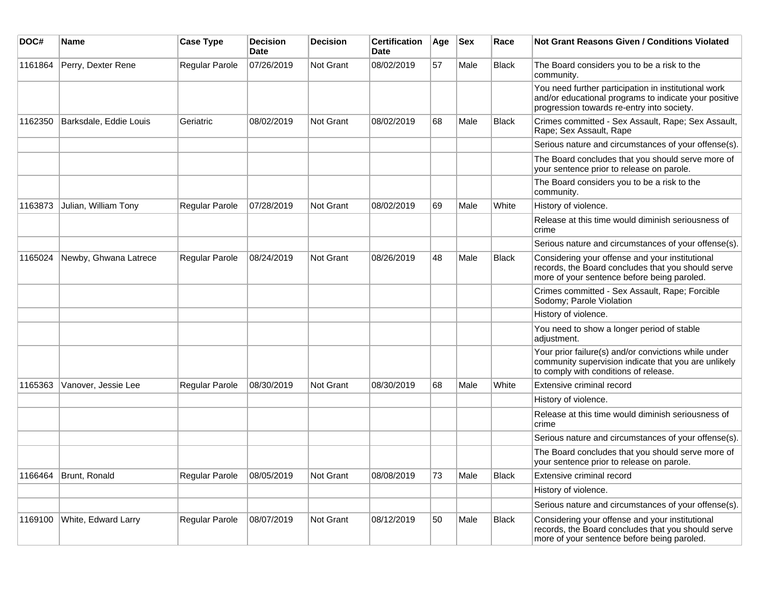| DOC# | Name | Case Type | Decision Date | Decision | Certification Date | Age | Sex | Race | Not Grant Reasons Given / Conditions Violated |
|---|---|---|---|---|---|---|---|---|---|
| 1161864 | Perry, Dexter Rene | Regular Parole | 07/26/2019 | Not Grant | 08/02/2019 | 57 | Male | Black | The Board considers you to be a risk to the community. |
| | | | | | | | | | You need further participation in institutional work and/or educational programs to indicate your positive progression towards re-entry into society. |
| 1162350 | Barksdale, Eddie Louis | Geriatric | 08/02/2019 | Not Grant | 08/02/2019 | 68 | Male | Black | Crimes committed - Sex Assault, Rape; Sex Assault, Rape; Sex Assault, Rape |
| | | | | | | | | | Serious nature and circumstances of your offense(s). |
| | | | | | | | | | The Board concludes that you should serve more of your sentence prior to release on parole. |
| | | | | | | | | | The Board considers you to be a risk to the community. |
| 1163873 | Julian, William Tony | Regular Parole | 07/28/2019 | Not Grant | 08/02/2019 | 69 | Male | White | History of violence. |
| | | | | | | | | | Release at this time would diminish seriousness of crime |
| | | | | | | | | | Serious nature and circumstances of your offense(s). |
| 1165024 | Newby, Ghwana Latrece | Regular Parole | 08/24/2019 | Not Grant | 08/26/2019 | 48 | Male | Black | Considering your offense and your institutional records, the Board concludes that you should serve more of your sentence before being paroled. |
| | | | | | | | | | Crimes committed - Sex Assault, Rape; Forcible Sodomy; Parole Violation |
| | | | | | | | | | History of violence. |
| | | | | | | | | | You need to show a longer period of stable adjustment. |
| | | | | | | | | | Your prior failure(s) and/or convictions while under community supervision indicate that you are unlikely to comply with conditions of release. |
| 1165363 | Vanover, Jessie Lee | Regular Parole | 08/30/2019 | Not Grant | 08/30/2019 | 68 | Male | White | Extensive criminal record |
| | | | | | | | | | History of violence. |
| | | | | | | | | | Release at this time would diminish seriousness of crime |
| | | | | | | | | | Serious nature and circumstances of your offense(s). |
| | | | | | | | | | The Board concludes that you should serve more of your sentence prior to release on parole. |
| 1166464 | Brunt, Ronald | Regular Parole | 08/05/2019 | Not Grant | 08/08/2019 | 73 | Male | Black | Extensive criminal record |
| | | | | | | | | | History of violence. |
| | | | | | | | | | Serious nature and circumstances of your offense(s). |
| 1169100 | White, Edward Larry | Regular Parole | 08/07/2019 | Not Grant | 08/12/2019 | 50 | Male | Black | Considering your offense and your institutional records, the Board concludes that you should serve more of your sentence before being paroled. |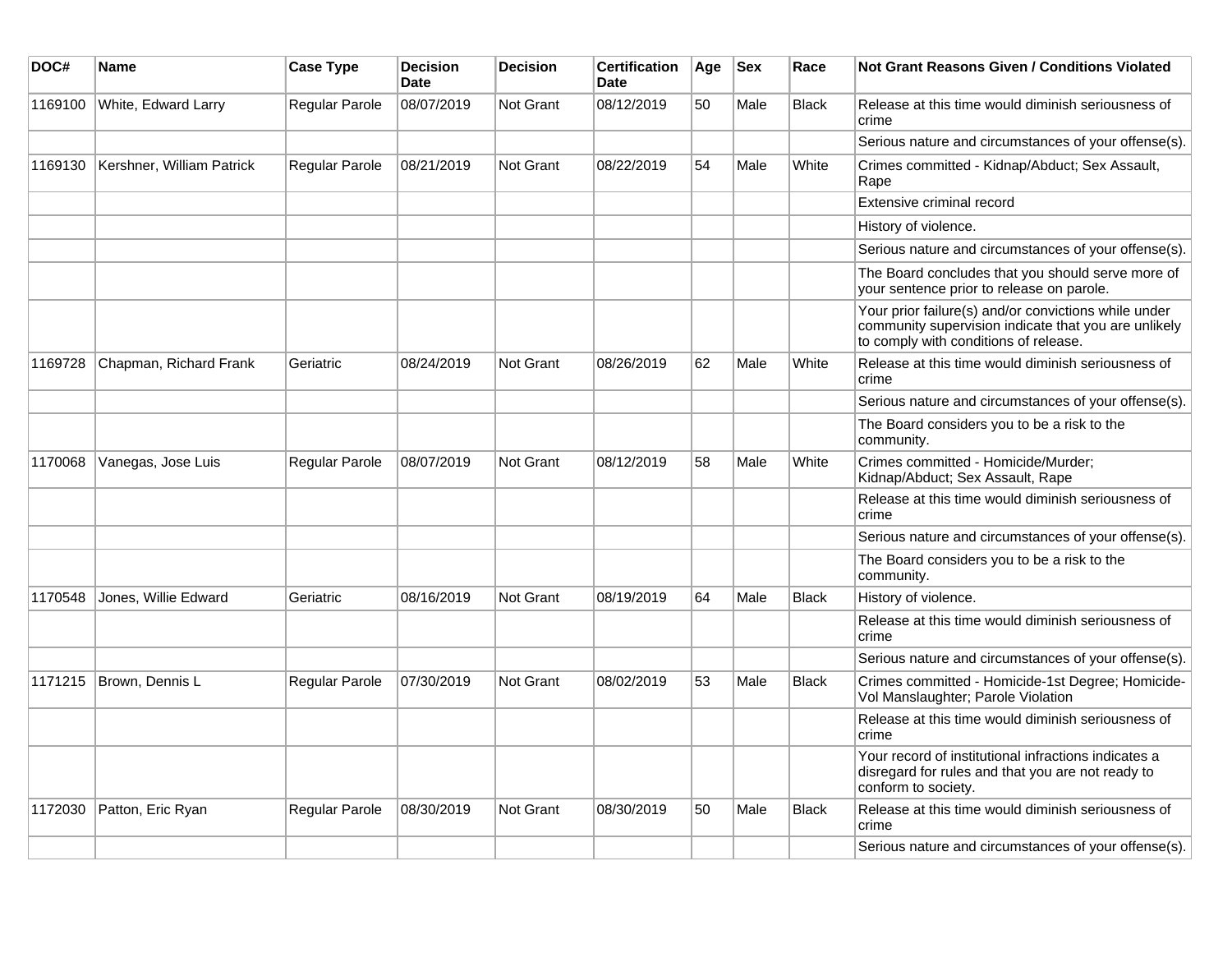| DOC# | Name | Case Type | Decision Date | Decision | Certification Date | Age | Sex | Race | Not Grant Reasons Given / Conditions Violated |
| --- | --- | --- | --- | --- | --- | --- | --- | --- | --- |
| 1169100 | White, Edward Larry | Regular Parole | 08/07/2019 | Not Grant | 08/12/2019 | 50 | Male | Black | Release at this time would diminish seriousness of crime |
| | | | | | | | | | Serious nature and circumstances of your offense(s). |
| 1169130 | Kershner, William Patrick | Regular Parole | 08/21/2019 | Not Grant | 08/22/2019 | 54 | Male | White | Crimes committed - Kidnap/Abduct; Sex Assault, Rape |
| | | | | | | | | | Extensive criminal record |
| | | | | | | | | | History of violence. |
| | | | | | | | | | Serious nature and circumstances of your offense(s). |
| | | | | | | | | | The Board concludes that you should serve more of your sentence prior to release on parole. |
| | | | | | | | | | Your prior failure(s) and/or convictions while under community supervision indicate that you are unlikely to comply with conditions of release. |
| 1169728 | Chapman, Richard Frank | Geriatric | 08/24/2019 | Not Grant | 08/26/2019 | 62 | Male | White | Release at this time would diminish seriousness of crime |
| | | | | | | | | | Serious nature and circumstances of your offense(s). |
| | | | | | | | | | The Board considers you to be a risk to the community. |
| 1170068 | Vanegas, Jose Luis | Regular Parole | 08/07/2019 | Not Grant | 08/12/2019 | 58 | Male | White | Crimes committed - Homicide/Murder; Kidnap/Abduct; Sex Assault, Rape |
| | | | | | | | | | Release at this time would diminish seriousness of crime |
| | | | | | | | | | Serious nature and circumstances of your offense(s). |
| | | | | | | | | | The Board considers you to be a risk to the community. |
| 1170548 | Jones, Willie Edward | Geriatric | 08/16/2019 | Not Grant | 08/19/2019 | 64 | Male | Black | History of violence. |
| | | | | | | | | | Release at this time would diminish seriousness of crime |
| | | | | | | | | | Serious nature and circumstances of your offense(s). |
| 1171215 | Brown, Dennis L | Regular Parole | 07/30/2019 | Not Grant | 08/02/2019 | 53 | Male | Black | Crimes committed - Homicide-1st Degree; Homicide-Vol Manslaughter; Parole Violation |
| | | | | | | | | | Release at this time would diminish seriousness of crime |
| | | | | | | | | | Your record of institutional infractions indicates a disregard for rules and that you are not ready to conform to society. |
| 1172030 | Patton, Eric Ryan | Regular Parole | 08/30/2019 | Not Grant | 08/30/2019 | 50 | Male | Black | Release at this time would diminish seriousness of crime |
| | | | | | | | | | Serious nature and circumstances of your offense(s). |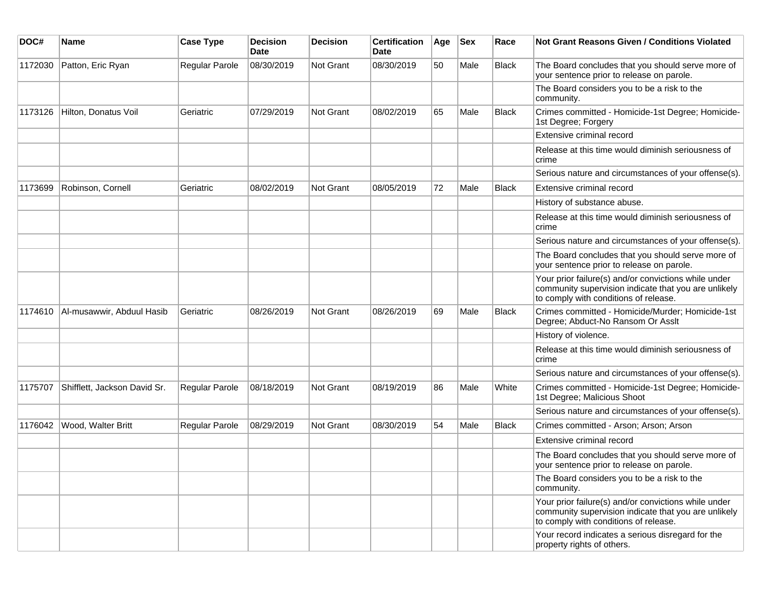| DOC# | Name | Case Type | Decision Date | Decision | Certification Date | Age | Sex | Race | Not Grant Reasons Given / Conditions Violated |
|---|---|---|---|---|---|---|---|---|---|
| 1172030 | Patton, Eric Ryan | Regular Parole | 08/30/2019 | Not Grant | 08/30/2019 | 50 | Male | Black | The Board concludes that you should serve more of your sentence prior to release on parole. |
| | | | | | | | | | The Board considers you to be a risk to the community. |
| 1173126 | Hilton, Donatus Voil | Geriatric | 07/29/2019 | Not Grant | 08/02/2019 | 65 | Male | Black | Crimes committed - Homicide-1st Degree; Homicide-1st Degree; Forgery |
| | | | | | | | | | Extensive criminal record |
| | | | | | | | | | Release at this time would diminish seriousness of crime |
| | | | | | | | | | Serious nature and circumstances of your offense(s). |
| 1173699 | Robinson, Cornell | Geriatric | 08/02/2019 | Not Grant | 08/05/2019 | 72 | Male | Black | Extensive criminal record |
| | | | | | | | | | History of substance abuse. |
| | | | | | | | | | Release at this time would diminish seriousness of crime |
| | | | | | | | | | Serious nature and circumstances of your offense(s). |
| | | | | | | | | | The Board concludes that you should serve more of your sentence prior to release on parole. |
| | | | | | | | | | Your prior failure(s) and/or convictions while under community supervision indicate that you are unlikely to comply with conditions of release. |
| 1174610 | Al-musawwir, Abduul Hasib | Geriatric | 08/26/2019 | Not Grant | 08/26/2019 | 69 | Male | Black | Crimes committed - Homicide/Murder; Homicide-1st Degree; Abduct-No Ransom Or Asslt |
| | | | | | | | | | History of violence. |
| | | | | | | | | | Release at this time would diminish seriousness of crime |
| | | | | | | | | | Serious nature and circumstances of your offense(s). |
| 1175707 | Shifflett, Jackson David Sr. | Regular Parole | 08/18/2019 | Not Grant | 08/19/2019 | 86 | Male | White | Crimes committed - Homicide-1st Degree; Homicide-1st Degree; Malicious Shoot |
| | | | | | | | | | Serious nature and circumstances of your offense(s). |
| 1176042 | Wood, Walter Britt | Regular Parole | 08/29/2019 | Not Grant | 08/30/2019 | 54 | Male | Black | Crimes committed - Arson; Arson; Arson |
| | | | | | | | | | Extensive criminal record |
| | | | | | | | | | The Board concludes that you should serve more of your sentence prior to release on parole. |
| | | | | | | | | | The Board considers you to be a risk to the community. |
| | | | | | | | | | Your prior failure(s) and/or convictions while under community supervision indicate that you are unlikely to comply with conditions of release. |
| | | | | | | | | | Your record indicates a serious disregard for the property rights of others. |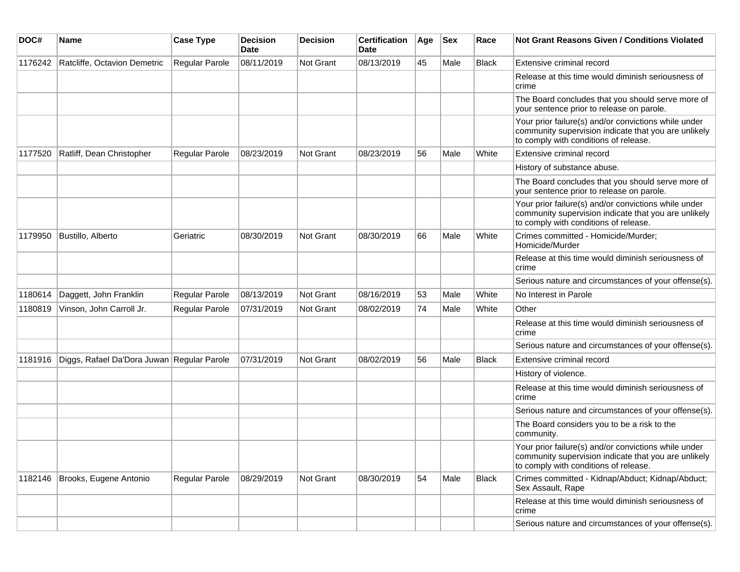| DOC# | Name | Case Type | Decision Date | Decision | Certification Date | Age | Sex | Race | Not Grant Reasons Given / Conditions Violated |
|---|---|---|---|---|---|---|---|---|---|
| 1176242 | Ratcliffe, Octavion Demetric | Regular Parole | 08/11/2019 | Not Grant | 08/13/2019 | 45 | Male | Black | Extensive criminal record |
| | | | | | | | | | Release at this time would diminish seriousness of crime |
| | | | | | | | | | The Board concludes that you should serve more of your sentence prior to release on parole. |
| | | | | | | | | | Your prior failure(s) and/or convictions while under community supervision indicate that you are unlikely to comply with conditions of release. |
| 1177520 | Ratliff, Dean Christopher | Regular Parole | 08/23/2019 | Not Grant | 08/23/2019 | 56 | Male | White | Extensive criminal record |
| | | | | | | | | | History of substance abuse. |
| | | | | | | | | | The Board concludes that you should serve more of your sentence prior to release on parole. |
| | | | | | | | | | Your prior failure(s) and/or convictions while under community supervision indicate that you are unlikely to comply with conditions of release. |
| 1179950 | Bustillo, Alberto | Geriatric | 08/30/2019 | Not Grant | 08/30/2019 | 66 | Male | White | Crimes committed - Homicide/Murder; Homicide/Murder |
| | | | | | | | | | Release at this time would diminish seriousness of crime |
| | | | | | | | | | Serious nature and circumstances of your offense(s). |
| 1180614 | Daggett, John Franklin | Regular Parole | 08/13/2019 | Not Grant | 08/16/2019 | 53 | Male | White | No Interest in Parole |
| 1180819 | Vinson, John Carroll Jr. | Regular Parole | 07/31/2019 | Not Grant | 08/02/2019 | 74 | Male | White | Other |
| | | | | | | | | | Release at this time would diminish seriousness of crime |
| | | | | | | | | | Serious nature and circumstances of your offense(s). |
| 1181916 | Diggs, Rafael Da'Dora Juwan | Regular Parole | 07/31/2019 | Not Grant | 08/02/2019 | 56 | Male | Black | Extensive criminal record |
| | | | | | | | | | History of violence. |
| | | | | | | | | | Release at this time would diminish seriousness of crime |
| | | | | | | | | | Serious nature and circumstances of your offense(s). |
| | | | | | | | | | The Board considers you to be a risk to the community. |
| | | | | | | | | | Your prior failure(s) and/or convictions while under community supervision indicate that you are unlikely to comply with conditions of release. |
| 1182146 | Brooks, Eugene Antonio | Regular Parole | 08/29/2019 | Not Grant | 08/30/2019 | 54 | Male | Black | Crimes committed - Kidnap/Abduct; Kidnap/Abduct; Sex Assault, Rape |
| | | | | | | | | | Release at this time would diminish seriousness of crime |
| | | | | | | | | | Serious nature and circumstances of your offense(s). |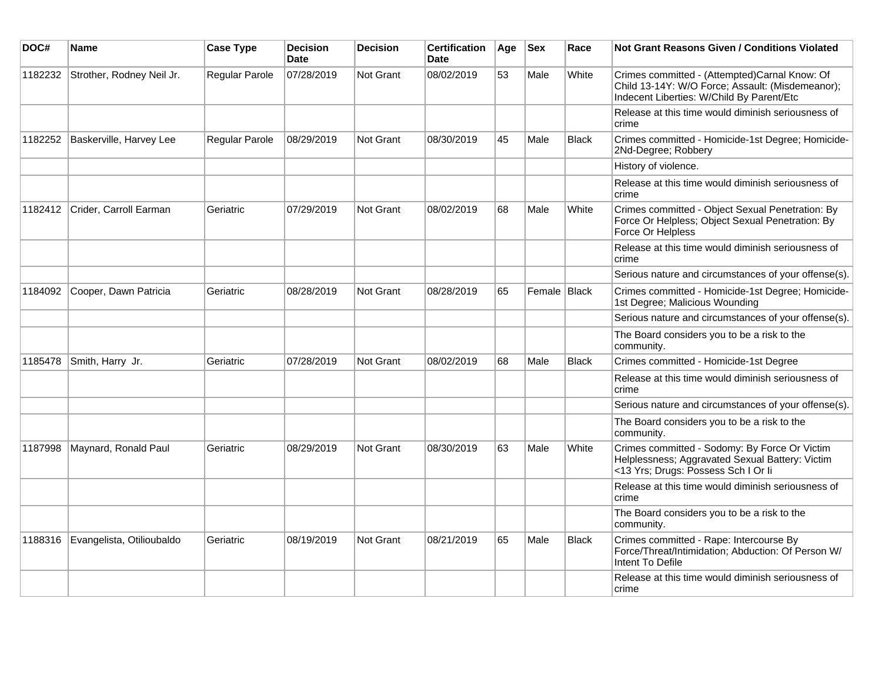| DOC# | Name | Case Type | Decision Date | Decision | Certification Date | Age | Sex | Race | Not Grant Reasons Given / Conditions Violated |
|---|---|---|---|---|---|---|---|---|---|
| 1182232 | Strother, Rodney Neil Jr. | Regular Parole | 07/28/2019 | Not Grant | 08/02/2019 | 53 | Male | White | Crimes committed - (Attempted)Carnal Know: Of Child 13-14Y: W/O Force; Assault: (Misdemeanor); Indecent Liberties: W/Child By Parent/Etc |
| | | | | | | | | | Release at this time would diminish seriousness of crime |
| 1182252 | Baskerville, Harvey Lee | Regular Parole | 08/29/2019 | Not Grant | 08/30/2019 | 45 | Male | Black | Crimes committed - Homicide-1st Degree; Homicide-2Nd-Degree; Robbery |
| | | | | | | | | | History of violence. |
| | | | | | | | | | Release at this time would diminish seriousness of crime |
| 1182412 | Crider, Carroll Earman | Geriatric | 07/29/2019 | Not Grant | 08/02/2019 | 68 | Male | White | Crimes committed - Object Sexual Penetration: By Force Or Helpless; Object Sexual Penetration: By Force Or Helpless |
| | | | | | | | | | Release at this time would diminish seriousness of crime |
| | | | | | | | | | Serious nature and circumstances of your offense(s). |
| 1184092 | Cooper, Dawn Patricia | Geriatric | 08/28/2019 | Not Grant | 08/28/2019 | 65 | Female | Black | Crimes committed - Homicide-1st Degree; Homicide-1st Degree; Malicious Wounding |
| | | | | | | | | | Serious nature and circumstances of your offense(s). |
| | | | | | | | | | The Board considers you to be a risk to the community. |
| 1185478 | Smith, Harry Jr. | Geriatric | 07/28/2019 | Not Grant | 08/02/2019 | 68 | Male | Black | Crimes committed - Homicide-1st Degree |
| | | | | | | | | | Release at this time would diminish seriousness of crime |
| | | | | | | | | | Serious nature and circumstances of your offense(s). |
| | | | | | | | | | The Board considers you to be a risk to the community. |
| 1187998 | Maynard, Ronald Paul | Geriatric | 08/29/2019 | Not Grant | 08/30/2019 | 63 | Male | White | Crimes committed - Sodomy: By Force Or Victim Helplessness; Aggravated Sexual Battery: Victim <13 Yrs; Drugs: Possess Sch I Or Ii |
| | | | | | | | | | Release at this time would diminish seriousness of crime |
| | | | | | | | | | The Board considers you to be a risk to the community. |
| 1188316 | Evangelista, Otilioubaldo | Geriatric | 08/19/2019 | Not Grant | 08/21/2019 | 65 | Male | Black | Crimes committed - Rape: Intercourse By Force/Threat/Intimidation; Abduction: Of Person W/ Intent To Defile |
| | | | | | | | | | Release at this time would diminish seriousness of crime |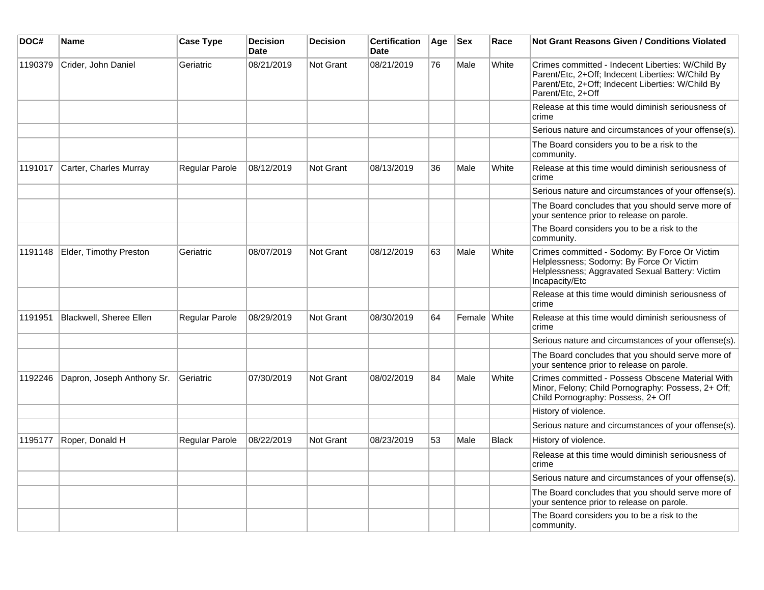| DOC# | Name | Case Type | Decision Date | Decision | Certification Date | Age | Sex | Race | Not Grant Reasons Given / Conditions Violated |
|---|---|---|---|---|---|---|---|---|---|
| 1190379 | Crider, John Daniel | Geriatric | 08/21/2019 | Not Grant | 08/21/2019 | 76 | Male | White | Crimes committed - Indecent Liberties: W/Child By Parent/Etc, 2+Off; Indecent Liberties: W/Child By Parent/Etc, 2+Off; Indecent Liberties: W/Child By Parent/Etc, 2+Off |
| | | | | | | | | | Release at this time would diminish seriousness of crime |
| | | | | | | | | | Serious nature and circumstances of your offense(s). |
| | | | | | | | | | The Board considers you to be a risk to the community. |
| 1191017 | Carter, Charles Murray | Regular Parole | 08/12/2019 | Not Grant | 08/13/2019 | 36 | Male | White | Release at this time would diminish seriousness of crime |
| | | | | | | | | | Serious nature and circumstances of your offense(s). |
| | | | | | | | | | The Board concludes that you should serve more of your sentence prior to release on parole. |
| | | | | | | | | | The Board considers you to be a risk to the community. |
| 1191148 | Elder, Timothy Preston | Geriatric | 08/07/2019 | Not Grant | 08/12/2019 | 63 | Male | White | Crimes committed - Sodomy: By Force Or Victim Helplessness; Sodomy: By Force Or Victim Helplessness; Aggravated Sexual Battery: Victim Incapacity/Etc |
| | | | | | | | | | Release at this time would diminish seriousness of crime |
| 1191951 | Blackwell, Sheree Ellen | Regular Parole | 08/29/2019 | Not Grant | 08/30/2019 | 64 | Female | White | Release at this time would diminish seriousness of crime |
| | | | | | | | | | Serious nature and circumstances of your offense(s). |
| | | | | | | | | | The Board concludes that you should serve more of your sentence prior to release on parole. |
| 1192246 | Dapron, Joseph Anthony Sr. | Geriatric | 07/30/2019 | Not Grant | 08/02/2019 | 84 | Male | White | Crimes committed - Possess Obscene Material With Minor, Felony; Child Pornography: Possess, 2+ Off; Child Pornography: Possess, 2+ Off |
| | | | | | | | | | History of violence. |
| | | | | | | | | | Serious nature and circumstances of your offense(s). |
| 1195177 | Roper, Donald H | Regular Parole | 08/22/2019 | Not Grant | 08/23/2019 | 53 | Male | Black | History of violence. |
| | | | | | | | | | Release at this time would diminish seriousness of crime |
| | | | | | | | | | Serious nature and circumstances of your offense(s). |
| | | | | | | | | | The Board concludes that you should serve more of your sentence prior to release on parole. |
| | | | | | | | | | The Board considers you to be a risk to the community. |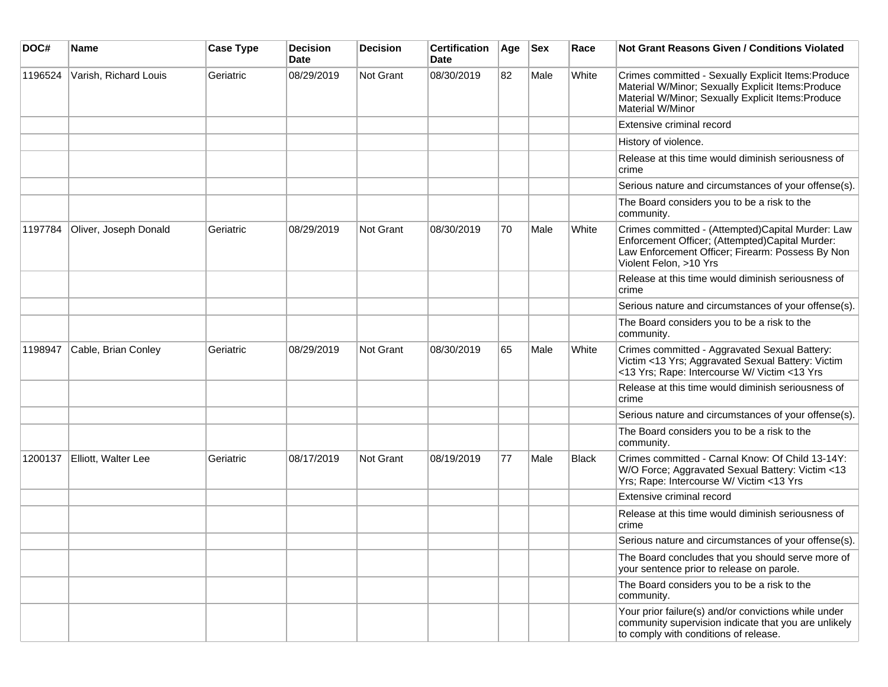| DOC# | Name | Case Type | Decision Date | Decision | Certification Date | Age | Sex | Race | Not Grant Reasons Given / Conditions Violated |
|---|---|---|---|---|---|---|---|---|---|
| 1196524 | Varish, Richard Louis | Geriatric | 08/29/2019 | Not Grant | 08/30/2019 | 82 | Male | White | Crimes committed - Sexually Explicit Items:Produce Material W/Minor; Sexually Explicit Items:Produce Material W/Minor; Sexually Explicit Items:Produce Material W/Minor |
| | | | | | | | | | Extensive criminal record |
| | | | | | | | | | History of violence. |
| | | | | | | | | | Release at this time would diminish seriousness of crime |
| | | | | | | | | | Serious nature and circumstances of your offense(s). |
| | | | | | | | | | The Board considers you to be a risk to the community. |
| 1197784 | Oliver, Joseph Donald | Geriatric | 08/29/2019 | Not Grant | 08/30/2019 | 70 | Male | White | Crimes committed - (Attempted)Capital Murder: Law Enforcement Officer; (Attempted)Capital Murder: Law Enforcement Officer; Firearm: Possess By Non Violent Felon, >10 Yrs |
| | | | | | | | | | Release at this time would diminish seriousness of crime |
| | | | | | | | | | Serious nature and circumstances of your offense(s). |
| | | | | | | | | | The Board considers you to be a risk to the community. |
| 1198947 | Cable, Brian Conley | Geriatric | 08/29/2019 | Not Grant | 08/30/2019 | 65 | Male | White | Crimes committed - Aggravated Sexual Battery: Victim <13 Yrs; Aggravated Sexual Battery: Victim <13 Yrs; Rape: Intercourse W/ Victim <13 Yrs |
| | | | | | | | | | Release at this time would diminish seriousness of crime |
| | | | | | | | | | Serious nature and circumstances of your offense(s). |
| | | | | | | | | | The Board considers you to be a risk to the community. |
| 1200137 | Elliott, Walter Lee | Geriatric | 08/17/2019 | Not Grant | 08/19/2019 | 77 | Male | Black | Crimes committed - Carnal Know: Of Child 13-14Y: W/O Force; Aggravated Sexual Battery: Victim <13 Yrs; Rape: Intercourse W/ Victim <13 Yrs |
| | | | | | | | | | Extensive criminal record |
| | | | | | | | | | Release at this time would diminish seriousness of crime |
| | | | | | | | | | Serious nature and circumstances of your offense(s). |
| | | | | | | | | | The Board concludes that you should serve more of your sentence prior to release on parole. |
| | | | | | | | | | The Board considers you to be a risk to the community. |
| | | | | | | | | | Your prior failure(s) and/or convictions while under community supervision indicate that you are unlikely to comply with conditions of release. |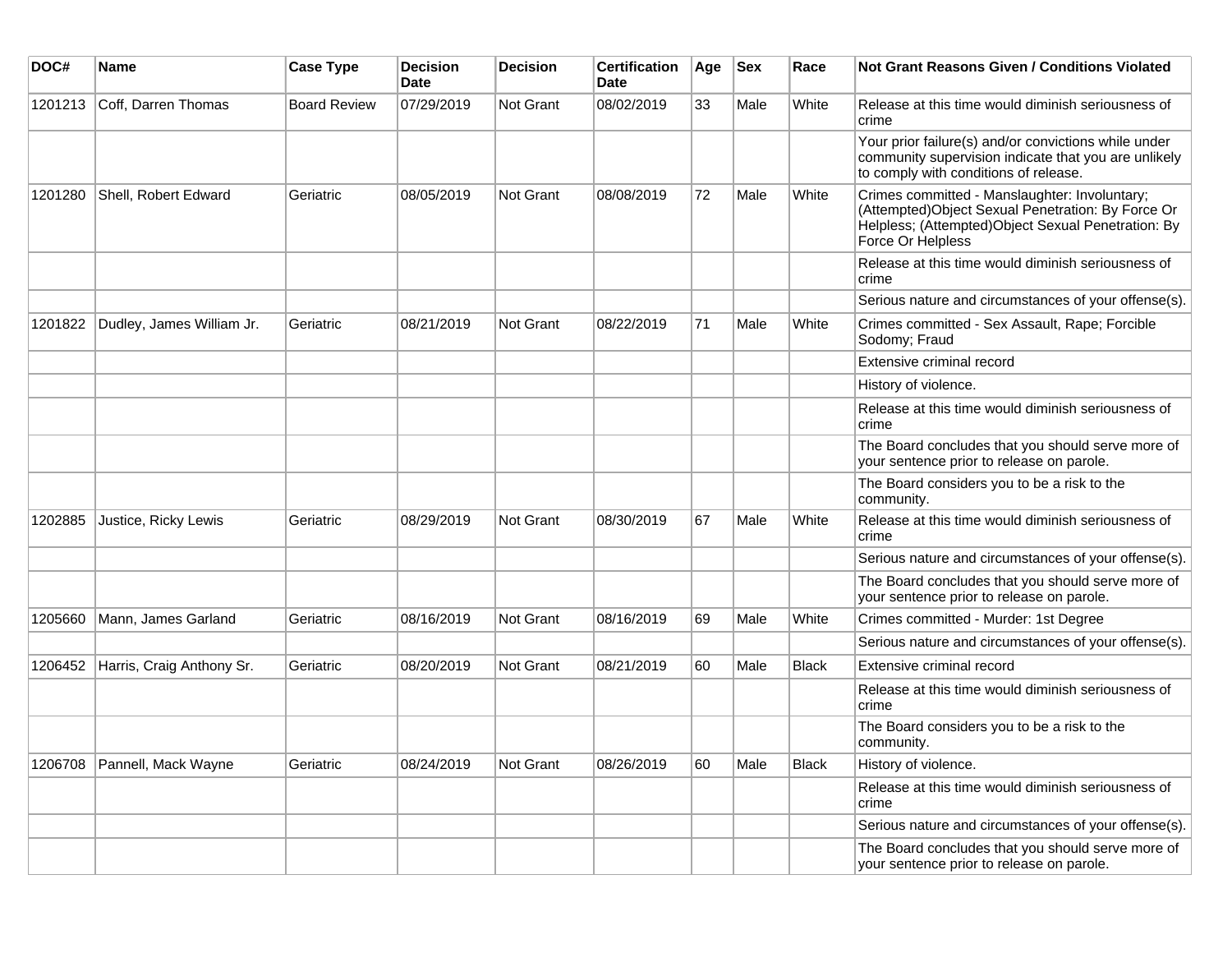| DOC# | Name | Case Type | Decision Date | Decision | Certification Date | Age | Sex | Race | Not Grant Reasons Given / Conditions Violated |
|---|---|---|---|---|---|---|---|---|---|
| 1201213 | Coff, Darren Thomas | Board Review | 07/29/2019 | Not Grant | 08/02/2019 | 33 | Male | White | Release at this time would diminish seriousness of crime |
| | | | | | | | | | Your prior failure(s) and/or convictions while under community supervision indicate that you are unlikely to comply with conditions of release. |
| 1201280 | Shell, Robert Edward | Geriatric | 08/05/2019 | Not Grant | 08/08/2019 | 72 | Male | White | Crimes committed - Manslaughter: Involuntary; (Attempted)Object Sexual Penetration: By Force Or Helpless; (Attempted)Object Sexual Penetration: By Force Or Helpless |
| | | | | | | | | | Release at this time would diminish seriousness of crime |
| | | | | | | | | | Serious nature and circumstances of your offense(s). |
| 1201822 | Dudley, James William Jr. | Geriatric | 08/21/2019 | Not Grant | 08/22/2019 | 71 | Male | White | Crimes committed - Sex Assault, Rape; Forcible Sodomy; Fraud |
| | | | | | | | | | Extensive criminal record |
| | | | | | | | | | History of violence. |
| | | | | | | | | | Release at this time would diminish seriousness of crime |
| | | | | | | | | | The Board concludes that you should serve more of your sentence prior to release on parole. |
| | | | | | | | | | The Board considers you to be a risk to the community. |
| 1202885 | Justice, Ricky Lewis | Geriatric | 08/29/2019 | Not Grant | 08/30/2019 | 67 | Male | White | Release at this time would diminish seriousness of crime |
| | | | | | | | | | Serious nature and circumstances of your offense(s). |
| | | | | | | | | | The Board concludes that you should serve more of your sentence prior to release on parole. |
| 1205660 | Mann, James Garland | Geriatric | 08/16/2019 | Not Grant | 08/16/2019 | 69 | Male | White | Crimes committed - Murder: 1st Degree |
| | | | | | | | | | Serious nature and circumstances of your offense(s). |
| 1206452 | Harris, Craig Anthony Sr. | Geriatric | 08/20/2019 | Not Grant | 08/21/2019 | 60 | Male | Black | Extensive criminal record |
| | | | | | | | | | Release at this time would diminish seriousness of crime |
| | | | | | | | | | The Board considers you to be a risk to the community. |
| 1206708 | Pannell, Mack Wayne | Geriatric | 08/24/2019 | Not Grant | 08/26/2019 | 60 | Male | Black | History of violence. |
| | | | | | | | | | Release at this time would diminish seriousness of crime |
| | | | | | | | | | Serious nature and circumstances of your offense(s). |
| | | | | | | | | | The Board concludes that you should serve more of your sentence prior to release on parole. |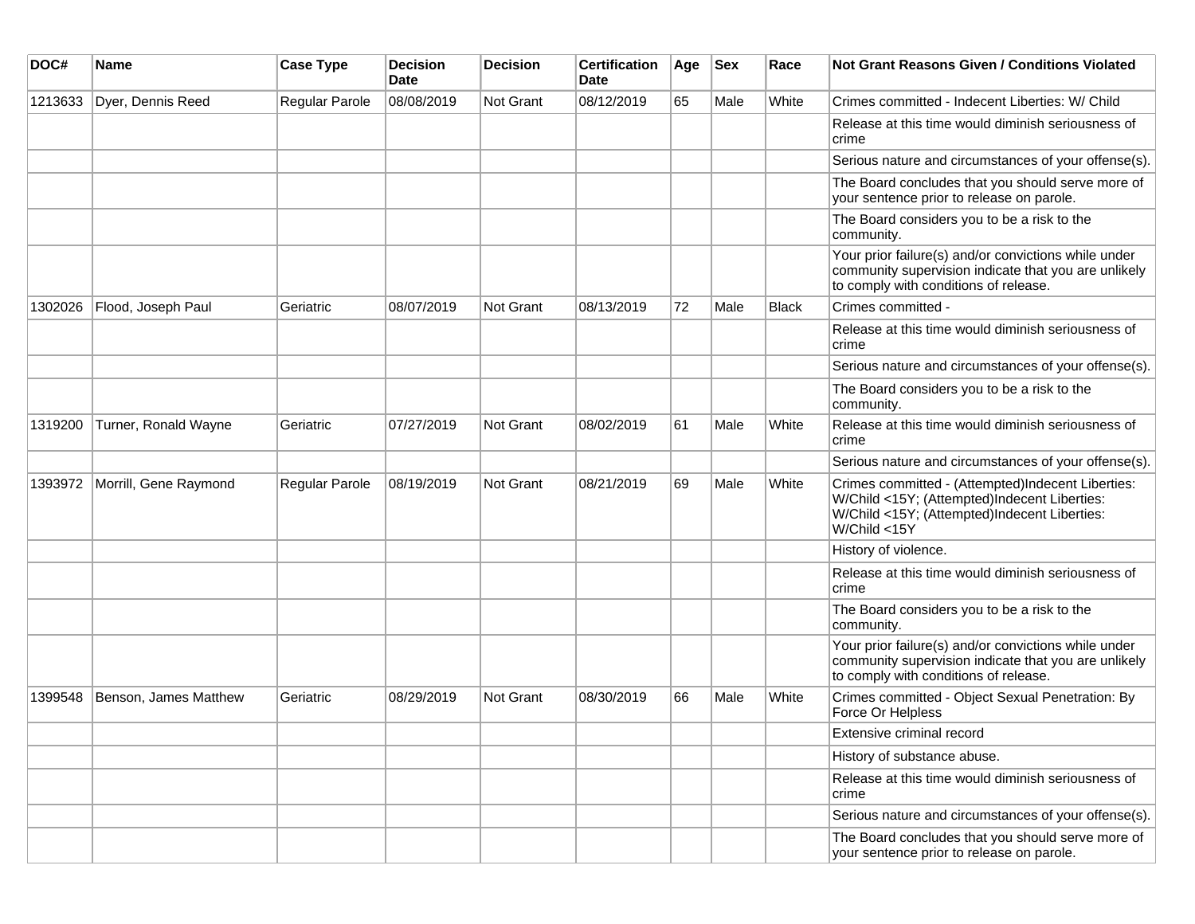| DOC# | Name | Case Type | Decision Date | Decision | Certification Date | Age | Sex | Race | Not Grant Reasons Given / Conditions Violated |
|---|---|---|---|---|---|---|---|---|---|
| 1213633 | Dyer, Dennis Reed | Regular Parole | 08/08/2019 | Not Grant | 08/12/2019 | 65 | Male | White | Crimes committed - Indecent Liberties: W/ Child |
| | | | | | | | | | Release at this time would diminish seriousness of crime |
| | | | | | | | | | Serious nature and circumstances of your offense(s). |
| | | | | | | | | | The Board concludes that you should serve more of your sentence prior to release on parole. |
| | | | | | | | | | The Board considers you to be a risk to the community. |
| | | | | | | | | | Your prior failure(s) and/or convictions while under community supervision indicate that you are unlikely to comply with conditions of release. |
| 1302026 | Flood, Joseph Paul | Geriatric | 08/07/2019 | Not Grant | 08/13/2019 | 72 | Male | Black | Crimes committed - |
| | | | | | | | | | Release at this time would diminish seriousness of crime |
| | | | | | | | | | Serious nature and circumstances of your offense(s). |
| | | | | | | | | | The Board considers you to be a risk to the community. |
| 1319200 | Turner, Ronald Wayne | Geriatric | 07/27/2019 | Not Grant | 08/02/2019 | 61 | Male | White | Release at this time would diminish seriousness of crime |
| | | | | | | | | | Serious nature and circumstances of your offense(s). |
| 1393972 | Morrill, Gene Raymond | Regular Parole | 08/19/2019 | Not Grant | 08/21/2019 | 69 | Male | White | Crimes committed - (Attempted)Indecent Liberties: W/Child <15Y; (Attempted)Indecent Liberties: W/Child <15Y; (Attempted)Indecent Liberties: W/Child <15Y |
| | | | | | | | | | History of violence. |
| | | | | | | | | | Release at this time would diminish seriousness of crime |
| | | | | | | | | | The Board considers you to be a risk to the community. |
| | | | | | | | | | Your prior failure(s) and/or convictions while under community supervision indicate that you are unlikely to comply with conditions of release. |
| 1399548 | Benson, James Matthew | Geriatric | 08/29/2019 | Not Grant | 08/30/2019 | 66 | Male | White | Crimes committed - Object Sexual Penetration: By Force Or Helpless |
| | | | | | | | | | Extensive criminal record |
| | | | | | | | | | History of substance abuse. |
| | | | | | | | | | Release at this time would diminish seriousness of crime |
| | | | | | | | | | Serious nature and circumstances of your offense(s). |
| | | | | | | | | | The Board concludes that you should serve more of your sentence prior to release on parole. |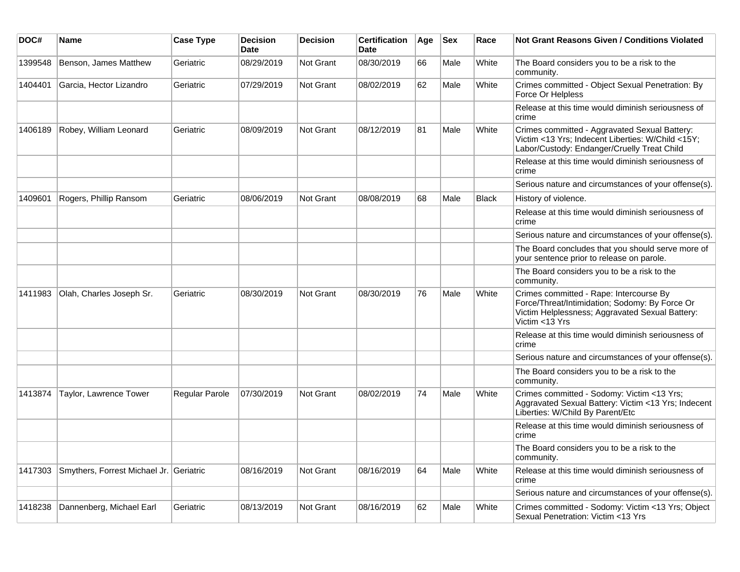| DOC# | Name | Case Type | Decision Date | Decision | Certification Date | Age | Sex | Race | Not Grant Reasons Given / Conditions Violated |
|---|---|---|---|---|---|---|---|---|---|
| 1399548 | Benson, James Matthew | Geriatric | 08/29/2019 | Not Grant | 08/30/2019 | 66 | Male | White | The Board considers you to be a risk to the community. |
| 1404401 | Garcia, Hector Lizandro | Geriatric | 07/29/2019 | Not Grant | 08/02/2019 | 62 | Male | White | Crimes committed - Object Sexual Penetration: By Force Or Helpless |
| | | | | | | | | | Release at this time would diminish seriousness of crime |
| 1406189 | Robey, William Leonard | Geriatric | 08/09/2019 | Not Grant | 08/12/2019 | 81 | Male | White | Crimes committed - Aggravated Sexual Battery: Victim <13 Yrs; Indecent Liberties: W/Child <15Y; Labor/Custody: Endanger/Cruelly Treat Child |
| | | | | | | | | | Release at this time would diminish seriousness of crime |
| | | | | | | | | | Serious nature and circumstances of your offense(s). |
| 1409601 | Rogers, Phillip Ransom | Geriatric | 08/06/2019 | Not Grant | 08/08/2019 | 68 | Male | Black | History of violence. |
| | | | | | | | | | Release at this time would diminish seriousness of crime |
| | | | | | | | | | Serious nature and circumstances of your offense(s). |
| | | | | | | | | | The Board concludes that you should serve more of your sentence prior to release on parole. |
| | | | | | | | | | The Board considers you to be a risk to the community. |
| 1411983 | Olah, Charles Joseph Sr. | Geriatric | 08/30/2019 | Not Grant | 08/30/2019 | 76 | Male | White | Crimes committed - Rape: Intercourse By Force/Threat/Intimidation; Sodomy: By Force Or Victim Helplessness; Aggravated Sexual Battery: Victim <13 Yrs |
| | | | | | | | | | Release at this time would diminish seriousness of crime |
| | | | | | | | | | Serious nature and circumstances of your offense(s). |
| | | | | | | | | | The Board considers you to be a risk to the community. |
| 1413874 | Taylor, Lawrence Tower | Regular Parole | 07/30/2019 | Not Grant | 08/02/2019 | 74 | Male | White | Crimes committed - Sodomy: Victim <13 Yrs; Aggravated Sexual Battery: Victim <13 Yrs; Indecent Liberties: W/Child By Parent/Etc |
| | | | | | | | | | Release at this time would diminish seriousness of crime |
| | | | | | | | | | The Board considers you to be a risk to the community. |
| 1417303 | Smythers, Forrest Michael Jr. | Geriatric | 08/16/2019 | Not Grant | 08/16/2019 | 64 | Male | White | Release at this time would diminish seriousness of crime |
| | | | | | | | | | Serious nature and circumstances of your offense(s). |
| 1418238 | Dannenberg, Michael Earl | Geriatric | 08/13/2019 | Not Grant | 08/16/2019 | 62 | Male | White | Crimes committed - Sodomy: Victim <13 Yrs; Object Sexual Penetration: Victim <13 Yrs |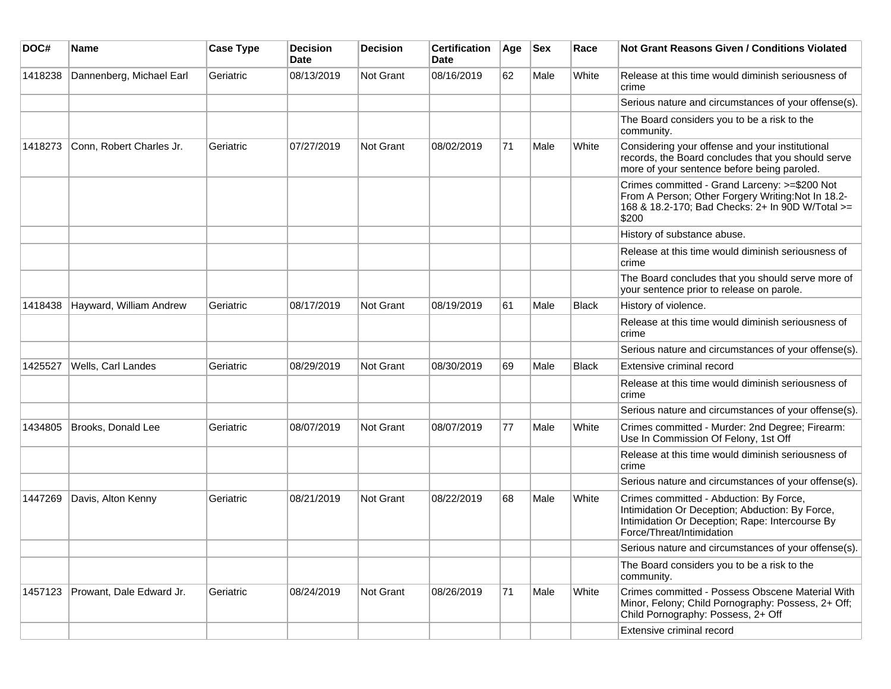| DOC# | Name | Case Type | Decision Date | Decision | Certification Date | Age | Sex | Race | Not Grant Reasons Given / Conditions Violated |
|---|---|---|---|---|---|---|---|---|---|
| 1418238 | Dannenberg, Michael Earl | Geriatric | 08/13/2019 | Not Grant | 08/16/2019 | 62 | Male | White | Release at this time would diminish seriousness of crime |
| | | | | | | | | | Serious nature and circumstances of your offense(s). |
| | | | | | | | | | The Board considers you to be a risk to the community. |
| 1418273 | Conn, Robert Charles Jr. | Geriatric | 07/27/2019 | Not Grant | 08/02/2019 | 71 | Male | White | Considering your offense and your institutional records, the Board concludes that you should serve more of your sentence before being paroled. |
| | | | | | | | | | Crimes committed - Grand Larceny: >=$200 Not From A Person; Other Forgery Writing:Not In 18.2-168 & 18.2-170; Bad Checks: 2+ In 90D W/Total >= $200 |
| | | | | | | | | | History of substance abuse. |
| | | | | | | | | | Release at this time would diminish seriousness of crime |
| | | | | | | | | | The Board concludes that you should serve more of your sentence prior to release on parole. |
| 1418438 | Hayward, William Andrew | Geriatric | 08/17/2019 | Not Grant | 08/19/2019 | 61 | Male | Black | History of violence. |
| | | | | | | | | | Release at this time would diminish seriousness of crime |
| | | | | | | | | | Serious nature and circumstances of your offense(s). |
| 1425527 | Wells, Carl Landes | Geriatric | 08/29/2019 | Not Grant | 08/30/2019 | 69 | Male | Black | Extensive criminal record |
| | | | | | | | | | Release at this time would diminish seriousness of crime |
| | | | | | | | | | Serious nature and circumstances of your offense(s). |
| 1434805 | Brooks, Donald Lee | Geriatric | 08/07/2019 | Not Grant | 08/07/2019 | 77 | Male | White | Crimes committed - Murder: 2nd Degree; Firearm: Use In Commission Of Felony, 1st Off |
| | | | | | | | | | Release at this time would diminish seriousness of crime |
| | | | | | | | | | Serious nature and circumstances of your offense(s). |
| 1447269 | Davis, Alton Kenny | Geriatric | 08/21/2019 | Not Grant | 08/22/2019 | 68 | Male | White | Crimes committed - Abduction: By Force, Intimidation Or Deception; Abduction: By Force, Intimidation Or Deception; Rape: Intercourse By Force/Threat/Intimidation |
| | | | | | | | | | Serious nature and circumstances of your offense(s). |
| | | | | | | | | | The Board considers you to be a risk to the community. |
| 1457123 | Prowant, Dale Edward Jr. | Geriatric | 08/24/2019 | Not Grant | 08/26/2019 | 71 | Male | White | Crimes committed - Possess Obscene Material With Minor, Felony; Child Pornography: Possess, 2+ Off; Child Pornography: Possess, 2+ Off |
| | | | | | | | | | Extensive criminal record |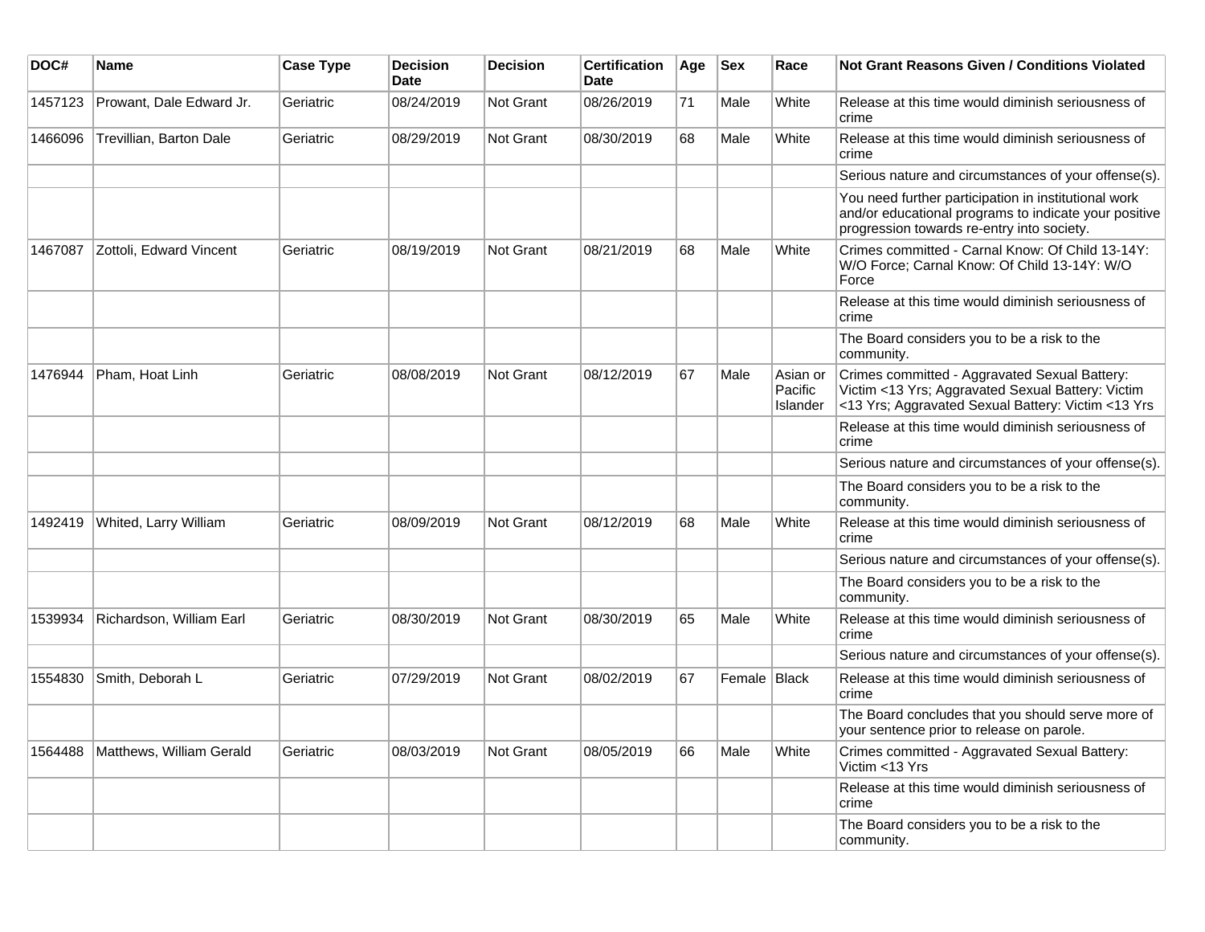| DOC# | Name | Case Type | Decision Date | Decision | Certification Date | Age | Sex | Race | Not Grant Reasons Given / Conditions Violated |
|---|---|---|---|---|---|---|---|---|---|
| 1457123 | Prowant, Dale Edward Jr. | Geriatric | 08/24/2019 | Not Grant | 08/26/2019 | 71 | Male | White | Release at this time would diminish seriousness of crime |
| 1466096 | Trevillian, Barton Dale | Geriatric | 08/29/2019 | Not Grant | 08/30/2019 | 68 | Male | White | Release at this time would diminish seriousness of crime |
| | | | | | | | | | Serious nature and circumstances of your offense(s). |
| | | | | | | | | | You need further participation in institutional work and/or educational programs to indicate your positive progression towards re-entry into society. |
| 1467087 | Zottoli, Edward Vincent | Geriatric | 08/19/2019 | Not Grant | 08/21/2019 | 68 | Male | White | Crimes committed - Carnal Know: Of Child 13-14Y: W/O Force; Carnal Know: Of Child 13-14Y: W/O Force |
| | | | | | | | | | Release at this time would diminish seriousness of crime |
| | | | | | | | | | The Board considers you to be a risk to the community. |
| 1476944 | Pham, Hoat Linh | Geriatric | 08/08/2019 | Not Grant | 08/12/2019 | 67 | Male | Asian or Pacific Islander | Crimes committed - Aggravated Sexual Battery: Victim <13 Yrs; Aggravated Sexual Battery: Victim <13 Yrs; Aggravated Sexual Battery: Victim <13 Yrs |
| | | | | | | | | | Release at this time would diminish seriousness of crime |
| | | | | | | | | | Serious nature and circumstances of your offense(s). |
| | | | | | | | | | The Board considers you to be a risk to the community. |
| 1492419 | Whited, Larry William | Geriatric | 08/09/2019 | Not Grant | 08/12/2019 | 68 | Male | White | Release at this time would diminish seriousness of crime |
| | | | | | | | | | Serious nature and circumstances of your offense(s). |
| | | | | | | | | | The Board considers you to be a risk to the community. |
| 1539934 | Richardson, William Earl | Geriatric | 08/30/2019 | Not Grant | 08/30/2019 | 65 | Male | White | Release at this time would diminish seriousness of crime |
| | | | | | | | | | Serious nature and circumstances of your offense(s). |
| 1554830 | Smith, Deborah L | Geriatric | 07/29/2019 | Not Grant | 08/02/2019 | 67 | Female | Black | Release at this time would diminish seriousness of crime |
| | | | | | | | | | The Board concludes that you should serve more of your sentence prior to release on parole. |
| 1564488 | Matthews, William Gerald | Geriatric | 08/03/2019 | Not Grant | 08/05/2019 | 66 | Male | White | Crimes committed - Aggravated Sexual Battery: Victim <13 Yrs |
| | | | | | | | | | Release at this time would diminish seriousness of crime |
| | | | | | | | | | The Board considers you to be a risk to the community. |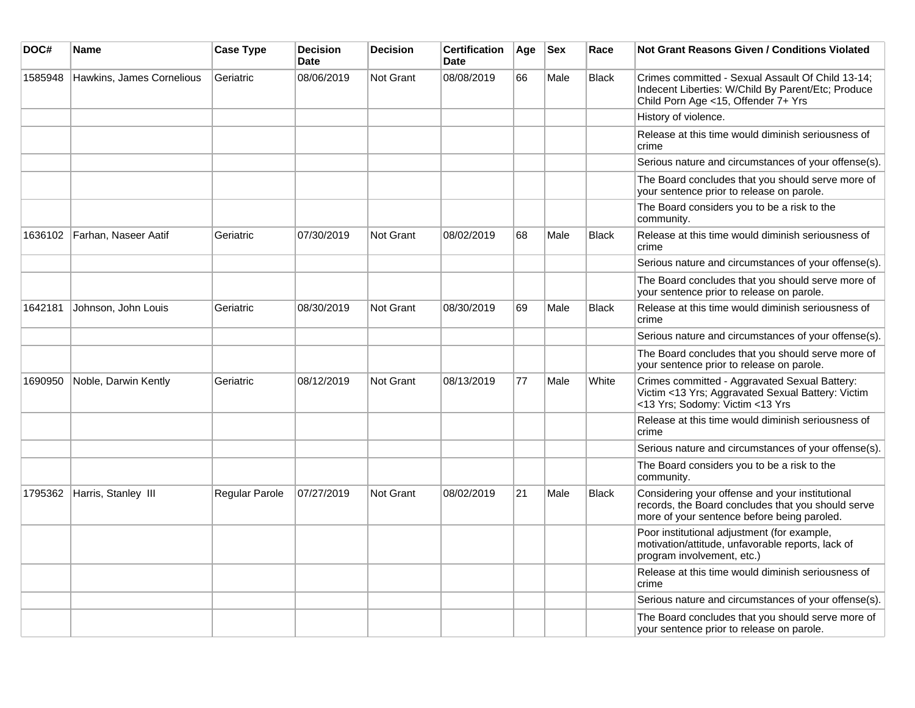| DOC# | Name | Case Type | Decision Date | Decision | Certification Date | Age | Sex | Race | Not Grant Reasons Given / Conditions Violated |
|---|---|---|---|---|---|---|---|---|---|
| 1585948 | Hawkins, James Cornelious | Geriatric | 08/06/2019 | Not Grant | 08/08/2019 | 66 | Male | Black | Crimes committed - Sexual Assault Of Child 13-14; Indecent Liberties: W/Child By Parent/Etc; Produce Child Porn Age <15, Offender 7+ Yrs |
| | | | | | | | | | History of violence. |
| | | | | | | | | | Release at this time would diminish seriousness of crime |
| | | | | | | | | | Serious nature and circumstances of your offense(s). |
| | | | | | | | | | The Board concludes that you should serve more of your sentence prior to release on parole. |
| | | | | | | | | | The Board considers you to be a risk to the community. |
| 1636102 | Farhan, Naseer Aatif | Geriatric | 07/30/2019 | Not Grant | 08/02/2019 | 68 | Male | Black | Release at this time would diminish seriousness of crime |
| | | | | | | | | | Serious nature and circumstances of your offense(s). |
| | | | | | | | | | The Board concludes that you should serve more of your sentence prior to release on parole. |
| 1642181 | Johnson, John Louis | Geriatric | 08/30/2019 | Not Grant | 08/30/2019 | 69 | Male | Black | Release at this time would diminish seriousness of crime |
| | | | | | | | | | Serious nature and circumstances of your offense(s). |
| | | | | | | | | | The Board concludes that you should serve more of your sentence prior to release on parole. |
| 1690950 | Noble, Darwin Kently | Geriatric | 08/12/2019 | Not Grant | 08/13/2019 | 77 | Male | White | Crimes committed - Aggravated Sexual Battery: Victim <13 Yrs; Aggravated Sexual Battery: Victim <13 Yrs; Sodomy: Victim <13 Yrs |
| | | | | | | | | | Release at this time would diminish seriousness of crime |
| | | | | | | | | | Serious nature and circumstances of your offense(s). |
| | | | | | | | | | The Board considers you to be a risk to the community. |
| 1795362 | Harris, Stanley III | Regular Parole | 07/27/2019 | Not Grant | 08/02/2019 | 21 | Male | Black | Considering your offense and your institutional records, the Board concludes that you should serve more of your sentence before being paroled. |
| | | | | | | | | | Poor institutional adjustment (for example, motivation/attitude, unfavorable reports, lack of program involvement, etc.) |
| | | | | | | | | | Release at this time would diminish seriousness of crime |
| | | | | | | | | | Serious nature and circumstances of your offense(s). |
| | | | | | | | | | The Board concludes that you should serve more of your sentence prior to release on parole. |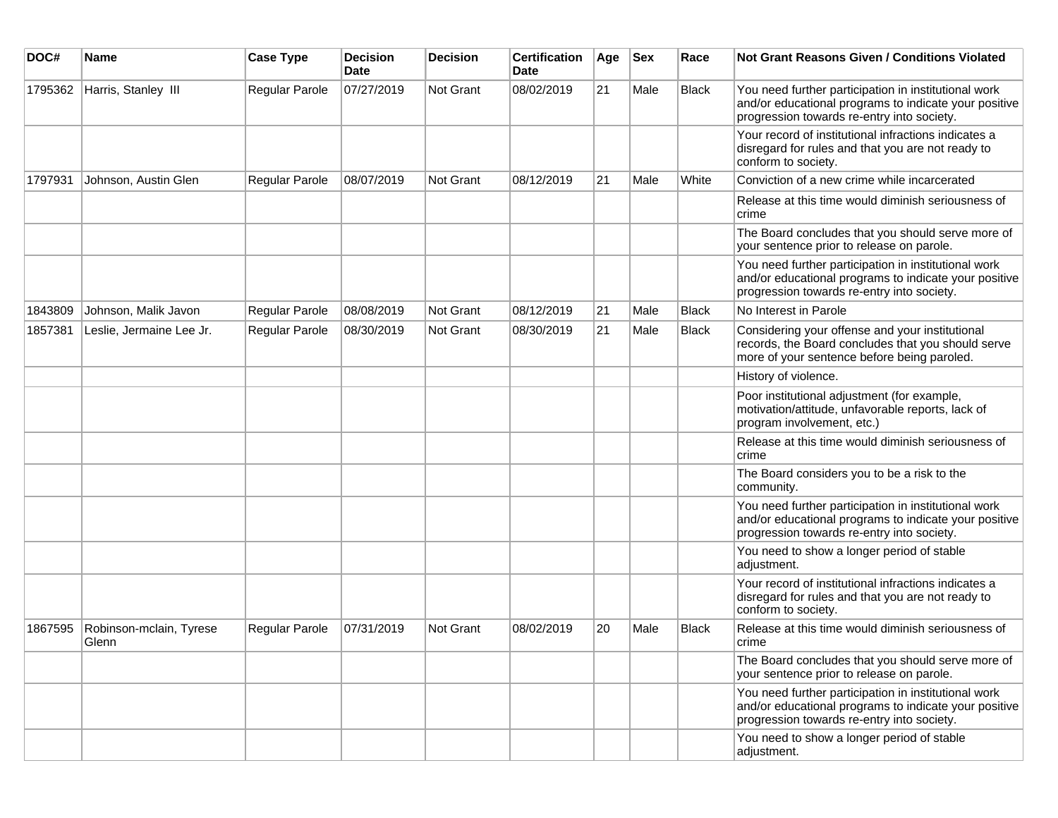| DOC# | Name | Case Type | Decision Date | Decision | Certification Date | Age | Sex | Race | Not Grant Reasons Given / Conditions Violated |
|---|---|---|---|---|---|---|---|---|---|
| 1795362 | Harris, Stanley III | Regular Parole | 07/27/2019 | Not Grant | 08/02/2019 | 21 | Male | Black | You need further participation in institutional work and/or educational programs to indicate your positive progression towards re-entry into society. |
| | | | | | | | | | Your record of institutional infractions indicates a disregard for rules and that you are not ready to conform to society. |
| 1797931 | Johnson, Austin Glen | Regular Parole | 08/07/2019 | Not Grant | 08/12/2019 | 21 | Male | White | Conviction of a new crime while incarcerated |
| | | | | | | | | | Release at this time would diminish seriousness of crime |
| | | | | | | | | | The Board concludes that you should serve more of your sentence prior to release on parole. |
| | | | | | | | | | You need further participation in institutional work and/or educational programs to indicate your positive progression towards re-entry into society. |
| 1843809 | Johnson, Malik Javon | Regular Parole | 08/08/2019 | Not Grant | 08/12/2019 | 21 | Male | Black | No Interest in Parole |
| 1857381 | Leslie, Jermaine Lee Jr. | Regular Parole | 08/30/2019 | Not Grant | 08/30/2019 | 21 | Male | Black | Considering your offense and your institutional records, the Board concludes that you should serve more of your sentence before being paroled. |
| | | | | | | | | | History of violence. |
| | | | | | | | | | Poor institutional adjustment (for example, motivation/attitude, unfavorable reports, lack of program involvement, etc.) |
| | | | | | | | | | Release at this time would diminish seriousness of crime |
| | | | | | | | | | The Board considers you to be a risk to the community. |
| | | | | | | | | | You need further participation in institutional work and/or educational programs to indicate your positive progression towards re-entry into society. |
| | | | | | | | | | You need to show a longer period of stable adjustment. |
| | | | | | | | | | Your record of institutional infractions indicates a disregard for rules and that you are not ready to conform to society. |
| 1867595 | Robinson-mclain, Tyrese Glenn | Regular Parole | 07/31/2019 | Not Grant | 08/02/2019 | 20 | Male | Black | Release at this time would diminish seriousness of crime |
| | | | | | | | | | The Board concludes that you should serve more of your sentence prior to release on parole. |
| | | | | | | | | | You need further participation in institutional work and/or educational programs to indicate your positive progression towards re-entry into society. |
| | | | | | | | | | You need to show a longer period of stable adjustment. |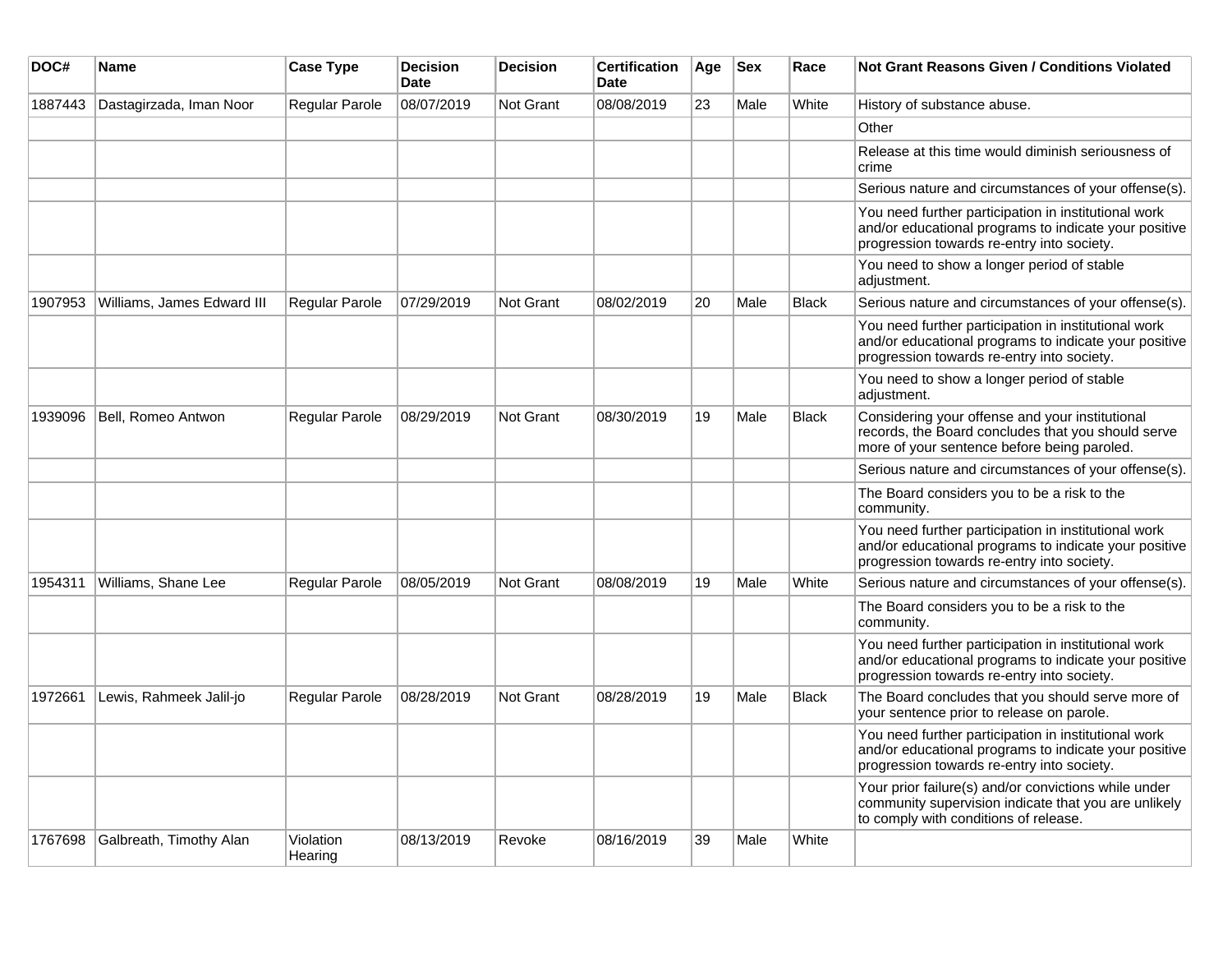| DOC# | Name | Case Type | Decision Date | Decision | Certification Date | Age | Sex | Race | Not Grant Reasons Given / Conditions Violated |
|---|---|---|---|---|---|---|---|---|---|
| 1887443 | Dastagirzada, Iman Noor | Regular Parole | 08/07/2019 | Not Grant | 08/08/2019 | 23 | Male | White | History of substance abuse. |
| | | | | | | | | | Other |
| | | | | | | | | | Release at this time would diminish seriousness of crime |
| | | | | | | | | | Serious nature and circumstances of your offense(s). |
| | | | | | | | | | You need further participation in institutional work and/or educational programs to indicate your positive progression towards re-entry into society. |
| | | | | | | | | | You need to show a longer period of stable adjustment. |
| 1907953 | Williams, James Edward III | Regular Parole | 07/29/2019 | Not Grant | 08/02/2019 | 20 | Male | Black | Serious nature and circumstances of your offense(s). |
| | | | | | | | | | You need further participation in institutional work and/or educational programs to indicate your positive progression towards re-entry into society. |
| | | | | | | | | | You need to show a longer period of stable adjustment. |
| 1939096 | Bell, Romeo Antwon | Regular Parole | 08/29/2019 | Not Grant | 08/30/2019 | 19 | Male | Black | Considering your offense and your institutional records, the Board concludes that you should serve more of your sentence before being paroled. |
| | | | | | | | | | Serious nature and circumstances of your offense(s). |
| | | | | | | | | | The Board considers you to be a risk to the community. |
| | | | | | | | | | You need further participation in institutional work and/or educational programs to indicate your positive progression towards re-entry into society. |
| 1954311 | Williams, Shane Lee | Regular Parole | 08/05/2019 | Not Grant | 08/08/2019 | 19 | Male | White | Serious nature and circumstances of your offense(s). |
| | | | | | | | | | The Board considers you to be a risk to the community. |
| | | | | | | | | | You need further participation in institutional work and/or educational programs to indicate your positive progression towards re-entry into society. |
| 1972661 | Lewis, Rahmeek Jalil-jo | Regular Parole | 08/28/2019 | Not Grant | 08/28/2019 | 19 | Male | Black | The Board concludes that you should serve more of your sentence prior to release on parole. |
| | | | | | | | | | You need further participation in institutional work and/or educational programs to indicate your positive progression towards re-entry into society. |
| | | | | | | | | | Your prior failure(s) and/or convictions while under community supervision indicate that you are unlikely to comply with conditions of release. |
| 1767698 | Galbreath, Timothy Alan | Violation Hearing | 08/13/2019 | Revoke | 08/16/2019 | 39 | Male | White | |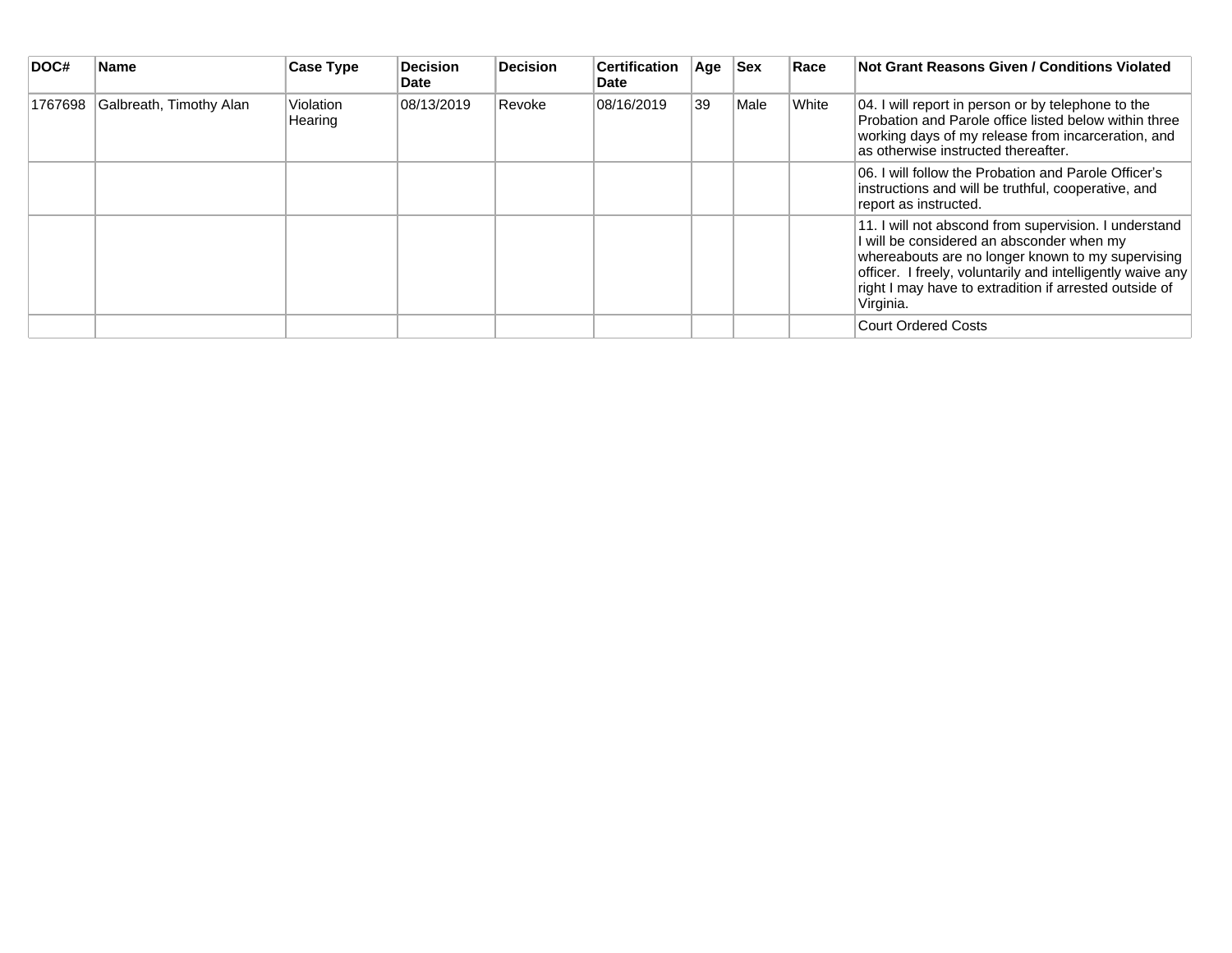| DOC# | Name | Case Type | Decision Date | Decision | Certification Date | Age | Sex | Race | Not Grant Reasons Given / Conditions Violated |
|---|---|---|---|---|---|---|---|---|---|
| 1767698 | Galbreath, Timothy Alan | Violation Hearing | 08/13/2019 | Revoke | 08/16/2019 | 39 | Male | White | 04. I will report in person or by telephone to the Probation and Parole office listed below within three working days of my release from incarceration, and as otherwise instructed thereafter. |
| | | | | | | | | | 06. I will follow the Probation and Parole Officer's instructions and will be truthful, cooperative, and report as instructed. |
| | | | | | | | | | 11. I will not abscond from supervision. I understand I will be considered an absconder when my whereabouts are no longer known to my supervising officer. I freely, voluntarily and intelligently waive any right I may have to extradition if arrested outside of Virginia. |
| | | | | | | | | | Court Ordered Costs |